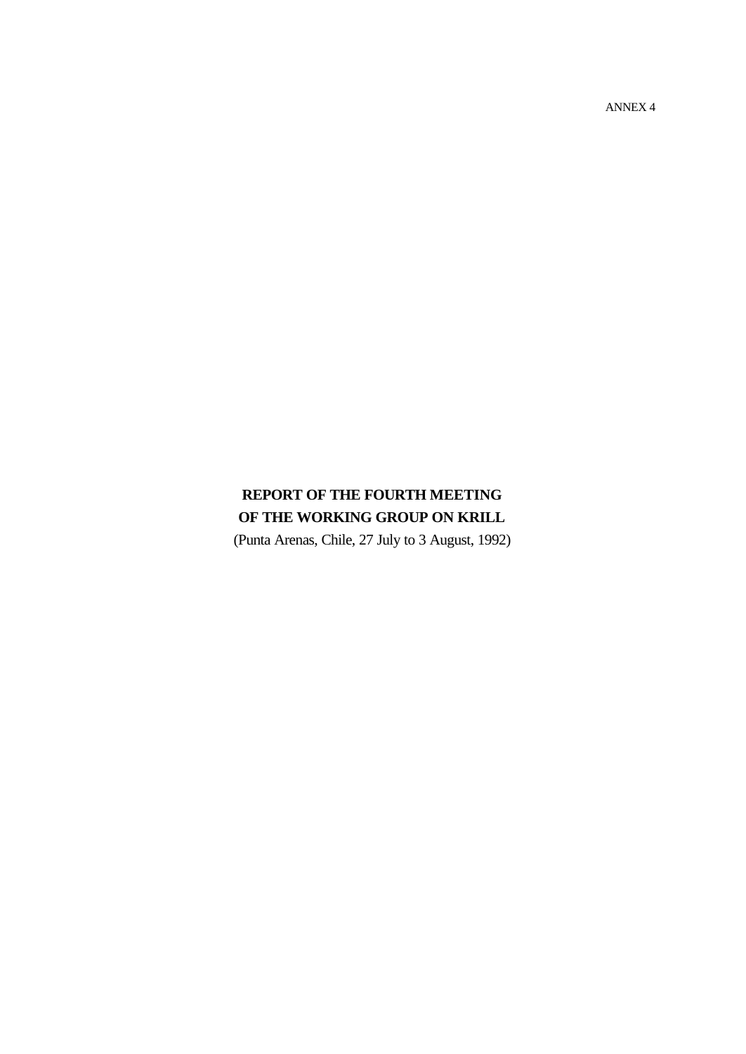ANNEX 4

# REPORT OF THE FOURTH MEETING OF THE WORKING GROUP ON KRILL

(Punta Arenas, Chile, 27 July to 3 August, 1992)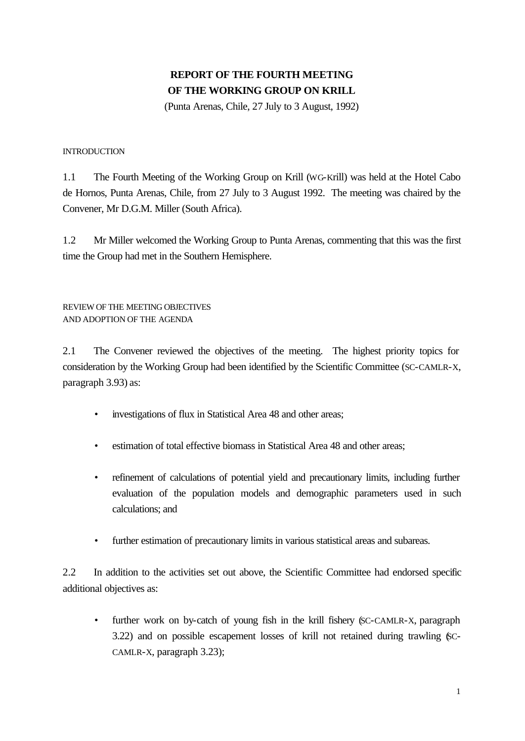**REPORT OF THE FOURTH MEETING**
**OF THE WORKING GROUP ON KRILL**
(Punta Arenas, Chile, 27 July to 3 August, 1992)

## INTRODUCTION

1.1 The Fourth Meeting of the Working Group on Krill (WG-Krill) was held at the Hotel Cabo de Hornos, Punta Arenas, Chile, from 27 July to 3 August 1992. The meeting was chaired by the Convener, Mr D.G.M. Miller (South Africa).

1.2 Mr Miller welcomed the Working Group to Punta Arenas, commenting that this was the first time the Group had met in the Southern Hemisphere.

## REVIEW OF THE MEETING OBJECTIVES AND ADOPTION OF THE AGENDA

2.1 The Convener reviewed the objectives of the meeting. The highest priority topics for consideration by the Working Group had been identified by the Scientific Committee (SC-CAMLR-X, paragraph 3.93) as:

- investigations of flux in Statistical Area 48 and other areas;
- estimation of total effective biomass in Statistical Area 48 and other areas;
- refinement of calculations of potential yield and precautionary limits, including further evaluation of the population models and demographic parameters used in such calculations; and
- further estimation of precautionary limits in various statistical areas and subareas.

2.2 In addition to the activities set out above, the Scientific Committee had endorsed specific additional objectives as:

- further work on by-catch of young fish in the krill fishery (SC-CAMLR-X, paragraph 3.22) and on possible escapement losses of krill not retained during trawling (SC-CAMLR-X, paragraph 3.23);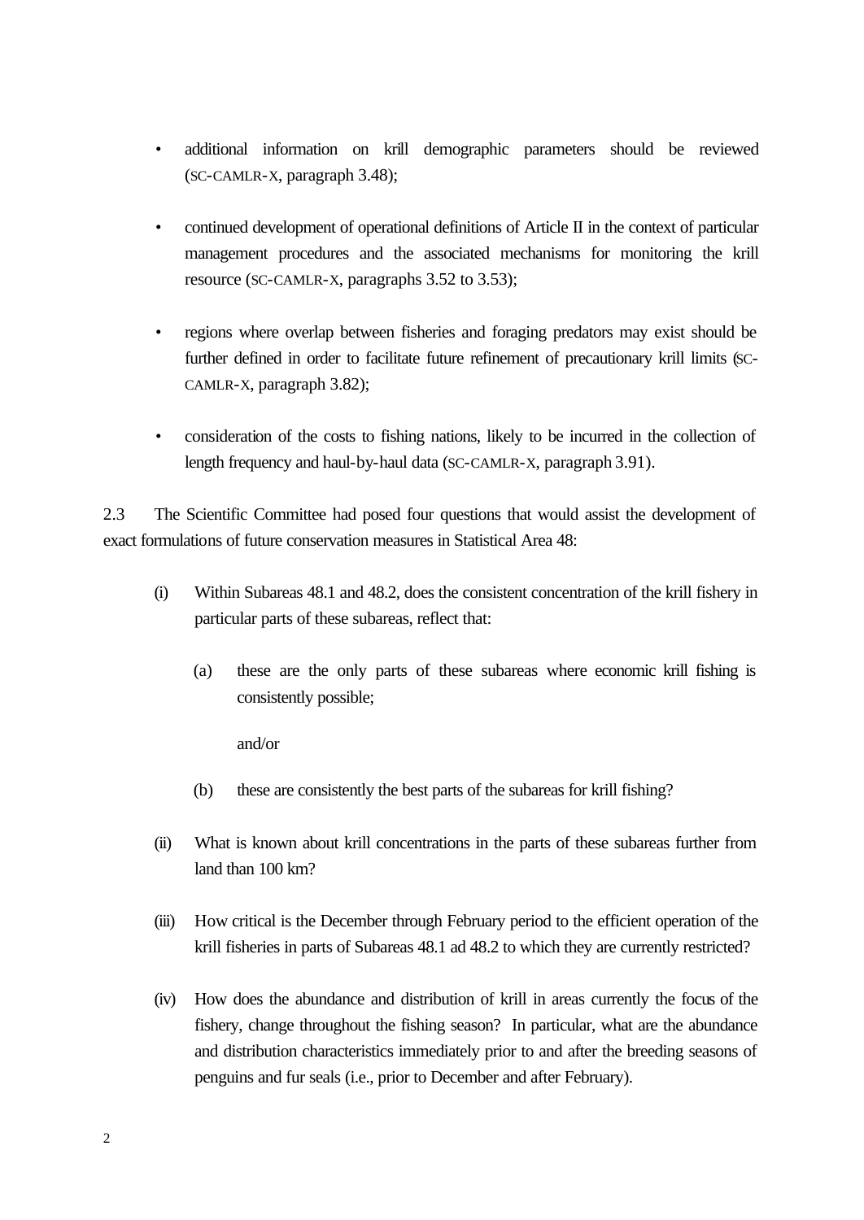- additional information on krill demographic parameters should be reviewed (SC-CAMLR-X, paragraph 3.48);

- continued development of operational definitions of Article II in the context of particular management procedures and the associated mechanisms for monitoring the krill resource (SC-CAMLR-X, paragraphs 3.52 to 3.53);

- regions where overlap between fisheries and foraging predators may exist should be further defined in order to facilitate future refinement of precautionary krill limits (SC-CAMLR-X, paragraph 3.82);

- consideration of the costs to fishing nations, likely to be incurred in the collection of length frequency and haul-by-haul data (SC-CAMLR-X, paragraph 3.91).

2.3 The Scientific Committee had posed four questions that would assist the development of exact formulations of future conservation measures in Statistical Area 48:

(i) Within Subareas 48.1 and 48.2, does the consistent concentration of the krill fishery in particular parts of these subareas, reflect that:

(a) these are the only parts of these subareas where economic krill fishing is consistently possible;

and/or

(b) these are consistently the best parts of the subareas for krill fishing?

(ii) What is known about krill concentrations in the parts of these subareas further from land than 100 km?

(iii) How critical is the December through February period to the efficient operation of the krill fisheries in parts of Subareas 48.1 ad 48.2 to which they are currently restricted?

(iv) How does the abundance and distribution of krill in areas currently the focus of the fishery, change throughout the fishing season? In particular, what are the abundance and distribution characteristics immediately prior to and after the breeding seasons of penguins and fur seals (i.e., prior to December and after February).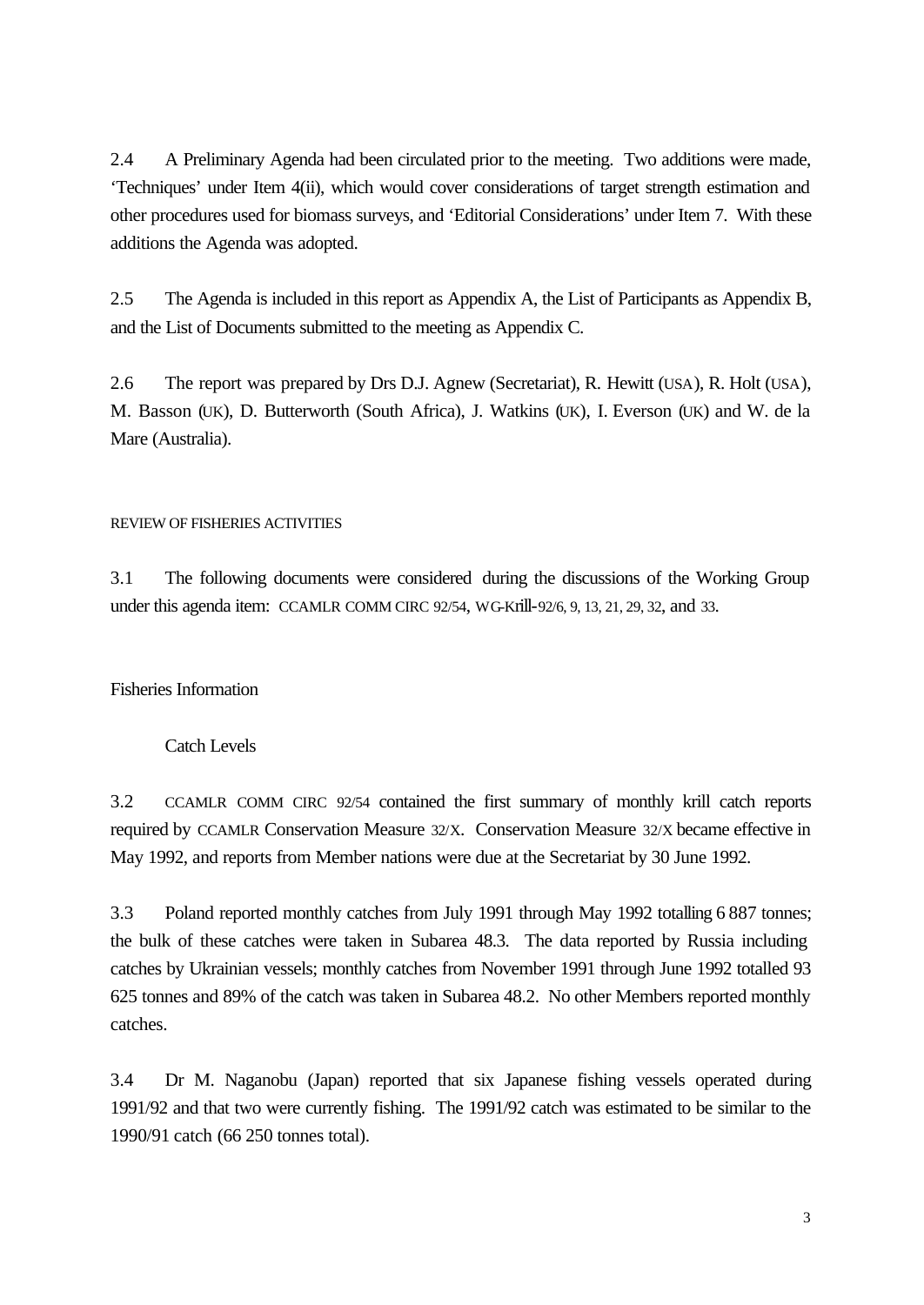2.4 A Preliminary Agenda had been circulated prior to the meeting. Two additions were made, 'Techniques' under Item 4(ii), which would cover considerations of target strength estimation and other procedures used for biomass surveys, and 'Editorial Considerations' under Item 7. With these additions the Agenda was adopted.

2.5 The Agenda is included in this report as Appendix A, the List of Participants as Appendix B, and the List of Documents submitted to the meeting as Appendix C.

2.6 The report was prepared by Drs D.J. Agnew (Secretariat), R. Hewitt (USA), R. Holt (USA), M. Basson (UK), D. Butterworth (South Africa), J. Watkins (UK), I. Everson (UK) and W. de la Mare (Australia).

## REVIEW OF FISHERIES ACTIVITIES

3.1 The following documents were considered during the discussions of the Working Group under this agenda item: CCAMLR COMM CIRC 92/54, WG-Krill-92/6, 9, 13, 21, 29, 32, and 33.

### Fisheries Information

#### Catch Levels

3.2 CCAMLR COMM CIRC 92/54 contained the first summary of monthly krill catch reports required by CCAMLR Conservation Measure 32/X. Conservation Measure 32/X became effective in May 1992, and reports from Member nations were due at the Secretariat by 30 June 1992.

3.3 Poland reported monthly catches from July 1991 through May 1992 totalling 6 887 tonnes; the bulk of these catches were taken in Subarea 48.3. The data reported by Russia including catches by Ukrainian vessels; monthly catches from November 1991 through June 1992 totalled 93 625 tonnes and 89% of the catch was taken in Subarea 48.2. No other Members reported monthly catches.

3.4 Dr M. Naganobu (Japan) reported that six Japanese fishing vessels operated during 1991/92 and that two were currently fishing. The 1991/92 catch was estimated to be similar to the 1990/91 catch (66 250 tonnes total).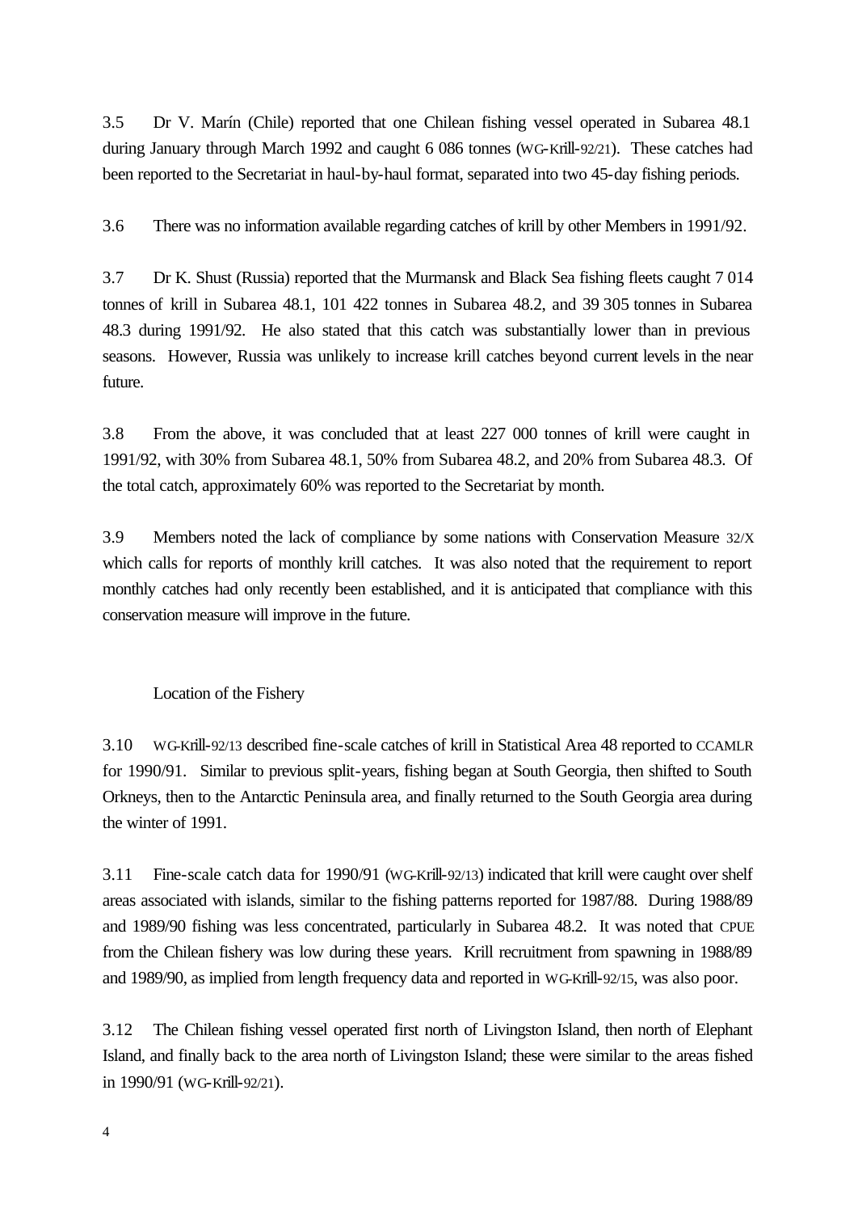3.5 Dr V. Marín (Chile) reported that one Chilean fishing vessel operated in Subarea 48.1 during January through March 1992 and caught 6 086 tonnes (WG-Krill-92/21). These catches had been reported to the Secretariat in haul-by-haul format, separated into two 45-day fishing periods.

3.6 There was no information available regarding catches of krill by other Members in 1991/92.

3.7 Dr K. Shust (Russia) reported that the Murmansk and Black Sea fishing fleets caught 7 014 tonnes of krill in Subarea 48.1, 101 422 tonnes in Subarea 48.2, and 39 305 tonnes in Subarea 48.3 during 1991/92. He also stated that this catch was substantially lower than in previous seasons. However, Russia was unlikely to increase krill catches beyond current levels in the near future.

3.8 From the above, it was concluded that at least 227 000 tonnes of krill were caught in 1991/92, with 30% from Subarea 48.1, 50% from Subarea 48.2, and 20% from Subarea 48.3. Of the total catch, approximately 60% was reported to the Secretariat by month.

3.9 Members noted the lack of compliance by some nations with Conservation Measure 32/X which calls for reports of monthly krill catches. It was also noted that the requirement to report monthly catches had only recently been established, and it is anticipated that compliance with this conservation measure will improve in the future.

### Location of the Fishery

3.10 WG-Krill-92/13 described fine-scale catches of krill in Statistical Area 48 reported to CCAMLR for 1990/91. Similar to previous split-years, fishing began at South Georgia, then shifted to South Orkneys, then to the Antarctic Peninsula area, and finally returned to the South Georgia area during the winter of 1991.

3.11 Fine-scale catch data for 1990/91 (WG-Krill-92/13) indicated that krill were caught over shelf areas associated with islands, similar to the fishing patterns reported for 1987/88. During 1988/89 and 1989/90 fishing was less concentrated, particularly in Subarea 48.2. It was noted that CPUE from the Chilean fishery was low during these years. Krill recruitment from spawning in 1988/89 and 1989/90, as implied from length frequency data and reported in WG-Krill-92/15, was also poor.

3.12 The Chilean fishing vessel operated first north of Livingston Island, then north of Elephant Island, and finally back to the area north of Livingston Island; these were similar to the areas fished in 1990/91 (WG-Krill-92/21).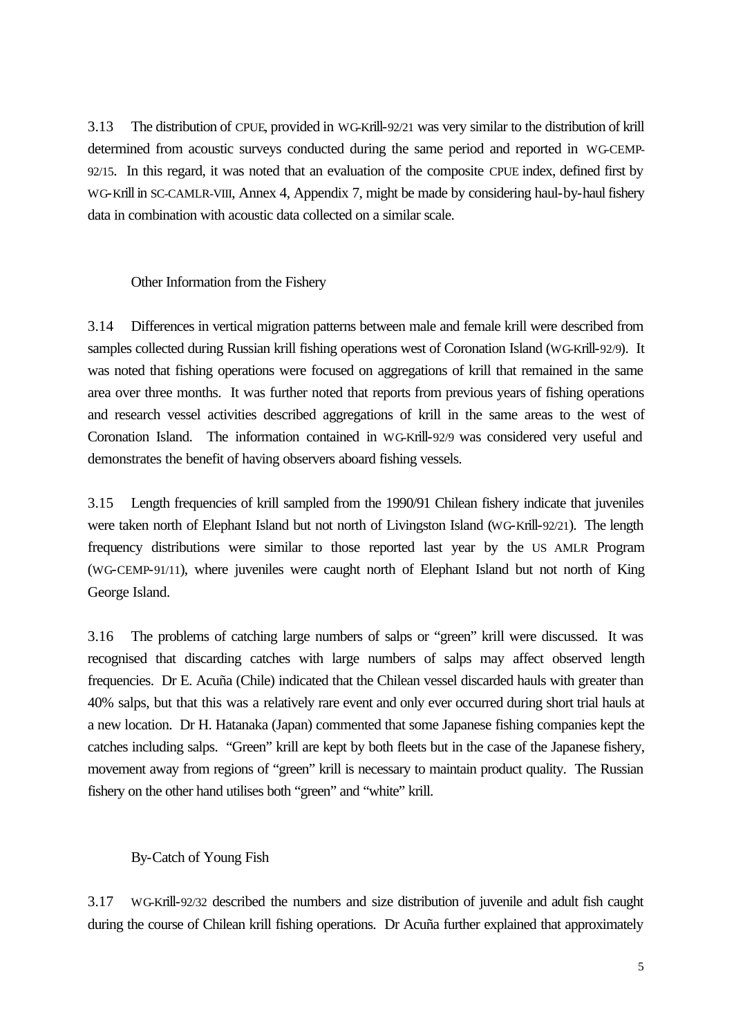3.13 The distribution of CPUE, provided in WG-Krill-92/21 was very similar to the distribution of krill determined from acoustic surveys conducted during the same period and reported in WG-CEMP-92/15. In this regard, it was noted that an evaluation of the composite CPUE index, defined first by WG-Krill in SC-CAMLR-VIII, Annex 4, Appendix 7, might be made by considering haul-by-haul fishery data in combination with acoustic data collected on a similar scale.

### Other Information from the Fishery

3.14 Differences in vertical migration patterns between male and female krill were described from samples collected during Russian krill fishing operations west of Coronation Island (WG-Krill-92/9). It was noted that fishing operations were focused on aggregations of krill that remained in the same area over three months. It was further noted that reports from previous years of fishing operations and research vessel activities described aggregations of krill in the same areas to the west of Coronation Island. The information contained in WG-Krill-92/9 was considered very useful and demonstrates the benefit of having observers aboard fishing vessels.

3.15 Length frequencies of krill sampled from the 1990/91 Chilean fishery indicate that juveniles were taken north of Elephant Island but not north of Livingston Island (WG-Krill-92/21). The length frequency distributions were similar to those reported last year by the US AMLR Program (WG-CEMP-91/11), where juveniles were caught north of Elephant Island but not north of King George Island.

3.16 The problems of catching large numbers of salps or "green" krill were discussed. It was recognised that discarding catches with large numbers of salps may affect observed length frequencies. Dr E. Acuña (Chile) indicated that the Chilean vessel discarded hauls with greater than 40% salps, but that this was a relatively rare event and only ever occurred during short trial hauls at a new location. Dr H. Hatanaka (Japan) commented that some Japanese fishing companies kept the catches including salps. "Green" krill are kept by both fleets but in the case of the Japanese fishery, movement away from regions of "green" krill is necessary to maintain product quality. The Russian fishery on the other hand utilises both "green" and "white" krill.

### By-Catch of Young Fish

3.17 WG-Krill-92/32 described the numbers and size distribution of juvenile and adult fish caught during the course of Chilean krill fishing operations. Dr Acuña further explained that approximately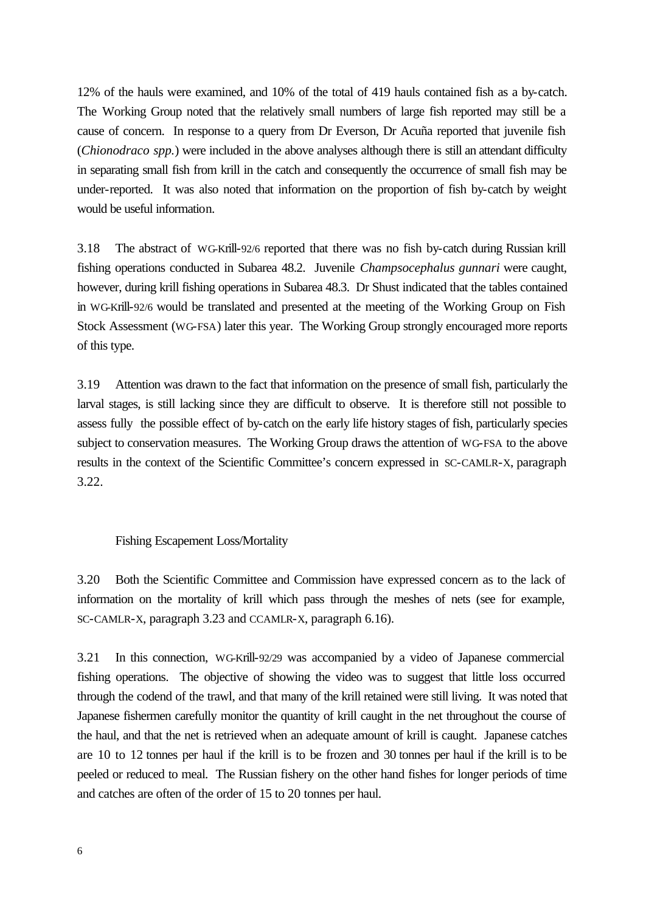12% of the hauls were examined, and 10% of the total of 419 hauls contained fish as a by-catch. The Working Group noted that the relatively small numbers of large fish reported may still be a cause of concern. In response to a query from Dr Everson, Dr Acuña reported that juvenile fish (*Chionodraco spp.*) were included in the above analyses although there is still an attendant difficulty in separating small fish from krill in the catch and consequently the occurrence of small fish may be under-reported. It was also noted that information on the proportion of fish by-catch by weight would be useful information.

3.18 The abstract of WG-Krill-92/6 reported that there was no fish by-catch during Russian krill fishing operations conducted in Subarea 48.2. Juvenile *Champsocephalus gunnari* were caught, however, during krill fishing operations in Subarea 48.3. Dr Shust indicated that the tables contained in WG-Krill-92/6 would be translated and presented at the meeting of the Working Group on Fish Stock Assessment (WG-FSA) later this year. The Working Group strongly encouraged more reports of this type.

3.19 Attention was drawn to the fact that information on the presence of small fish, particularly the larval stages, is still lacking since they are difficult to observe. It is therefore still not possible to assess fully the possible effect of by-catch on the early life history stages of fish, particularly species subject to conservation measures. The Working Group draws the attention of WG-FSA to the above results in the context of the Scientific Committee's concern expressed in SC-CAMLR-X, paragraph 3.22.

### Fishing Escapement Loss/Mortality

3.20 Both the Scientific Committee and Commission have expressed concern as to the lack of information on the mortality of krill which pass through the meshes of nets (see for example, SC-CAMLR-X, paragraph 3.23 and CCAMLR-X, paragraph 6.16).

3.21 In this connection, WG-Krill-92/29 was accompanied by a video of Japanese commercial fishing operations. The objective of showing the video was to suggest that little loss occurred through the codend of the trawl, and that many of the krill retained were still living. It was noted that Japanese fishermen carefully monitor the quantity of krill caught in the net throughout the course of the haul, and that the net is retrieved when an adequate amount of krill is caught. Japanese catches are 10 to 12 tonnes per haul if the krill is to be frozen and 30 tonnes per haul if the krill is to be peeled or reduced to meal. The Russian fishery on the other hand fishes for longer periods of time and catches are often of the order of 15 to 20 tonnes per haul.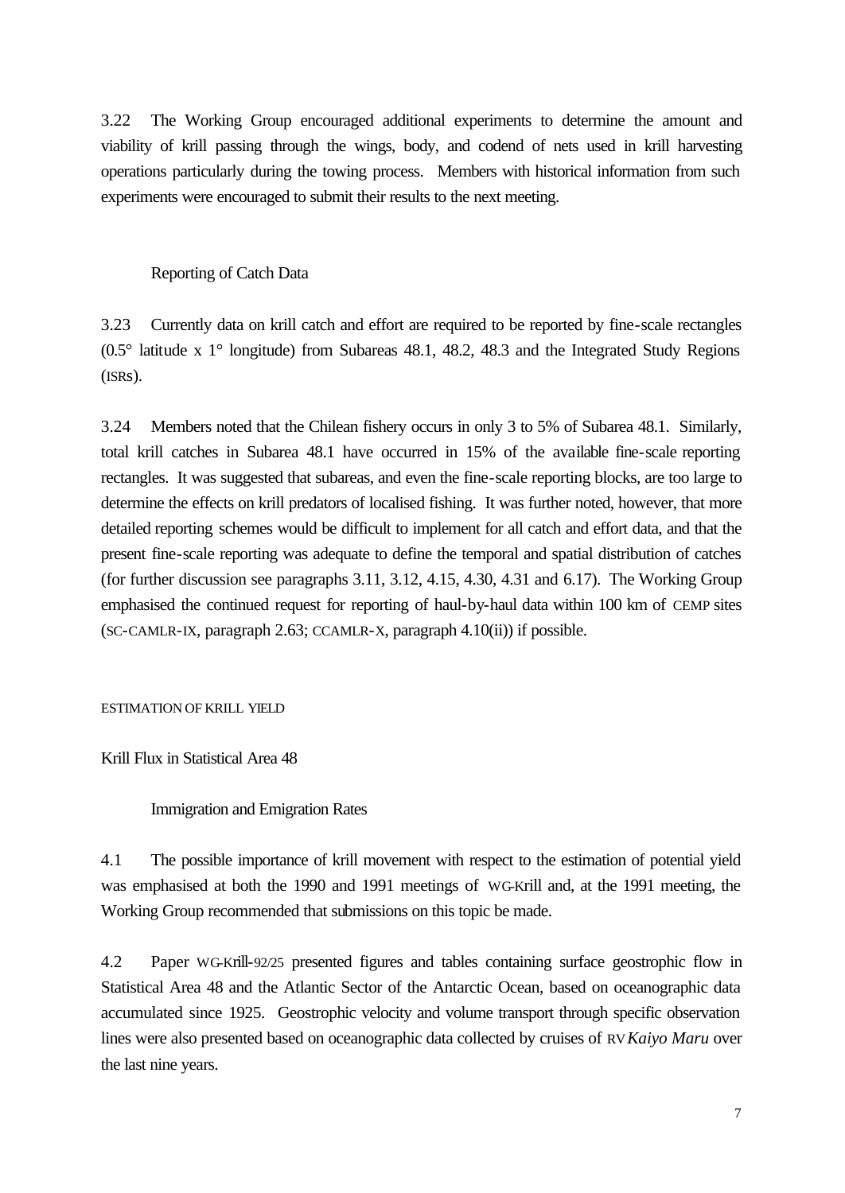3.22 The Working Group encouraged additional experiments to determine the amount and viability of krill passing through the wings, body, and codend of nets used in krill harvesting operations particularly during the towing process. Members with historical information from such experiments were encouraged to submit their results to the next meeting.

#### Reporting of Catch Data

3.23 Currently data on krill catch and effort are required to be reported by fine-scale rectangles (0.5° latitude x 1° longitude) from Subareas 48.1, 48.2, 48.3 and the Integrated Study Regions (ISRS).

3.24 Members noted that the Chilean fishery occurs in only 3 to 5% of Subarea 48.1. Similarly, total krill catches in Subarea 48.1 have occurred in 15% of the available fine-scale reporting rectangles. It was suggested that subareas, and even the fine-scale reporting blocks, are too large to determine the effects on krill predators of localised fishing. It was further noted, however, that more detailed reporting schemes would be difficult to implement for all catch and effort data, and that the present fine-scale reporting was adequate to define the temporal and spatial distribution of catches (for further discussion see paragraphs 3.11, 3.12, 4.15, 4.30, 4.31 and 6.17). The Working Group emphasised the continued request for reporting of haul-by-haul data within 100 km of CEMP sites (SC-CAMLR-IX, paragraph 2.63; CCAMLR-X, paragraph 4.10(ii)) if possible.

## ESTIMATION OF KRILL YIELD

### Krill Flux in Statistical Area 48

#### Immigration and Emigration Rates

4.1 The possible importance of krill movement with respect to the estimation of potential yield was emphasised at both the 1990 and 1991 meetings of WG-Krill and, at the 1991 meeting, the Working Group recommended that submissions on this topic be made.

4.2 Paper WG-Krill-92/25 presented figures and tables containing surface geostrophic flow in Statistical Area 48 and the Atlantic Sector of the Antarctic Ocean, based on oceanographic data accumulated since 1925. Geostrophic velocity and volume transport through specific observation lines were also presented based on oceanographic data collected by cruises of RV *Kaiyo Maru* over the last nine years.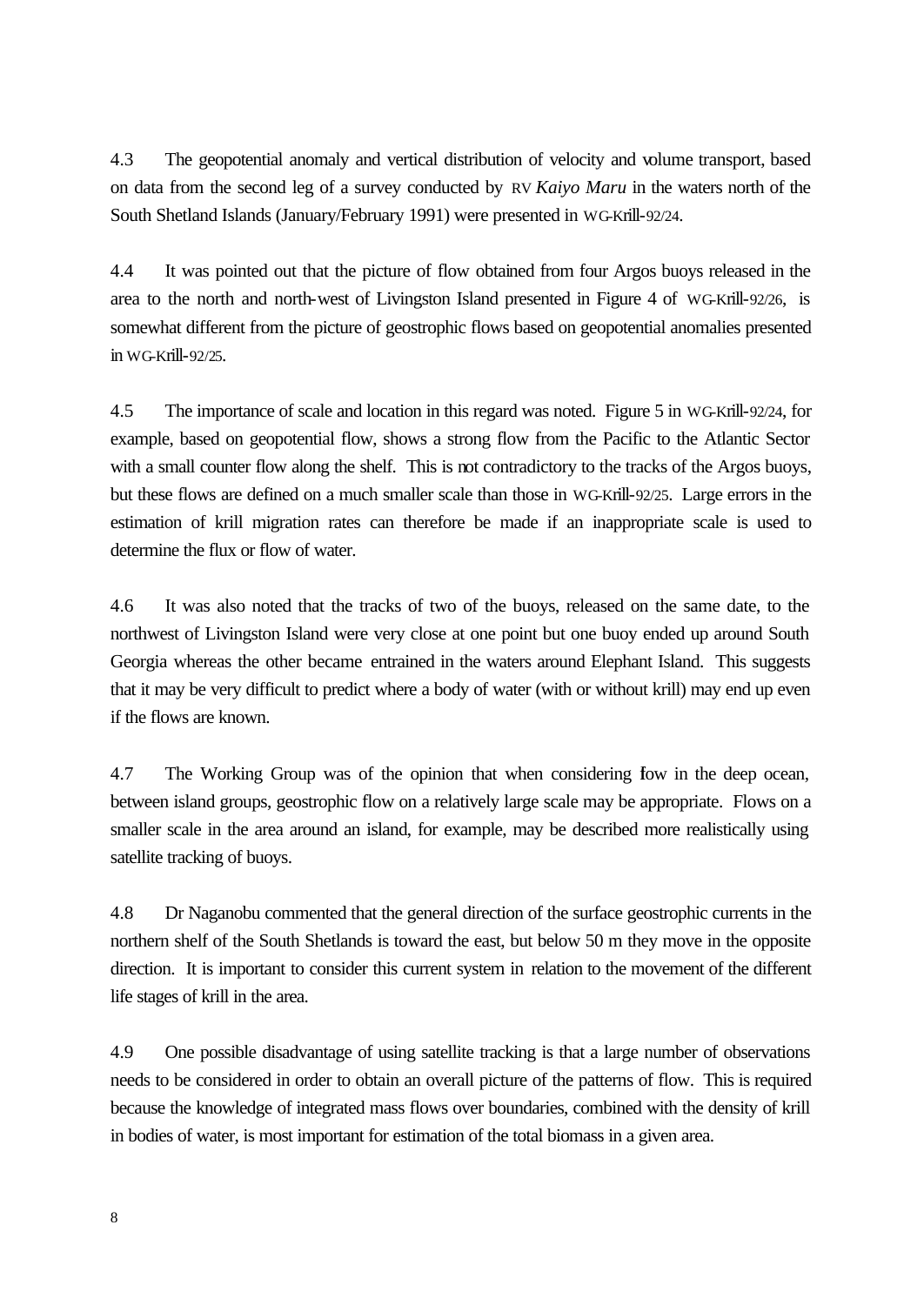4.3 The geopotential anomaly and vertical distribution of velocity and volume transport, based on data from the second leg of a survey conducted by RV *Kaiyo Maru* in the waters north of the South Shetland Islands (January/February 1991) were presented in WG-Krill-92/24.

4.4 It was pointed out that the picture of flow obtained from four Argos buoys released in the area to the north and north-west of Livingston Island presented in Figure 4 of WG-Krill-92/26, is somewhat different from the picture of geostrophic flows based on geopotential anomalies presented in WG-Krill-92/25.

4.5 The importance of scale and location in this regard was noted. Figure 5 in WG-Krill-92/24, for example, based on geopotential flow, shows a strong flow from the Pacific to the Atlantic Sector with a small counter flow along the shelf. This is not contradictory to the tracks of the Argos buoys, but these flows are defined on a much smaller scale than those in WG-Krill-92/25. Large errors in the estimation of krill migration rates can therefore be made if an inappropriate scale is used to determine the flux or flow of water.

4.6 It was also noted that the tracks of two of the buoys, released on the same date, to the northwest of Livingston Island were very close at one point but one buoy ended up around South Georgia whereas the other became entrained in the waters around Elephant Island. This suggests that it may be very difficult to predict where a body of water (with or without krill) may end up even if the flows are known.

4.7 The Working Group was of the opinion that when considering flow in the deep ocean, between island groups, geostrophic flow on a relatively large scale may be appropriate. Flows on a smaller scale in the area around an island, for example, may be described more realistically using satellite tracking of buoys.

4.8 Dr Naganobu commented that the general direction of the surface geostrophic currents in the northern shelf of the South Shetlands is toward the east, but below 50 m they move in the opposite direction. It is important to consider this current system in relation to the movement of the different life stages of krill in the area.

4.9 One possible disadvantage of using satellite tracking is that a large number of observations needs to be considered in order to obtain an overall picture of the patterns of flow. This is required because the knowledge of integrated mass flows over boundaries, combined with the density of krill in bodies of water, is most important for estimation of the total biomass in a given area.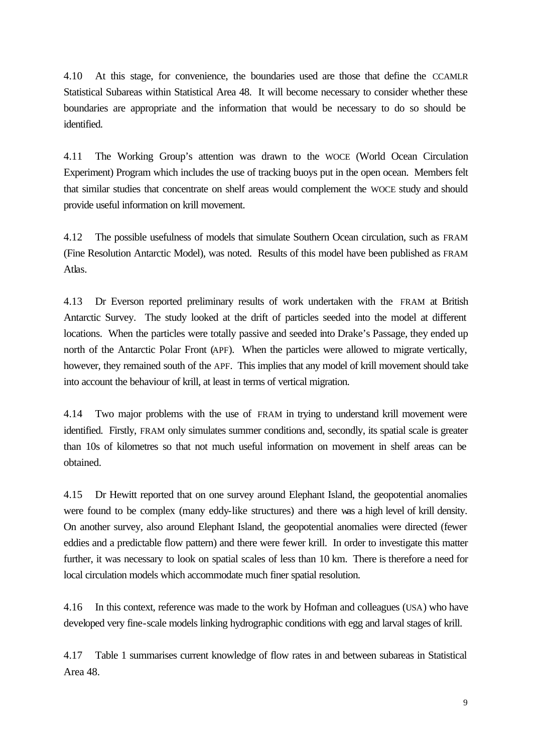4.10 At this stage, for convenience, the boundaries used are those that define the CCAMLR Statistical Subareas within Statistical Area 48. It will become necessary to consider whether these boundaries are appropriate and the information that would be necessary to do so should be identified.

4.11 The Working Group's attention was drawn to the WOCE (World Ocean Circulation Experiment) Program which includes the use of tracking buoys put in the open ocean. Members felt that similar studies that concentrate on shelf areas would complement the WOCE study and should provide useful information on krill movement.

4.12 The possible usefulness of models that simulate Southern Ocean circulation, such as FRAM (Fine Resolution Antarctic Model), was noted. Results of this model have been published as FRAM Atlas.

4.13 Dr Everson reported preliminary results of work undertaken with the FRAM at British Antarctic Survey. The study looked at the drift of particles seeded into the model at different locations. When the particles were totally passive and seeded into Drake's Passage, they ended up north of the Antarctic Polar Front (APF). When the particles were allowed to migrate vertically, however, they remained south of the APF. This implies that any model of krill movement should take into account the behaviour of krill, at least in terms of vertical migration.

4.14 Two major problems with the use of FRAM in trying to understand krill movement were identified. Firstly, FRAM only simulates summer conditions and, secondly, its spatial scale is greater than 10s of kilometres so that not much useful information on movement in shelf areas can be obtained.

4.15 Dr Hewitt reported that on one survey around Elephant Island, the geopotential anomalies were found to be complex (many eddy-like structures) and there was a high level of krill density. On another survey, also around Elephant Island, the geopotential anomalies were directed (fewer eddies and a predictable flow pattern) and there were fewer krill. In order to investigate this matter further, it was necessary to look on spatial scales of less than 10 km. There is therefore a need for local circulation models which accommodate much finer spatial resolution.

4.16 In this context, reference was made to the work by Hofman and colleagues (USA) who have developed very fine-scale models linking hydrographic conditions with egg and larval stages of krill.

4.17 Table 1 summarises current knowledge of flow rates in and between subareas in Statistical Area 48.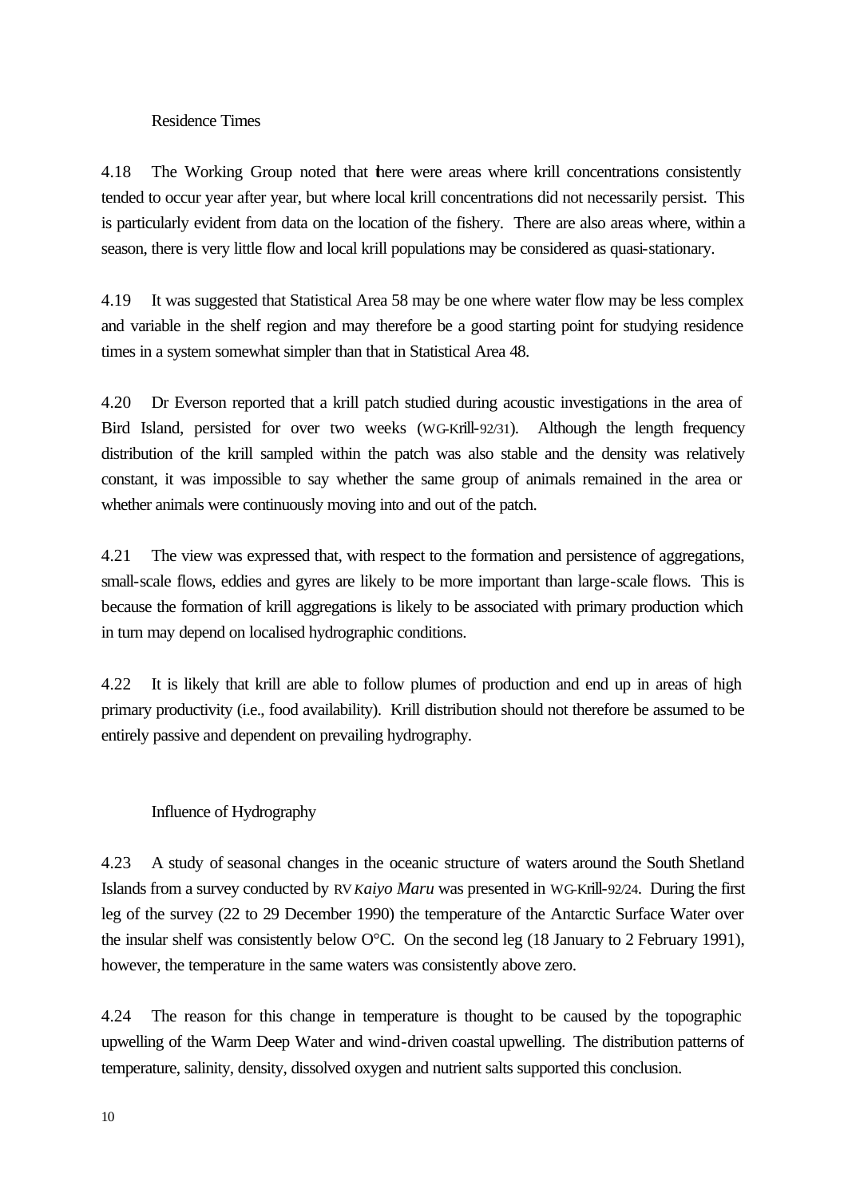### Residence Times

4.18 The Working Group noted that there were areas where krill concentrations consistently tended to occur year after year, but where local krill concentrations did not necessarily persist. This is particularly evident from data on the location of the fishery. There are also areas where, within a season, there is very little flow and local krill populations may be considered as quasi-stationary.

4.19 It was suggested that Statistical Area 58 may be one where water flow may be less complex and variable in the shelf region and may therefore be a good starting point for studying residence times in a system somewhat simpler than that in Statistical Area 48.

4.20 Dr Everson reported that a krill patch studied during acoustic investigations in the area of Bird Island, persisted for over two weeks (WG-Krill-92/31). Although the length frequency distribution of the krill sampled within the patch was also stable and the density was relatively constant, it was impossible to say whether the same group of animals remained in the area or whether animals were continuously moving into and out of the patch.

4.21 The view was expressed that, with respect to the formation and persistence of aggregations, small-scale flows, eddies and gyres are likely to be more important than large-scale flows. This is because the formation of krill aggregations is likely to be associated with primary production which in turn may depend on localised hydrographic conditions.

4.22 It is likely that krill are able to follow plumes of production and end up in areas of high primary productivity (i.e., food availability). Krill distribution should not therefore be assumed to be entirely passive and dependent on prevailing hydrography.

### Influence of Hydrography

4.23 A study of seasonal changes in the oceanic structure of waters around the South Shetland Islands from a survey conducted by RV *Kaiyo Maru* was presented in WG-Krill-92/24. During the first leg of the survey (22 to 29 December 1990) the temperature of the Antarctic Surface Water over the insular shelf was consistently below O°C. On the second leg (18 January to 2 February 1991), however, the temperature in the same waters was consistently above zero.

4.24 The reason for this change in temperature is thought to be caused by the topographic upwelling of the Warm Deep Water and wind-driven coastal upwelling. The distribution patterns of temperature, salinity, density, dissolved oxygen and nutrient salts supported this conclusion.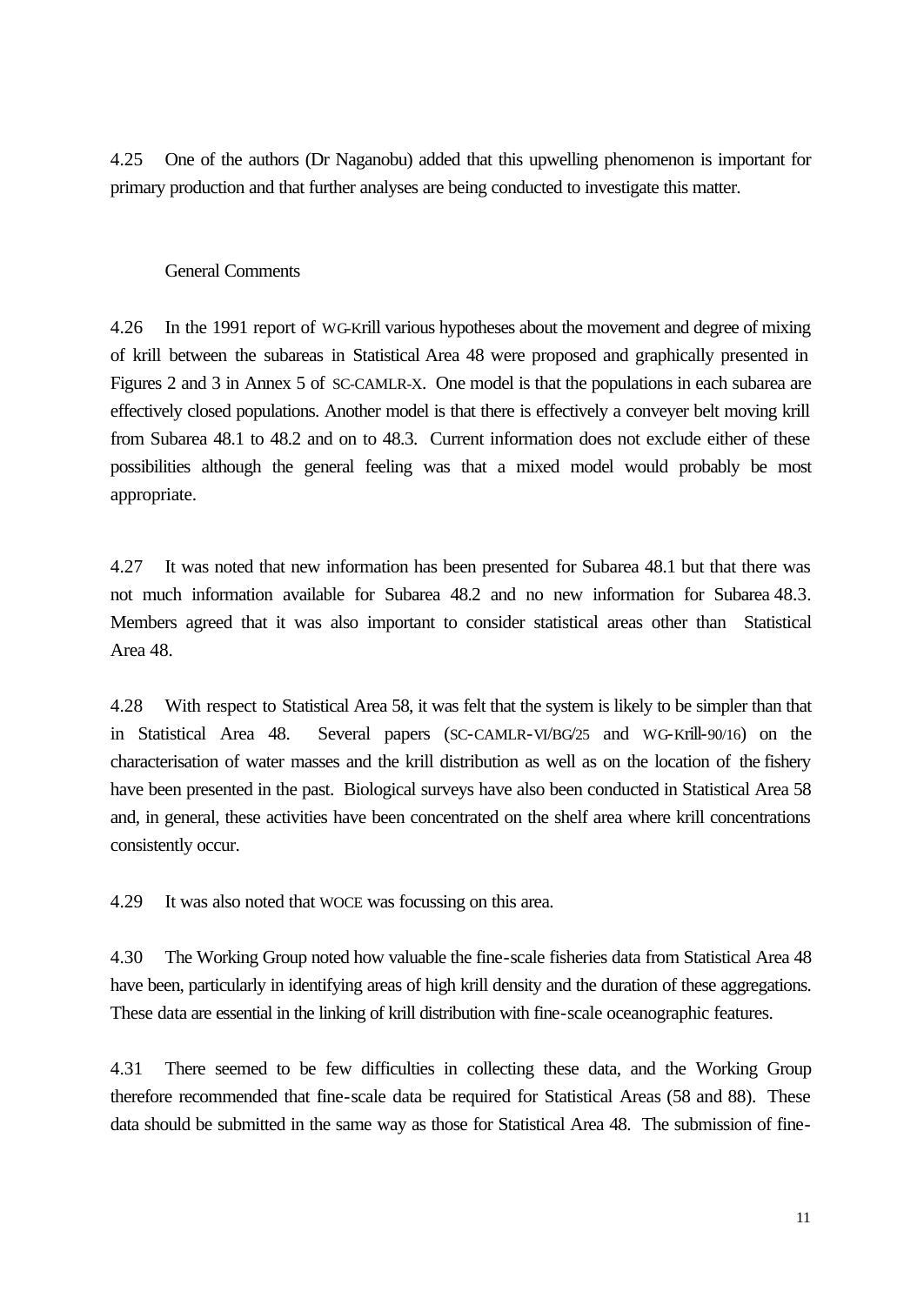4.25 One of the authors (Dr Naganobu) added that this upwelling phenomenon is important for primary production and that further analyses are being conducted to investigate this matter.

### General Comments

4.26 In the 1991 report of WG-Krill various hypotheses about the movement and degree of mixing of krill between the subareas in Statistical Area 48 were proposed and graphically presented in Figures 2 and 3 in Annex 5 of SC-CAMLR-X. One model is that the populations in each subarea are effectively closed populations. Another model is that there is effectively a conveyer belt moving krill from Subarea 48.1 to 48.2 and on to 48.3. Current information does not exclude either of these possibilities although the general feeling was that a mixed model would probably be most appropriate.

4.27 It was noted that new information has been presented for Subarea 48.1 but that there was not much information available for Subarea 48.2 and no new information for Subarea 48.3. Members agreed that it was also important to consider statistical areas other than Statistical Area 48.

4.28 With respect to Statistical Area 58, it was felt that the system is likely to be simpler than that in Statistical Area 48. Several papers (SC-CAMLR-VI/BG/25 and WG-Krill-90/16) on the characterisation of water masses and the krill distribution as well as on the location of the fishery have been presented in the past. Biological surveys have also been conducted in Statistical Area 58 and, in general, these activities have been concentrated on the shelf area where krill concentrations consistently occur.

4.29 It was also noted that WOCE was focussing on this area.

4.30 The Working Group noted how valuable the fine-scale fisheries data from Statistical Area 48 have been, particularly in identifying areas of high krill density and the duration of these aggregations. These data are essential in the linking of krill distribution with fine-scale oceanographic features.

4.31 There seemed to be few difficulties in collecting these data, and the Working Group therefore recommended that fine-scale data be required for Statistical Areas (58 and 88). These data should be submitted in the same way as those for Statistical Area 48. The submission of fine-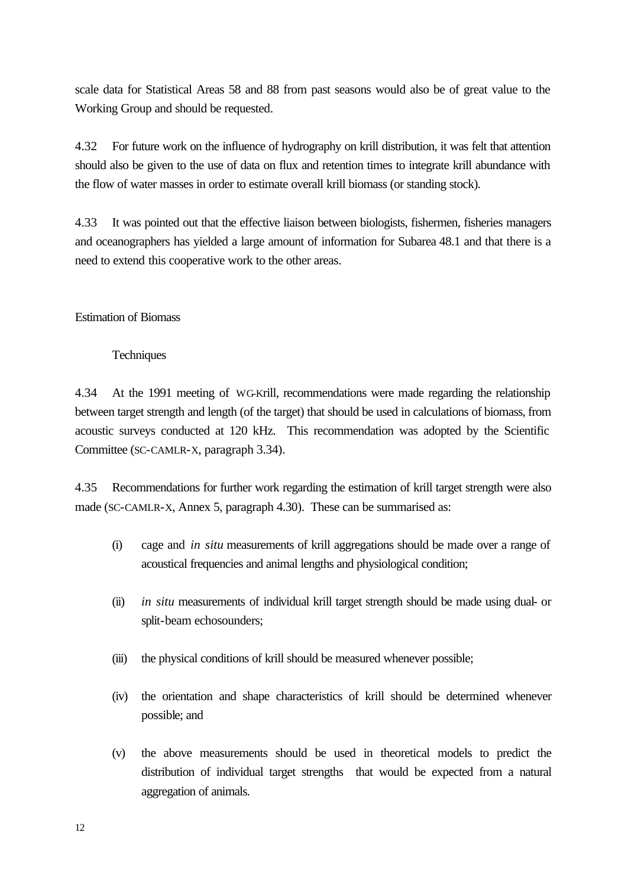scale data for Statistical Areas 58 and 88 from past seasons would also be of great value to the Working Group and should be requested.

4.32 For future work on the influence of hydrography on krill distribution, it was felt that attention should also be given to the use of data on flux and retention times to integrate krill abundance with the flow of water masses in order to estimate overall krill biomass (or standing stock).

4.33 It was pointed out that the effective liaison between biologists, fishermen, fisheries managers and oceanographers has yielded a large amount of information for Subarea 48.1 and that there is a need to extend this cooperative work to the other areas.

## Estimation of Biomass

### Techniques

4.34 At the 1991 meeting of WG-Krill, recommendations were made regarding the relationship between target strength and length (of the target) that should be used in calculations of biomass, from acoustic surveys conducted at 120 kHz. This recommendation was adopted by the Scientific Committee (SC-CAMLR-X, paragraph 3.34).

4.35 Recommendations for further work regarding the estimation of krill target strength were also made (SC-CAMLR-X, Annex 5, paragraph 4.30). These can be summarised as:

(i) cage and *in situ* measurements of krill aggregations should be made over a range of acoustical frequencies and animal lengths and physiological condition;

(ii) *in situ* measurements of individual krill target strength should be made using dual- or split-beam echosounders;

(iii) the physical conditions of krill should be measured whenever possible;

(iv) the orientation and shape characteristics of krill should be determined whenever possible; and

(v) the above measurements should be used in theoretical models to predict the distribution of individual target strengths that would be expected from a natural aggregation of animals.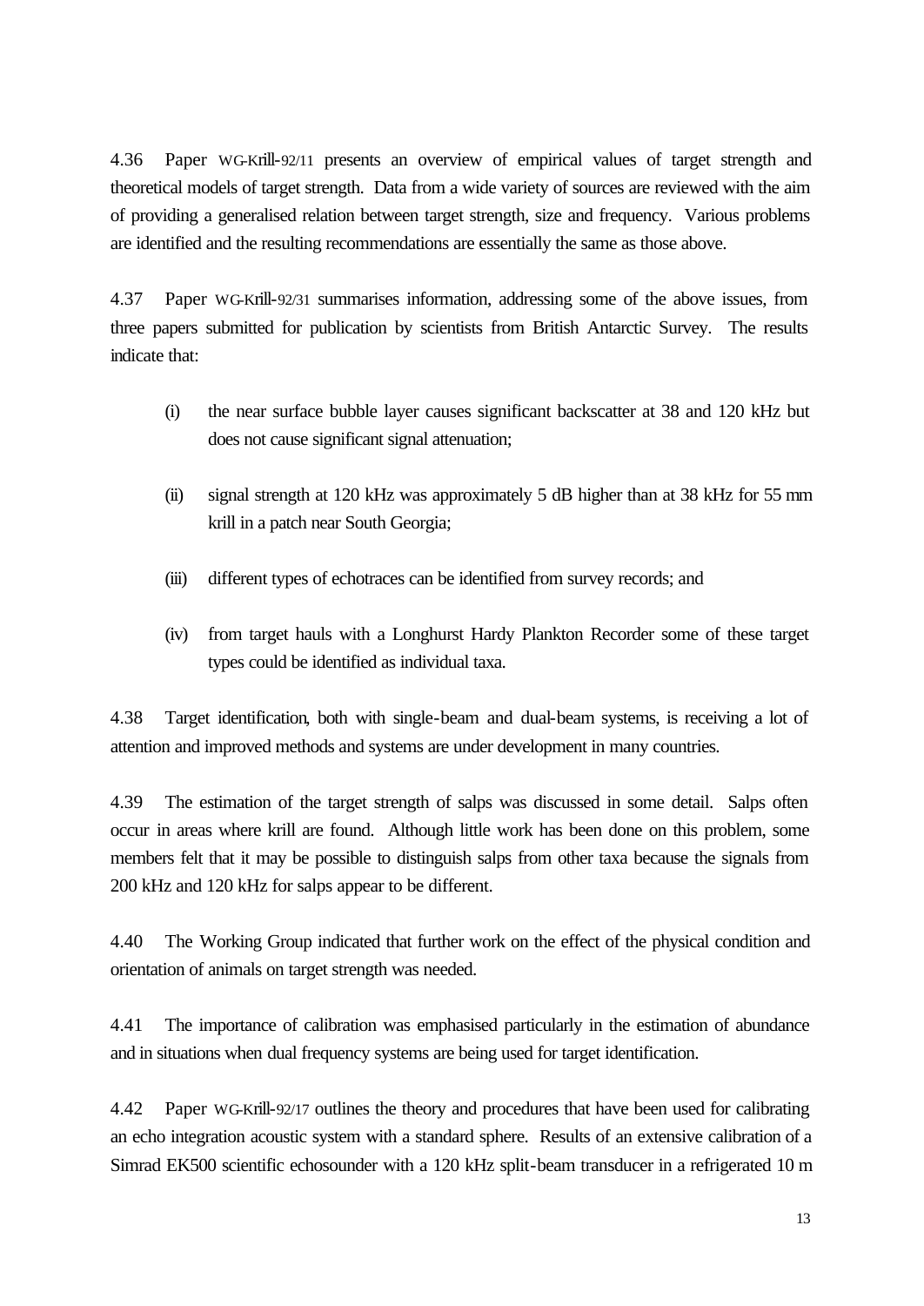4.36 Paper WG-Krill-92/11 presents an overview of empirical values of target strength and theoretical models of target strength. Data from a wide variety of sources are reviewed with the aim of providing a generalised relation between target strength, size and frequency. Various problems are identified and the resulting recommendations are essentially the same as those above.

4.37 Paper WG-Krill-92/31 summarises information, addressing some of the above issues, from three papers submitted for publication by scientists from British Antarctic Survey. The results indicate that:

(i) the near surface bubble layer causes significant backscatter at 38 and 120 kHz but does not cause significant signal attenuation;

(ii) signal strength at 120 kHz was approximately 5 dB higher than at 38 kHz for 55 mm krill in a patch near South Georgia;

(iii) different types of echotraces can be identified from survey records; and

(iv) from target hauls with a Longhurst Hardy Plankton Recorder some of these target types could be identified as individual taxa.

4.38 Target identification, both with single-beam and dual-beam systems, is receiving a lot of attention and improved methods and systems are under development in many countries.

4.39 The estimation of the target strength of salps was discussed in some detail. Salps often occur in areas where krill are found. Although little work has been done on this problem, some members felt that it may be possible to distinguish salps from other taxa because the signals from 200 kHz and 120 kHz for salps appear to be different.

4.40 The Working Group indicated that further work on the effect of the physical condition and orientation of animals on target strength was needed.

4.41 The importance of calibration was emphasised particularly in the estimation of abundance and in situations when dual frequency systems are being used for target identification.

4.42 Paper WG-Krill-92/17 outlines the theory and procedures that have been used for calibrating an echo integration acoustic system with a standard sphere. Results of an extensive calibration of a Simrad EK500 scientific echosounder with a 120 kHz split-beam transducer in a refrigerated 10 m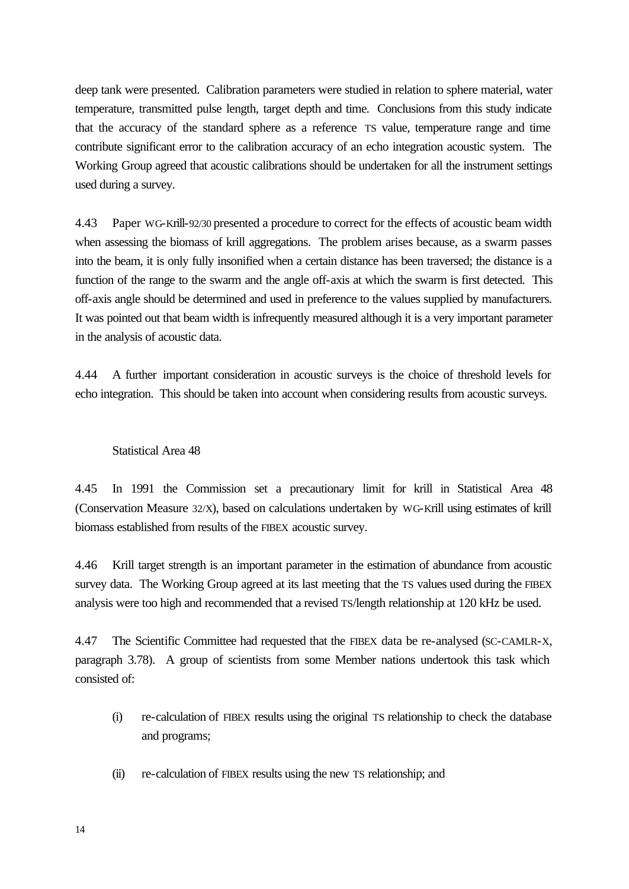deep tank were presented. Calibration parameters were studied in relation to sphere material, water temperature, transmitted pulse length, target depth and time. Conclusions from this study indicate that the accuracy of the standard sphere as a reference TS value, temperature range and time contribute significant error to the calibration accuracy of an echo integration acoustic system. The Working Group agreed that acoustic calibrations should be undertaken for all the instrument settings used during a survey.

4.43 Paper WG-Krill-92/30 presented a procedure to correct for the effects of acoustic beam width when assessing the biomass of krill aggregations. The problem arises because, as a swarm passes into the beam, it is only fully insonified when a certain distance has been traversed; the distance is a function of the range to the swarm and the angle off-axis at which the swarm is first detected. This off-axis angle should be determined and used in preference to the values supplied by manufacturers. It was pointed out that beam width is infrequently measured although it is a very important parameter in the analysis of acoustic data.

4.44 A further important consideration in acoustic surveys is the choice of threshold levels for echo integration. This should be taken into account when considering results from acoustic surveys.

### Statistical Area 48

4.45 In 1991 the Commission set a precautionary limit for krill in Statistical Area 48 (Conservation Measure 32/X), based on calculations undertaken by WG-Krill using estimates of krill biomass established from results of the FIBEX acoustic survey.

4.46 Krill target strength is an important parameter in the estimation of abundance from acoustic survey data. The Working Group agreed at its last meeting that the TS values used during the FIBEX analysis were too high and recommended that a revised TS/length relationship at 120 kHz be used.

4.47 The Scientific Committee had requested that the FIBEX data be re-analysed (SC-CAMLR-X, paragraph 3.78). A group of scientists from some Member nations undertook this task which consisted of:

(i) re-calculation of FIBEX results using the original TS relationship to check the database and programs;

(ii) re-calculation of FIBEX results using the new TS relationship; and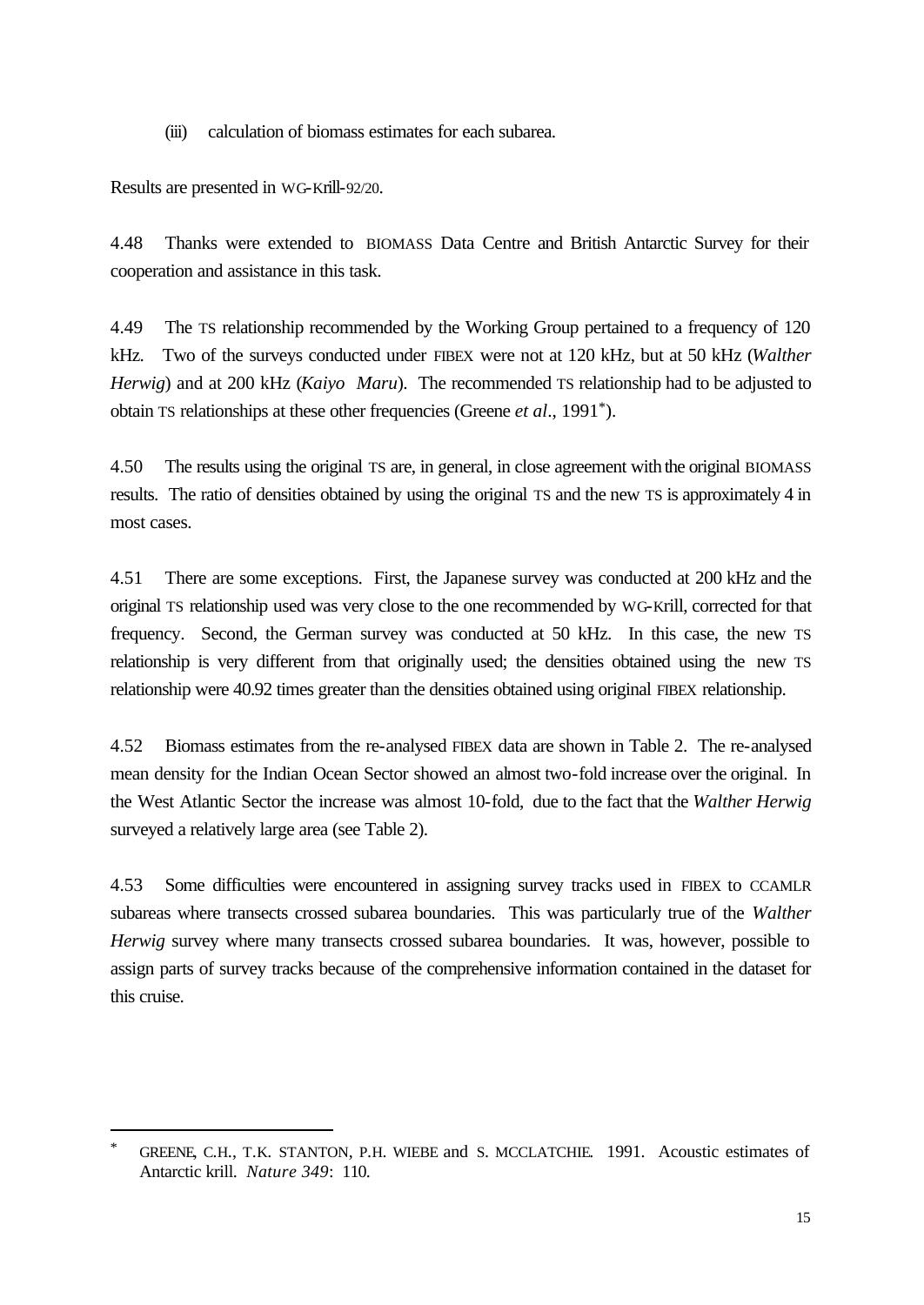(iii) calculation of biomass estimates for each subarea.

Results are presented in WG-Krill-92/20.

4.48 Thanks were extended to BIOMASS Data Centre and British Antarctic Survey for their cooperation and assistance in this task.

4.49 The TS relationship recommended by the Working Group pertained to a frequency of 120 kHz. Two of the surveys conducted under FIBEX were not at 120 kHz, but at 50 kHz (*Walther Herwig*) and at 200 kHz (*Kaiyo Maru*). The recommended TS relationship had to be adjusted to obtain TS relationships at these other frequencies (Greene *et al*., 1991*).

4.50 The results using the original TS are, in general, in close agreement with the original BIOMASS results. The ratio of densities obtained by using the original TS and the new TS is approximately 4 in most cases.

4.51 There are some exceptions. First, the Japanese survey was conducted at 200 kHz and the original TS relationship used was very close to the one recommended by WG-Krill, corrected for that frequency. Second, the German survey was conducted at 50 kHz. In this case, the new TS relationship is very different from that originally used; the densities obtained using the new TS relationship were 40.92 times greater than the densities obtained using original FIBEX relationship.

4.52 Biomass estimates from the re-analysed FIBEX data are shown in Table 2. The re-analysed mean density for the Indian Ocean Sector showed an almost two-fold increase over the original. In the West Atlantic Sector the increase was almost 10-fold, due to the fact that the *Walther Herwig* surveyed a relatively large area (see Table 2).

4.53 Some difficulties were encountered in assigning survey tracks used in FIBEX to CCAMLR subareas where transects crossed subarea boundaries. This was particularly true of the *Walther Herwig* survey where many transects crossed subarea boundaries. It was, however, possible to assign parts of survey tracks because of the comprehensive information contained in the dataset for this cruise.

---

* GREENE, C.H., T.K. STANTON, P.H. WIEBE and S. MCCLATCHIE. 1991. Acoustic estimates of Antarctic krill. *Nature 349*: 110.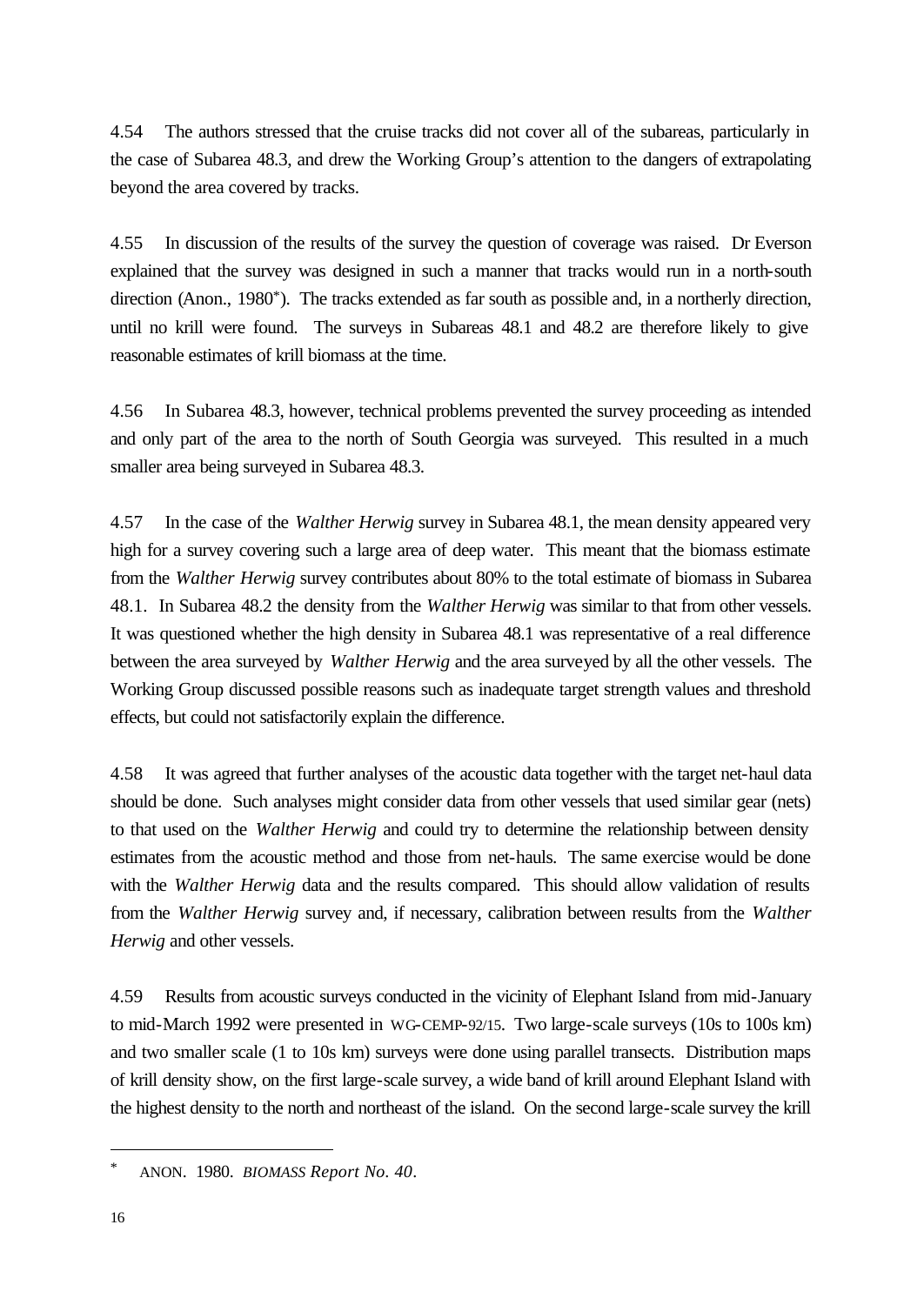4.54 The authors stressed that the cruise tracks did not cover all of the subareas, particularly in the case of Subarea 48.3, and drew the Working Group's attention to the dangers of extrapolating beyond the area covered by tracks.

4.55 In discussion of the results of the survey the question of coverage was raised. Dr Everson explained that the survey was designed in such a manner that tracks would run in a north-south direction (Anon., 1980*). The tracks extended as far south as possible and, in a northerly direction, until no krill were found. The surveys in Subareas 48.1 and 48.2 are therefore likely to give reasonable estimates of krill biomass at the time.

4.56 In Subarea 48.3, however, technical problems prevented the survey proceeding as intended and only part of the area to the north of South Georgia was surveyed. This resulted in a much smaller area being surveyed in Subarea 48.3.

4.57 In the case of the *Walther Herwig* survey in Subarea 48.1, the mean density appeared very high for a survey covering such a large area of deep water. This meant that the biomass estimate from the *Walther Herwig* survey contributes about 80% to the total estimate of biomass in Subarea 48.1. In Subarea 48.2 the density from the *Walther Herwig* was similar to that from other vessels. It was questioned whether the high density in Subarea 48.1 was representative of a real difference between the area surveyed by *Walther Herwig* and the area surveyed by all the other vessels. The Working Group discussed possible reasons such as inadequate target strength values and threshold effects, but could not satisfactorily explain the difference.

4.58 It was agreed that further analyses of the acoustic data together with the target net-haul data should be done. Such analyses might consider data from other vessels that used similar gear (nets) to that used on the *Walther Herwig* and could try to determine the relationship between density estimates from the acoustic method and those from net-hauls. The same exercise would be done with the *Walther Herwig* data and the results compared. This should allow validation of results from the *Walther Herwig* survey and, if necessary, calibration between results from the *Walther Herwig* and other vessels.

4.59 Results from acoustic surveys conducted in the vicinity of Elephant Island from mid-January to mid-March 1992 were presented in WG-CEMP-92/15. Two large-scale surveys (10s to 100s km) and two smaller scale (1 to 10s km) surveys were done using parallel transects. Distribution maps of krill density show, on the first large-scale survey, a wide band of krill around Elephant Island with the highest density to the north and northeast of the island. On the second large-scale survey the krill

---

* ANON. 1980. *BIOMASS Report No. 40*.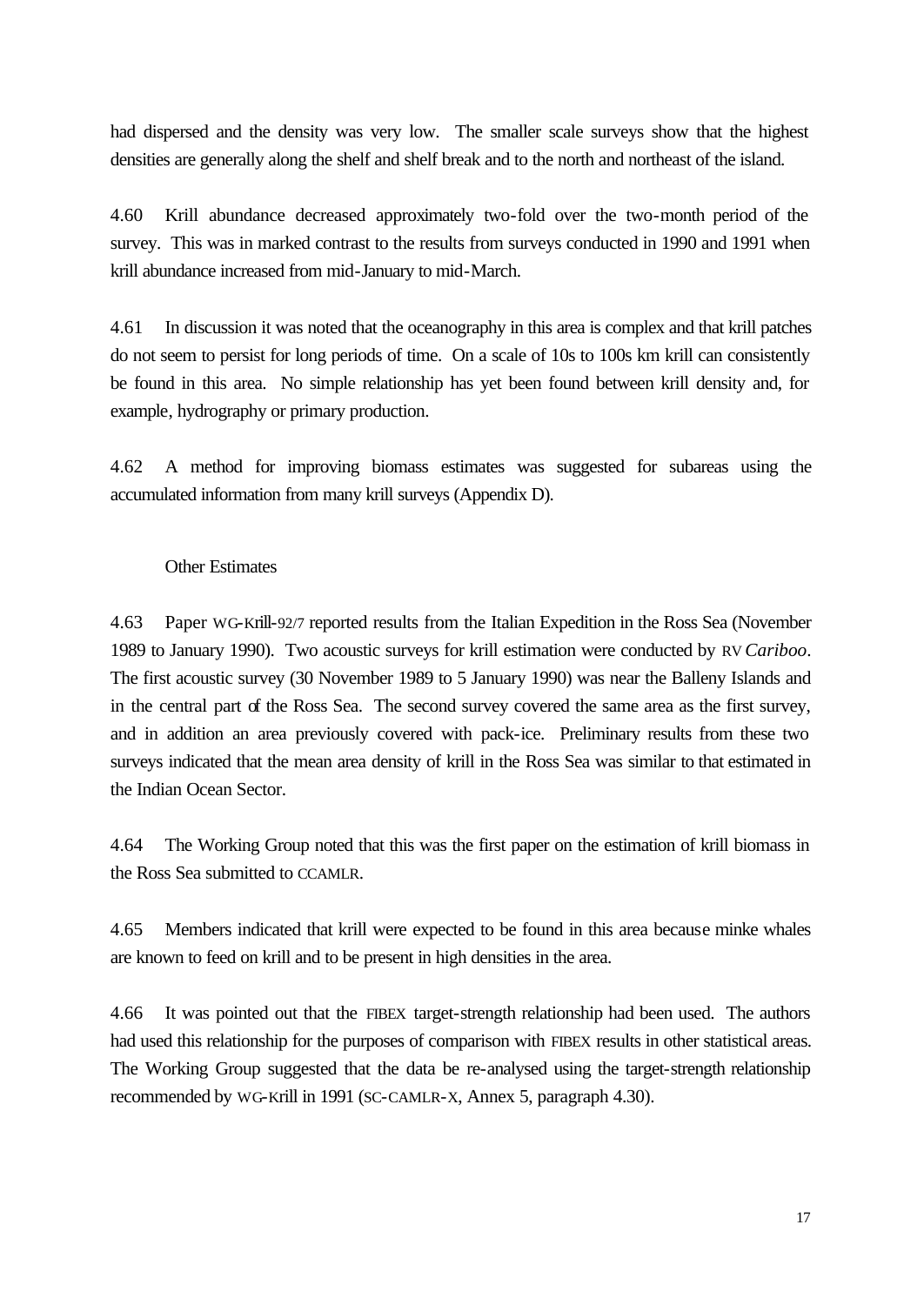had dispersed and the density was very low. The smaller scale surveys show that the highest densities are generally along the shelf and shelf break and to the north and northeast of the island.

4.60 Krill abundance decreased approximately two-fold over the two-month period of the survey. This was in marked contrast to the results from surveys conducted in 1990 and 1991 when krill abundance increased from mid-January to mid-March.

4.61 In discussion it was noted that the oceanography in this area is complex and that krill patches do not seem to persist for long periods of time. On a scale of 10s to 100s km krill can consistently be found in this area. No simple relationship has yet been found between krill density and, for example, hydrography or primary production.

4.62 A method for improving biomass estimates was suggested for subareas using the accumulated information from many krill surveys (Appendix D).

### Other Estimates

4.63 Paper WG-Krill-92/7 reported results from the Italian Expedition in the Ross Sea (November 1989 to January 1990). Two acoustic surveys for krill estimation were conducted by RV *Cariboo*. The first acoustic survey (30 November 1989 to 5 January 1990) was near the Balleny Islands and in the central part of the Ross Sea. The second survey covered the same area as the first survey, and in addition an area previously covered with pack-ice. Preliminary results from these two surveys indicated that the mean area density of krill in the Ross Sea was similar to that estimated in the Indian Ocean Sector.

4.64 The Working Group noted that this was the first paper on the estimation of krill biomass in the Ross Sea submitted to CCAMLR.

4.65 Members indicated that krill were expected to be found in this area because minke whales are known to feed on krill and to be present in high densities in the area.

4.66 It was pointed out that the FIBEX target-strength relationship had been used. The authors had used this relationship for the purposes of comparison with FIBEX results in other statistical areas. The Working Group suggested that the data be re-analysed using the target-strength relationship recommended by WG-Krill in 1991 (SC-CAMLR-X, Annex 5, paragraph 4.30).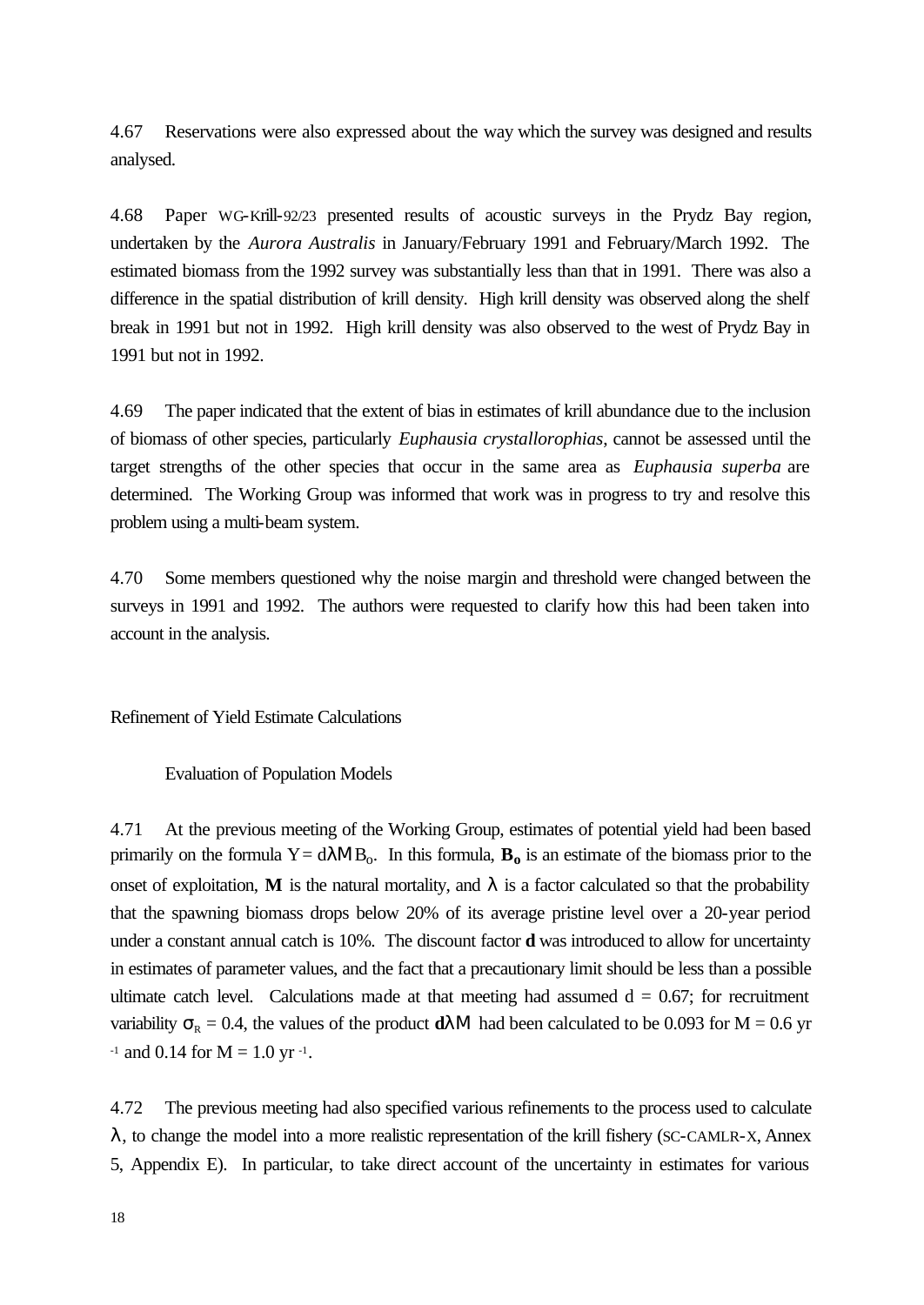4.67 Reservations were also expressed about the way which the survey was designed and results analysed.

4.68 Paper WG-Krill-92/23 presented results of acoustic surveys in the Prydz Bay region, undertaken by the *Aurora Australis* in January/February 1991 and February/March 1992. The estimated biomass from the 1992 survey was substantially less than that in 1991. There was also a difference in the spatial distribution of krill density. High krill density was observed along the shelf break in 1991 but not in 1992. High krill density was also observed to the west of Prydz Bay in 1991 but not in 1992.

4.69 The paper indicated that the extent of bias in estimates of krill abundance due to the inclusion of biomass of other species, particularly *Euphausia crystallorophias*, cannot be assessed until the target strengths of the other species that occur in the same area as *Euphausia superba* are determined. The Working Group was informed that work was in progress to try and resolve this problem using a multi-beam system.

4.70 Some members questioned why the noise margin and threshold were changed between the surveys in 1991 and 1992. The authors were requested to clarify how this had been taken into account in the analysis.

## Refinement of Yield Estimate Calculations

### Evaluation of Population Models

4.71 At the previous meeting of the Working Group, estimates of potential yield had been based primarily on the formula $Y = d\lambda M B_0$. In this formula, $\mathbf{B_0}$ is an estimate of the biomass prior to the onset of exploitation, **M** is the natural mortality, and $\lambda$ is a factor calculated so that the probability that the spawning biomass drops below 20% of its average pristine level over a 20-year period under a constant annual catch is 10%. The discount factor **d** was introduced to allow for uncertainty in estimates of parameter values, and the fact that a precautionary limit should be less than a possible ultimate catch level. Calculations made at that meeting had assumed d = 0.67; for recruitment variability $\sigma_R = 0.4$, the values of the product $\mathbf{d\lambda M}$ had been calculated to be 0.093 for $M = 0.6\ yr^{-1}$ and 0.14 for $M = 1.0\ yr^{-1}$.

4.72 The previous meeting had also specified various refinements to the process used to calculate $\lambda$, to change the model into a more realistic representation of the krill fishery (SC-CAMLR-X, Annex 5, Appendix E). In particular, to take direct account of the uncertainty in estimates for various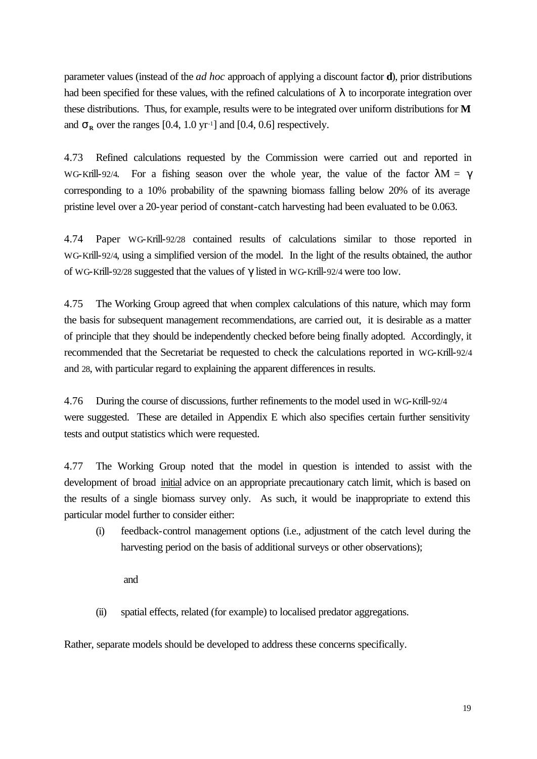parameter values (instead of the *ad hoc* approach of applying a discount factor **d**), prior distributions had been specified for these values, with the refined calculations of $\lambda$ to incorporate integration over these distributions. Thus, for example, results were to be integrated over uniform distributions for **M** and $\sigma_R$ over the ranges [0.4, 1.0 $yr^{-1}$] and [0.4, 0.6] respectively.

4.73 Refined calculations requested by the Commission were carried out and reported in WG-Krill-92/4. For a fishing season over the whole year, the value of the factor $\lambda M = \gamma$ corresponding to a 10% probability of the spawning biomass falling below 20% of its average pristine level over a 20-year period of constant-catch harvesting had been evaluated to be 0.063.

4.74 Paper WG-Krill-92/28 contained results of calculations similar to those reported in WG-Krill-92/4, using a simplified version of the model. In the light of the results obtained, the author of WG-Krill-92/28 suggested that the values of $\gamma$ listed in WG-Krill-92/4 were too low.

4.75 The Working Group agreed that when complex calculations of this nature, which may form the basis for subsequent management recommendations, are carried out, it is desirable as a matter of principle that they should be independently checked before being finally adopted. Accordingly, it recommended that the Secretariat be requested to check the calculations reported in WG-Krill-92/4 and 28, with particular regard to explaining the apparent differences in results.

4.76 During the course of discussions, further refinements to the model used in WG-Krill-92/4 were suggested. These are detailed in Appendix E which also specifies certain further sensitivity tests and output statistics which were requested.

4.77 The Working Group noted that the model in question is intended to assist with the development of broad initial advice on an appropriate precautionary catch limit, which is based on the results of a single biomass survey only. As such, it would be inappropriate to extend this particular model further to consider either:

(i) feedback-control management options (i.e., adjustment of the catch level during the harvesting period on the basis of additional surveys or other observations);

and

(ii) spatial effects, related (for example) to localised predator aggregations.

Rather, separate models should be developed to address these concerns specifically.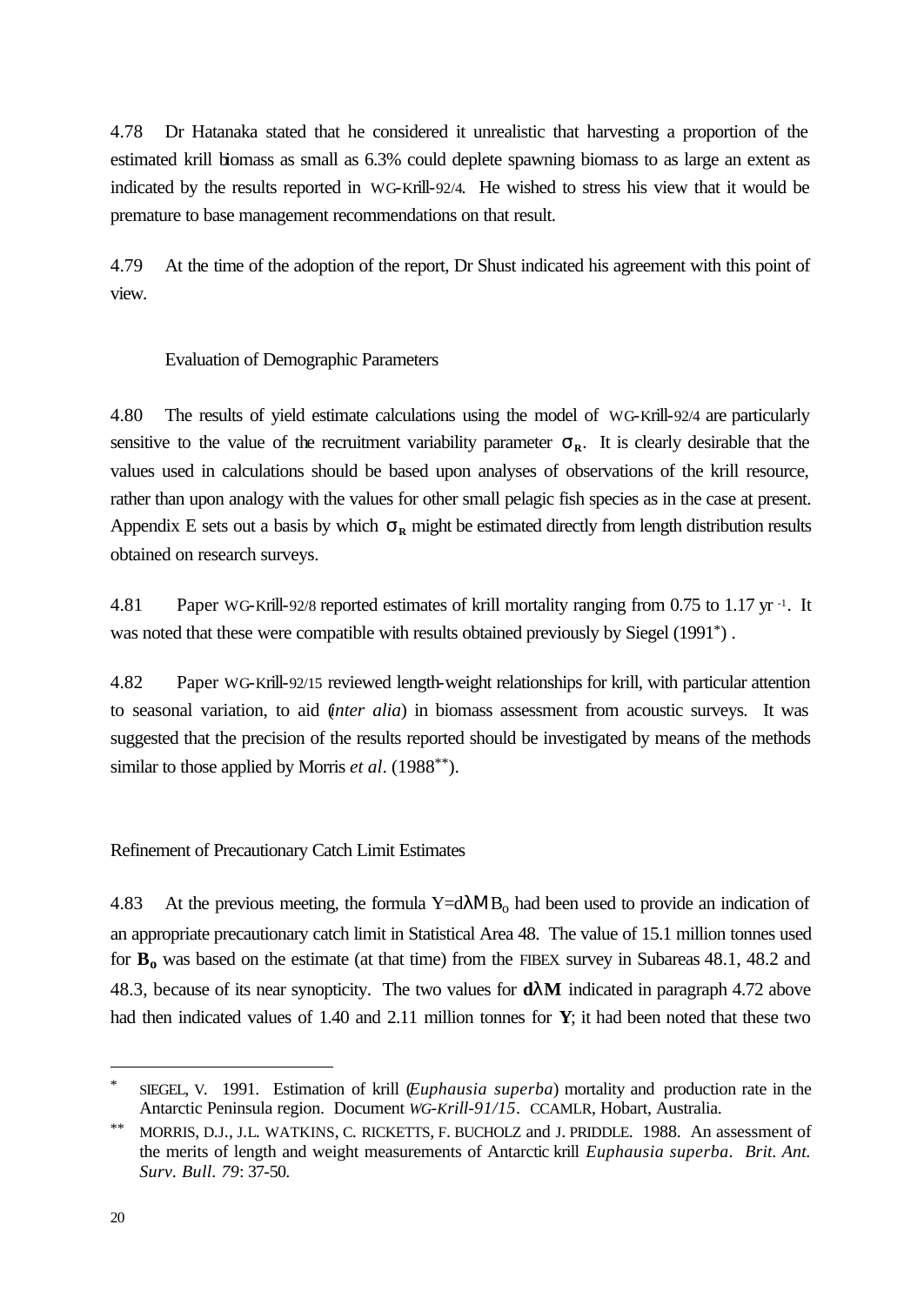4.78 Dr Hatanaka stated that he considered it unrealistic that harvesting a proportion of the estimated krill biomass as small as 6.3% could deplete spawning biomass to as large an extent as indicated by the results reported in WG-Krill-92/4. He wished to stress his view that it would be premature to base management recommendations on that result.

4.79 At the time of the adoption of the report, Dr Shust indicated his agreement with this point of view.

### Evaluation of Demographic Parameters

4.80 The results of yield estimate calculations using the model of WG-Krill-92/4 are particularly sensitive to the value of the recruitment variability parameter $\sigma_R$. It is clearly desirable that the values used in calculations should be based upon analyses of observations of the krill resource, rather than upon analogy with the values for other small pelagic fish species as in the case at present. Appendix E sets out a basis by which $\sigma_R$ might be estimated directly from length distribution results obtained on research surveys.

4.81 Paper WG-Krill-92/8 reported estimates of krill mortality ranging from 0.75 to 1.17 $yr^{-1}$. It was noted that these were compatible with results obtained previously by Siegel (1991*) .

4.82 Paper WG-Krill-92/15 reviewed length-weight relationships for krill, with particular attention to seasonal variation, to aid (*inter alia*) in biomass assessment from acoustic surveys. It was suggested that the precision of the results reported should be investigated by means of the methods similar to those applied by Morris *et al*. (1988**).

## Refinement of Precautionary Catch Limit Estimates

4.83 At the previous meeting, the formula $Y=d\lambda M B_o$ had been used to provide an indication of an appropriate precautionary catch limit in Statistical Area 48. The value of 15.1 million tonnes used for $\mathbf{B_o}$ was based on the estimate (at that time) from the FIBEX survey in Subareas 48.1, 48.2 and 48.3, because of its near synopticity. The two values for $\mathbf{d\lambda M}$ indicated in paragraph 4.72 above had then indicated values of 1.40 and 2.11 million tonnes for $\mathbf{Y}$; it had been noted that these two

---

\* SIEGEL, V. 1991. Estimation of krill (*Euphausia superba*) mortality and production rate in the Antarctic Peninsula region. Document *WG-Krill-91/15*. CCAMLR, Hobart, Australia.

\*\* MORRIS, D.J., J.L. WATKINS, C. RICKETTS, F. BUCHOLZ and J. PRIDDLE. 1988. An assessment of the merits of length and weight measurements of Antarctic krill *Euphausia superba*. *Brit. Ant. Surv. Bull. 79*: 37-50.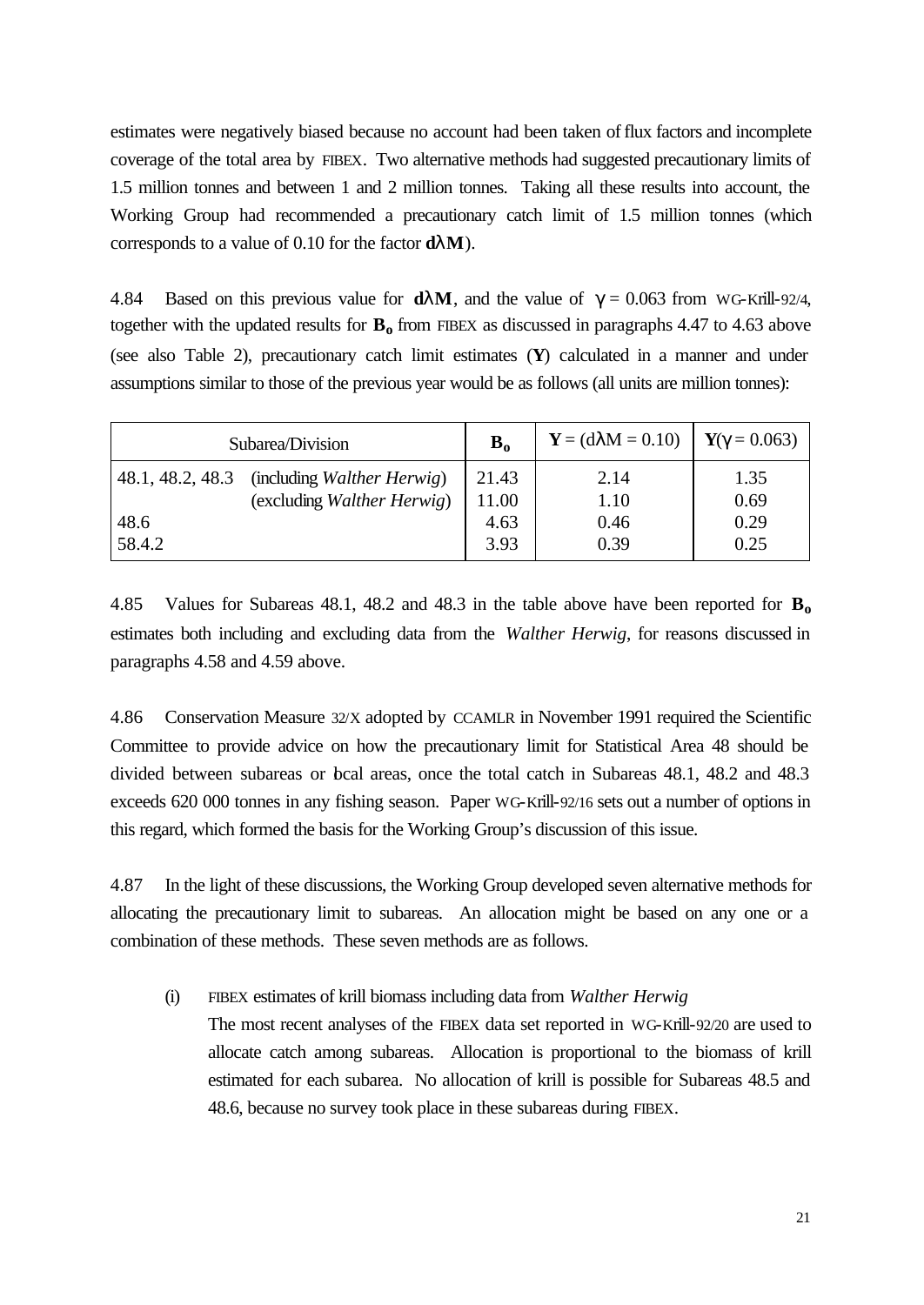estimates were negatively biased because no account had been taken of flux factors and incomplete coverage of the total area by FIBEX. Two alternative methods had suggested precautionary limits of 1.5 million tonnes and between 1 and 2 million tonnes. Taking all these results into account, the Working Group had recommended a precautionary catch limit of 1.5 million tonnes (which corresponds to a value of 0.10 for the factor $\mathbf{d\lambda M}$).

4.84 Based on this previous value for $\mathbf{d\lambda M}$, and the value of $\gamma = 0.063$ from WG-Krill-92/4, together with the updated results for $\mathbf{B_o}$ from FIBEX as discussed in paragraphs 4.47 to 4.63 above (see also Table 2), precautionary catch limit estimates (**Y**) calculated in a manner and under assumptions similar to those of the previous year would be as follows (all units are million tonnes):

| Subarea/Division | | $\mathbf{B_o}$ | $\mathbf{Y} = (d\lambda M = 0.10)$ | $\mathbf{Y}(\gamma = 0.063)$ |
|---|---|---|---|---|
| 48.1, 48.2, 48.3 | (including *Walther Herwig*) | 21.43 | 2.14 | 1.35 |
| | (excluding *Walther Herwig*) | 11.00 | 1.10 | 0.69 |
| 48.6 | | 4.63 | 0.46 | 0.29 |
| 58.4.2 | | 3.93 | 0.39 | 0.25 |

4.85 Values for Subareas 48.1, 48.2 and 48.3 in the table above have been reported for $\mathbf{B_o}$ estimates both including and excluding data from the *Walther Herwig*, for reasons discussed in paragraphs 4.58 and 4.59 above.

4.86 Conservation Measure 32/X adopted by CCAMLR in November 1991 required the Scientific Committee to provide advice on how the precautionary limit for Statistical Area 48 should be divided between subareas or local areas, once the total catch in Subareas 48.1, 48.2 and 48.3 exceeds 620 000 tonnes in any fishing season. Paper WG-Krill-92/16 sets out a number of options in this regard, which formed the basis for the Working Group's discussion of this issue.

4.87 In the light of these discussions, the Working Group developed seven alternative methods for allocating the precautionary limit to subareas. An allocation might be based on any one or a combination of these methods. These seven methods are as follows.

(i) FIBEX estimates of krill biomass including data from *Walther Herwig*
The most recent analyses of the FIBEX data set reported in WG-Krill-92/20 are used to allocate catch among subareas. Allocation is proportional to the biomass of krill estimated for each subarea. No allocation of krill is possible for Subareas 48.5 and 48.6, because no survey took place in these subareas during FIBEX.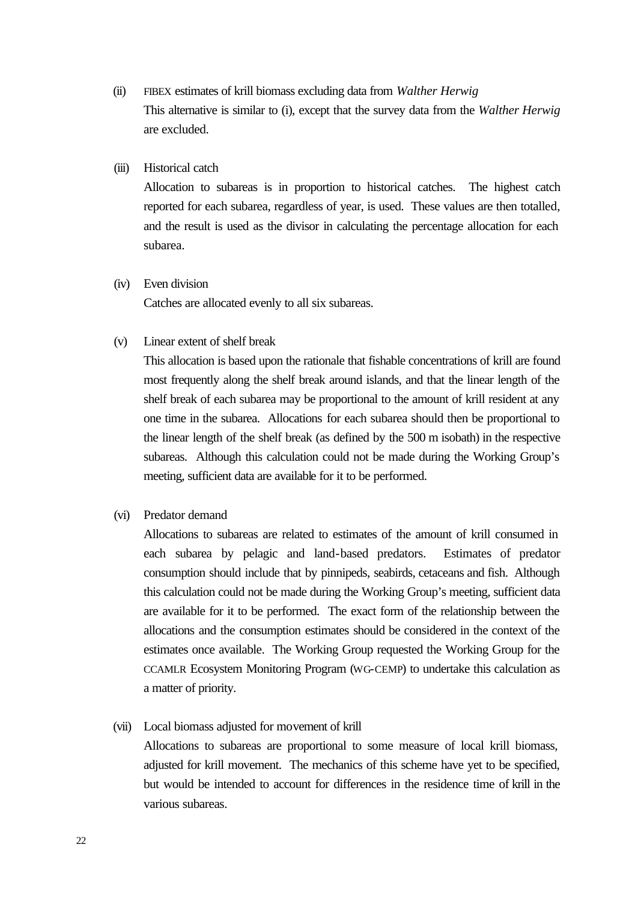(ii) FIBEX estimates of krill biomass excluding data from *Walther Herwig*

This alternative is similar to (i), except that the survey data from the *Walther Herwig* are excluded.

(iii) Historical catch

Allocation to subareas is in proportion to historical catches. The highest catch reported for each subarea, regardless of year, is used. These values are then totalled, and the result is used as the divisor in calculating the percentage allocation for each subarea.

(iv) Even division

Catches are allocated evenly to all six subareas.

(v) Linear extent of shelf break

This allocation is based upon the rationale that fishable concentrations of krill are found most frequently along the shelf break around islands, and that the linear length of the shelf break of each subarea may be proportional to the amount of krill resident at any one time in the subarea. Allocations for each subarea should then be proportional to the linear length of the shelf break (as defined by the 500 m isobath) in the respective subareas. Although this calculation could not be made during the Working Group's meeting, sufficient data are available for it to be performed.

(vi) Predator demand

Allocations to subareas are related to estimates of the amount of krill consumed in each subarea by pelagic and land-based predators. Estimates of predator consumption should include that by pinnipeds, seabirds, cetaceans and fish. Although this calculation could not be made during the Working Group's meeting, sufficient data are available for it to be performed. The exact form of the relationship between the allocations and the consumption estimates should be considered in the context of the estimates once available. The Working Group requested the Working Group for the CCAMLR Ecosystem Monitoring Program (WG-CEMP) to undertake this calculation as a matter of priority.

(vii) Local biomass adjusted for movement of krill

Allocations to subareas are proportional to some measure of local krill biomass, adjusted for krill movement. The mechanics of this scheme have yet to be specified, but would be intended to account for differences in the residence time of krill in the various subareas.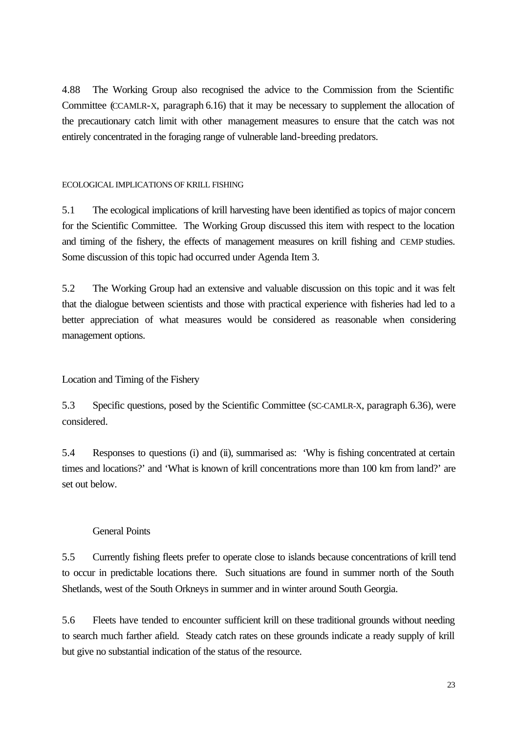4.88 The Working Group also recognised the advice to the Commission from the Scientific Committee (CCAMLR-X, paragraph 6.16) that it may be necessary to supplement the allocation of the precautionary catch limit with other management measures to ensure that the catch was not entirely concentrated in the foraging range of vulnerable land-breeding predators.

## ECOLOGICAL IMPLICATIONS OF KRILL FISHING

5.1 The ecological implications of krill harvesting have been identified as topics of major concern for the Scientific Committee. The Working Group discussed this item with respect to the location and timing of the fishery, the effects of management measures on krill fishing and CEMP studies. Some discussion of this topic had occurred under Agenda Item 3.

5.2 The Working Group had an extensive and valuable discussion on this topic and it was felt that the dialogue between scientists and those with practical experience with fisheries had led to a better appreciation of what measures would be considered as reasonable when considering management options.

### Location and Timing of the Fishery

5.3 Specific questions, posed by the Scientific Committee (SC-CAMLR-X, paragraph 6.36), were considered.

5.4 Responses to questions (i) and (ii), summarised as: 'Why is fishing concentrated at certain times and locations?' and 'What is known of krill concentrations more than 100 km from land?' are set out below.

#### General Points

5.5 Currently fishing fleets prefer to operate close to islands because concentrations of krill tend to occur in predictable locations there. Such situations are found in summer north of the South Shetlands, west of the South Orkneys in summer and in winter around South Georgia.

5.6 Fleets have tended to encounter sufficient krill on these traditional grounds without needing to search much farther afield. Steady catch rates on these grounds indicate a ready supply of krill but give no substantial indication of the status of the resource.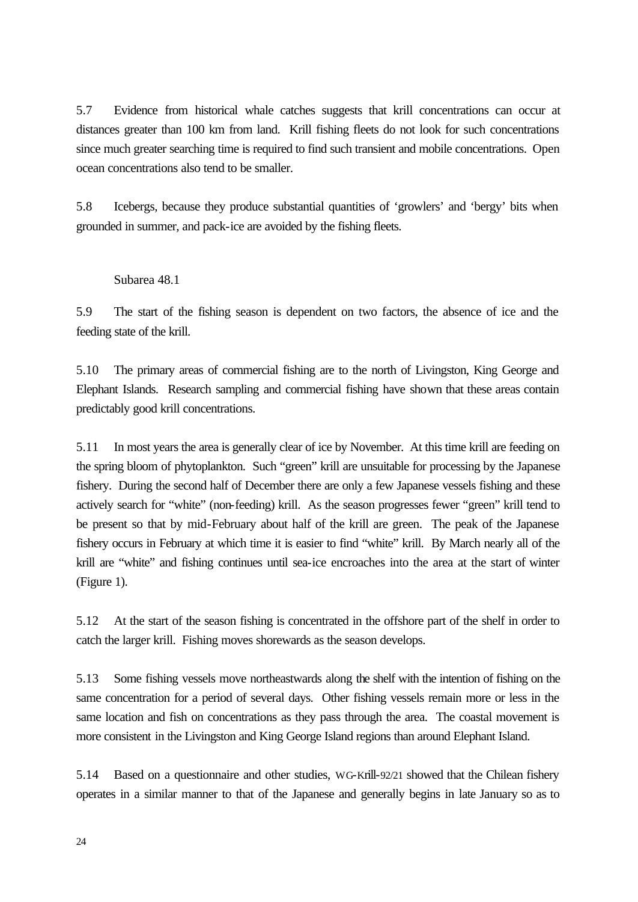5.7 Evidence from historical whale catches suggests that krill concentrations can occur at distances greater than 100 km from land. Krill fishing fleets do not look for such concentrations since much greater searching time is required to find such transient and mobile concentrations. Open ocean concentrations also tend to be smaller.

5.8 Icebergs, because they produce substantial quantities of 'growlers' and 'bergy' bits when grounded in summer, and pack-ice are avoided by the fishing fleets.

### Subarea 48.1

5.9 The start of the fishing season is dependent on two factors, the absence of ice and the feeding state of the krill.

5.10 The primary areas of commercial fishing are to the north of Livingston, King George and Elephant Islands. Research sampling and commercial fishing have shown that these areas contain predictably good krill concentrations.

5.11 In most years the area is generally clear of ice by November. At this time krill are feeding on the spring bloom of phytoplankton. Such "green" krill are unsuitable for processing by the Japanese fishery. During the second half of December there are only a few Japanese vessels fishing and these actively search for "white" (non-feeding) krill. As the season progresses fewer "green" krill tend to be present so that by mid-February about half of the krill are green. The peak of the Japanese fishery occurs in February at which time it is easier to find "white" krill. By March nearly all of the krill are "white" and fishing continues until sea-ice encroaches into the area at the start of winter (Figure 1).

5.12 At the start of the season fishing is concentrated in the offshore part of the shelf in order to catch the larger krill. Fishing moves shorewards as the season develops.

5.13 Some fishing vessels move northeastwards along the shelf with the intention of fishing on the same concentration for a period of several days. Other fishing vessels remain more or less in the same location and fish on concentrations as they pass through the area. The coastal movement is more consistent in the Livingston and King George Island regions than around Elephant Island.

5.14 Based on a questionnaire and other studies, WG-Krill-92/21 showed that the Chilean fishery operates in a similar manner to that of the Japanese and generally begins in late January so as to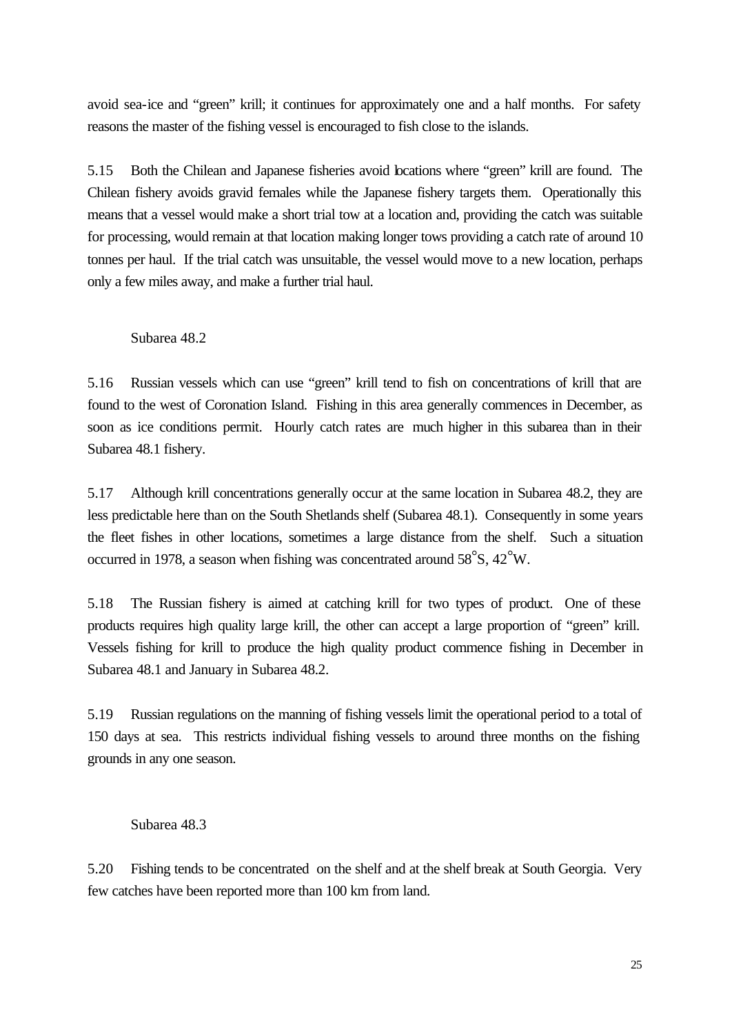avoid sea-ice and "green" krill; it continues for approximately one and a half months. For safety reasons the master of the fishing vessel is encouraged to fish close to the islands.

5.15 Both the Chilean and Japanese fisheries avoid locations where "green" krill are found. The Chilean fishery avoids gravid females while the Japanese fishery targets them. Operationally this means that a vessel would make a short trial tow at a location and, providing the catch was suitable for processing, would remain at that location making longer tows providing a catch rate of around 10 tonnes per haul. If the trial catch was unsuitable, the vessel would move to a new location, perhaps only a few miles away, and make a further trial haul.

### Subarea 48.2

5.16 Russian vessels which can use "green" krill tend to fish on concentrations of krill that are found to the west of Coronation Island. Fishing in this area generally commences in December, as soon as ice conditions permit. Hourly catch rates are much higher in this subarea than in their Subarea 48.1 fishery.

5.17 Although krill concentrations generally occur at the same location in Subarea 48.2, they are less predictable here than on the South Shetlands shelf (Subarea 48.1). Consequently in some years the fleet fishes in other locations, sometimes a large distance from the shelf. Such a situation occurred in 1978, a season when fishing was concentrated around 58°S, 42°W.

5.18 The Russian fishery is aimed at catching krill for two types of product. One of these products requires high quality large krill, the other can accept a large proportion of "green" krill. Vessels fishing for krill to produce the high quality product commence fishing in December in Subarea 48.1 and January in Subarea 48.2.

5.19 Russian regulations on the manning of fishing vessels limit the operational period to a total of 150 days at sea. This restricts individual fishing vessels to around three months on the fishing grounds in any one season.

### Subarea 48.3

5.20 Fishing tends to be concentrated on the shelf and at the shelf break at South Georgia. Very few catches have been reported more than 100 km from land.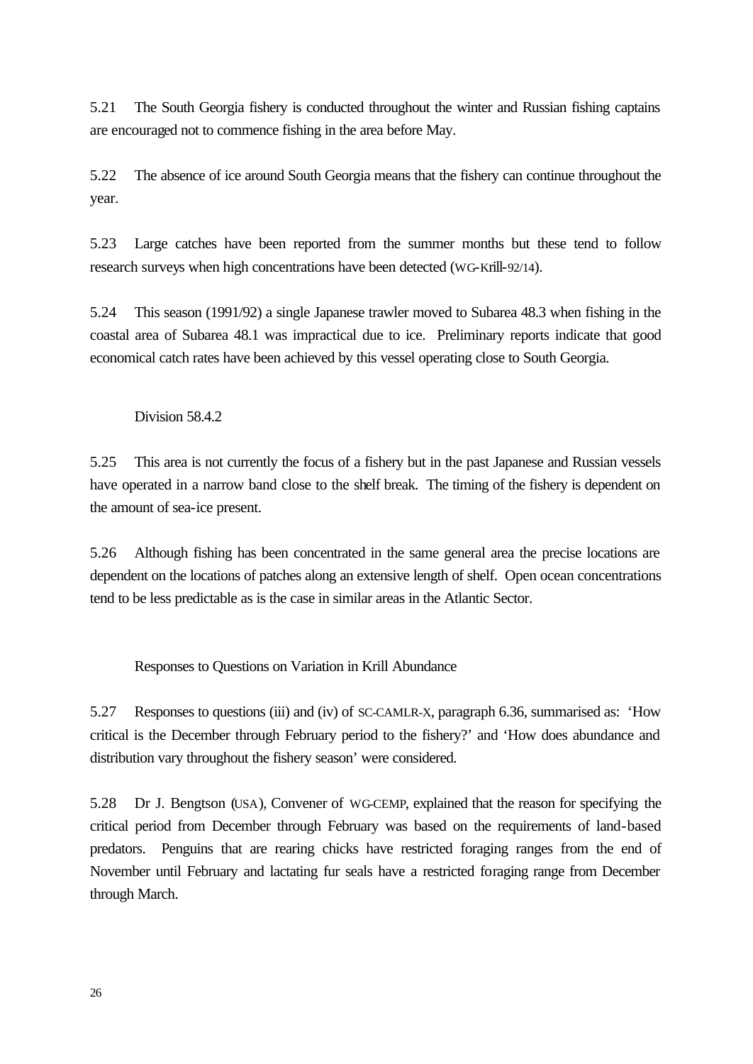5.21 The South Georgia fishery is conducted throughout the winter and Russian fishing captains are encouraged not to commence fishing in the area before May.

5.22 The absence of ice around South Georgia means that the fishery can continue throughout the year.

5.23 Large catches have been reported from the summer months but these tend to follow research surveys when high concentrations have been detected (WG-Krill-92/14).

5.24 This season (1991/92) a single Japanese trawler moved to Subarea 48.3 when fishing in the coastal area of Subarea 48.1 was impractical due to ice. Preliminary reports indicate that good economical catch rates have been achieved by this vessel operating close to South Georgia.

### Division 58.4.2

5.25 This area is not currently the focus of a fishery but in the past Japanese and Russian vessels have operated in a narrow band close to the shelf break. The timing of the fishery is dependent on the amount of sea-ice present.

5.26 Although fishing has been concentrated in the same general area the precise locations are dependent on the locations of patches along an extensive length of shelf. Open ocean concentrations tend to be less predictable as is the case in similar areas in the Atlantic Sector.

### Responses to Questions on Variation in Krill Abundance

5.27 Responses to questions (iii) and (iv) of SC-CAMLR-X, paragraph 6.36, summarised as: 'How critical is the December through February period to the fishery?' and 'How does abundance and distribution vary throughout the fishery season' were considered.

5.28 Dr J. Bengtson (USA), Convener of WG-CEMP, explained that the reason for specifying the critical period from December through February was based on the requirements of land-based predators. Penguins that are rearing chicks have restricted foraging ranges from the end of November until February and lactating fur seals have a restricted foraging range from December through March.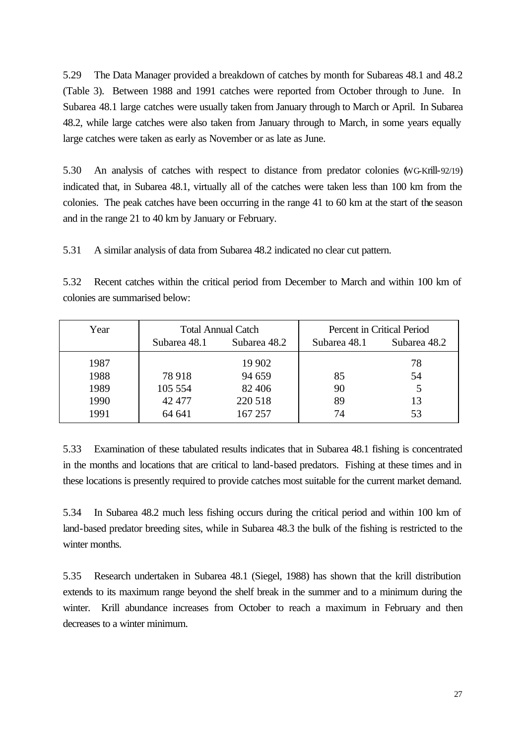5.29 The Data Manager provided a breakdown of catches by month for Subareas 48.1 and 48.2 (Table 3). Between 1988 and 1991 catches were reported from October through to June. In Subarea 48.1 large catches were usually taken from January through to March or April. In Subarea 48.2, while large catches were also taken from January through to March, in some years equally large catches were taken as early as November or as late as June.

5.30 An analysis of catches with respect to distance from predator colonies (WG-Krill-92/19) indicated that, in Subarea 48.1, virtually all of the catches were taken less than 100 km from the colonies. The peak catches have been occurring in the range 41 to 60 km at the start of the season and in the range 21 to 40 km by January or February.

5.31 A similar analysis of data from Subarea 48.2 indicated no clear cut pattern.

5.32 Recent catches within the critical period from December to March and within 100 km of colonies are summarised below:

| Year | Total Annual Catch | | Percent in Critical Period | |
|---|---|---|---|---|
| | Subarea 48.1 | Subarea 48.2 | Subarea 48.1 | Subarea 48.2 |
| 1987 | | 19 902 | | 78 |
| 1988 | 78 918 | 94 659 | 85 | 54 |
| 1989 | 105 554 | 82 406 | 90 | 5 |
| 1990 | 42 477 | 220 518 | 89 | 13 |
| 1991 | 64 641 | 167 257 | 74 | 53 |

5.33 Examination of these tabulated results indicates that in Subarea 48.1 fishing is concentrated in the months and locations that are critical to land-based predators. Fishing at these times and in these locations is presently required to provide catches most suitable for the current market demand.

5.34 In Subarea 48.2 much less fishing occurs during the critical period and within 100 km of land-based predator breeding sites, while in Subarea 48.3 the bulk of the fishing is restricted to the winter months.

5.35 Research undertaken in Subarea 48.1 (Siegel, 1988) has shown that the krill distribution extends to its maximum range beyond the shelf break in the summer and to a minimum during the winter. Krill abundance increases from October to reach a maximum in February and then decreases to a winter minimum.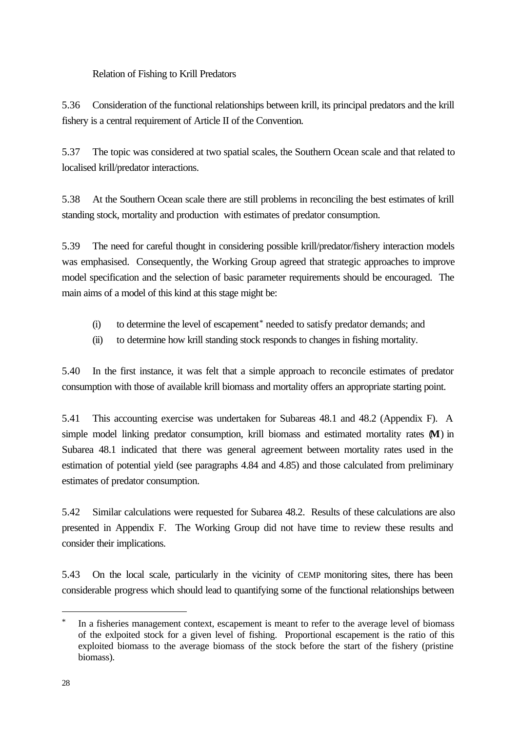### Relation of Fishing to Krill Predators

5.36 Consideration of the functional relationships between krill, its principal predators and the krill fishery is a central requirement of Article II of the Convention.

5.37 The topic was considered at two spatial scales, the Southern Ocean scale and that related to localised krill/predator interactions.

5.38 At the Southern Ocean scale there are still problems in reconciling the best estimates of krill standing stock, mortality and production with estimates of predator consumption.

5.39 The need for careful thought in considering possible krill/predator/fishery interaction models was emphasised. Consequently, the Working Group agreed that strategic approaches to improve model specification and the selection of basic parameter requirements should be encouraged. The main aims of a model of this kind at this stage might be:

(i) to determine the level of escapement* needed to satisfy predator demands; and

(ii) to determine how krill standing stock responds to changes in fishing mortality.

5.40 In the first instance, it was felt that a simple approach to reconcile estimates of predator consumption with those of available krill biomass and mortality offers an appropriate starting point.

5.41 This accounting exercise was undertaken for Subareas 48.1 and 48.2 (Appendix F). A simple model linking predator consumption, krill biomass and estimated mortality rates (**M**) in Subarea 48.1 indicated that there was general agreement between mortality rates used in the estimation of potential yield (see paragraphs 4.84 and 4.85) and those calculated from preliminary estimates of predator consumption.

5.42 Similar calculations were requested for Subarea 48.2. Results of these calculations are also presented in Appendix F. The Working Group did not have time to review these results and consider their implications.

5.43 On the local scale, particularly in the vicinity of CEMP monitoring sites, there has been considerable progress which should lead to quantifying some of the functional relationships between

---

* In a fisheries management context, escapement is meant to refer to the average level of biomass of the exlpoited stock for a given level of fishing. Proportional escapement is the ratio of this exploited biomass to the average biomass of the stock before the start of the fishery (pristine biomass).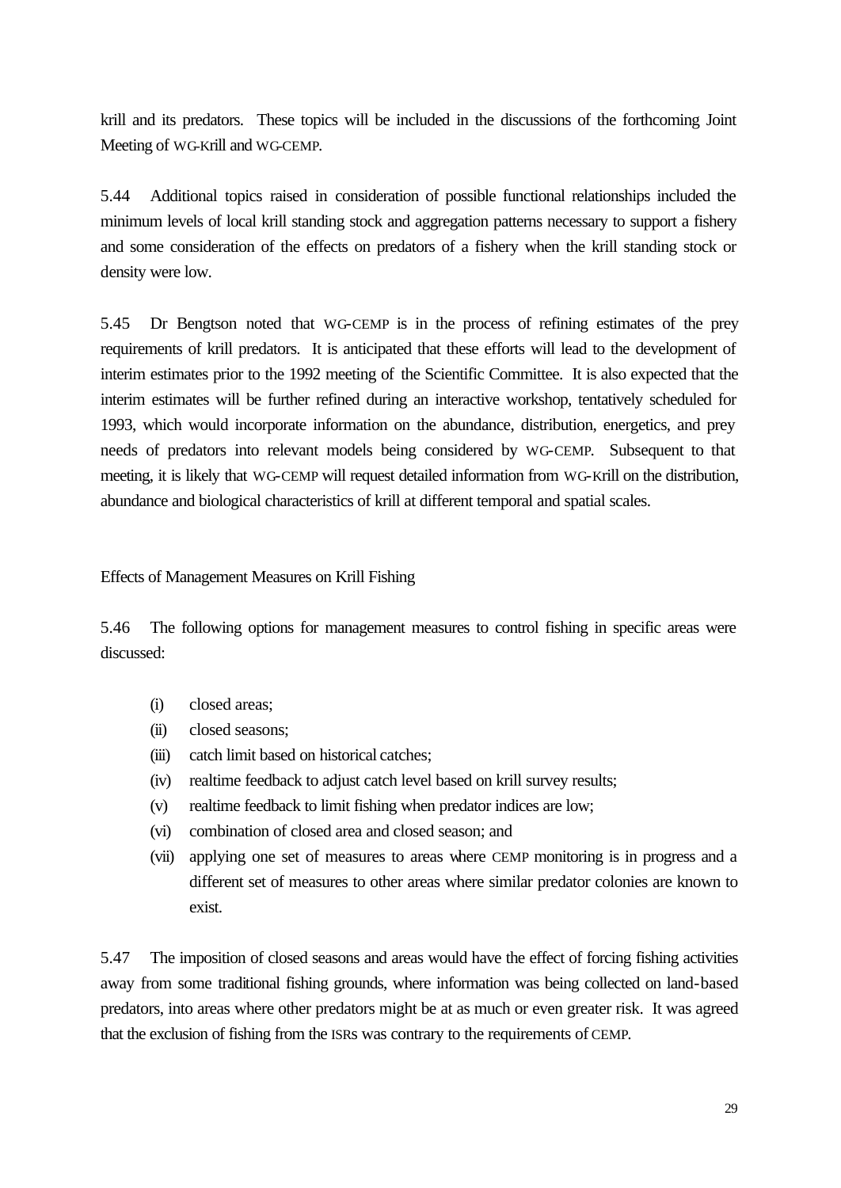krill and its predators. These topics will be included in the discussions of the forthcoming Joint Meeting of WG-Krill and WG-CEMP.

5.44 Additional topics raised in consideration of possible functional relationships included the minimum levels of local krill standing stock and aggregation patterns necessary to support a fishery and some consideration of the effects on predators of a fishery when the krill standing stock or density were low.

5.45 Dr Bengtson noted that WG-CEMP is in the process of refining estimates of the prey requirements of krill predators. It is anticipated that these efforts will lead to the development of interim estimates prior to the 1992 meeting of the Scientific Committee. It is also expected that the interim estimates will be further refined during an interactive workshop, tentatively scheduled for 1993, which would incorporate information on the abundance, distribution, energetics, and prey needs of predators into relevant models being considered by WG-CEMP. Subsequent to that meeting, it is likely that WG-CEMP will request detailed information from WG-Krill on the distribution, abundance and biological characteristics of krill at different temporal and spatial scales.

### Effects of Management Measures on Krill Fishing

5.46 The following options for management measures to control fishing in specific areas were discussed:

- (i) closed areas;
- (ii) closed seasons;
- (iii) catch limit based on historical catches;
- (iv) realtime feedback to adjust catch level based on krill survey results;
- (v) realtime feedback to limit fishing when predator indices are low;
- (vi) combination of closed area and closed season; and
- (vii) applying one set of measures to areas where CEMP monitoring is in progress and a different set of measures to other areas where similar predator colonies are known to exist.

5.47 The imposition of closed seasons and areas would have the effect of forcing fishing activities away from some traditional fishing grounds, where information was being collected on land-based predators, into areas where other predators might be at as much or even greater risk. It was agreed that the exclusion of fishing from the ISRs was contrary to the requirements of CEMP.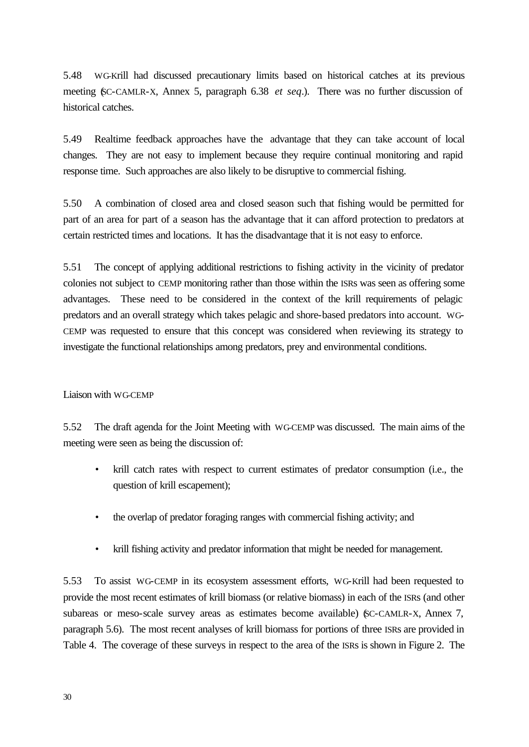5.48 WG-Krill had discussed precautionary limits based on historical catches at its previous meeting (SC-CAMLR-X, Annex 5, paragraph 6.38 *et seq*.). There was no further discussion of historical catches.

5.49 Realtime feedback approaches have the advantage that they can take account of local changes. They are not easy to implement because they require continual monitoring and rapid response time. Such approaches are also likely to be disruptive to commercial fishing.

5.50 A combination of closed area and closed season such that fishing would be permitted for part of an area for part of a season has the advantage that it can afford protection to predators at certain restricted times and locations. It has the disadvantage that it is not easy to enforce.

5.51 The concept of applying additional restrictions to fishing activity in the vicinity of predator colonies not subject to CEMP monitoring rather than those within the ISRs was seen as offering some advantages. These need to be considered in the context of the krill requirements of pelagic predators and an overall strategy which takes pelagic and shore-based predators into account. WG-CEMP was requested to ensure that this concept was considered when reviewing its strategy to investigate the functional relationships among predators, prey and environmental conditions.

Liaison with WG-CEMP

5.52 The draft agenda for the Joint Meeting with WG-CEMP was discussed. The main aims of the meeting were seen as being the discussion of:

- krill catch rates with respect to current estimates of predator consumption (i.e., the question of krill escapement);
- the overlap of predator foraging ranges with commercial fishing activity; and
- krill fishing activity and predator information that might be needed for management.

5.53 To assist WG-CEMP in its ecosystem assessment efforts, WG-Krill had been requested to provide the most recent estimates of krill biomass (or relative biomass) in each of the ISRs (and other subareas or meso-scale survey areas as estimates become available) (SC-CAMLR-X, Annex 7, paragraph 5.6). The most recent analyses of krill biomass for portions of three ISRs are provided in Table 4. The coverage of these surveys in respect to the area of the ISRs is shown in Figure 2. The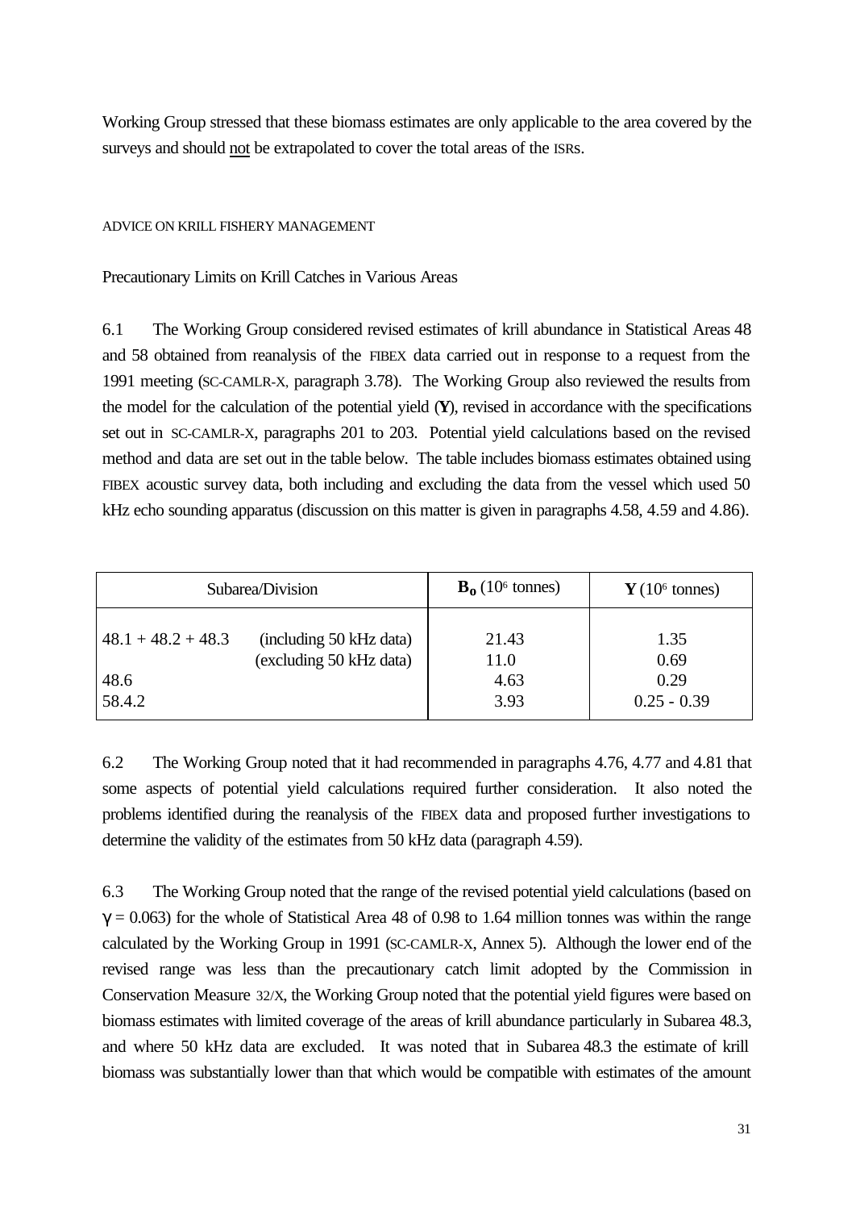Working Group stressed that these biomass estimates are only applicable to the area covered by the surveys and should not be extrapolated to cover the total areas of the ISRs.

## ADVICE ON KRILL FISHERY MANAGEMENT

### Precautionary Limits on Krill Catches in Various Areas

6.1 The Working Group considered revised estimates of krill abundance in Statistical Areas 48 and 58 obtained from reanalysis of the FIBEX data carried out in response to a request from the 1991 meeting (SC-CAMLR-X, paragraph 3.78). The Working Group also reviewed the results from the model for the calculation of the potential yield (**Y**), revised in accordance with the specifications set out in SC-CAMLR-X, paragraphs 201 to 203. Potential yield calculations based on the revised method and data are set out in the table below. The table includes biomass estimates obtained using FIBEX acoustic survey data, both including and excluding the data from the vessel which used 50 kHz echo sounding apparatus (discussion on this matter is given in paragraphs 4.58, 4.59 and 4.86).

| Subarea/Division | | $\mathbf{B_0}$ ($10^6$ tonnes) | **Y** ($10^6$ tonnes) |
|---|---|---|---|
| 48.1 + 48.2 + 48.3 | (including 50 kHz data) | 21.43 | 1.35 |
| | (excluding 50 kHz data) | 11.0 | 0.69 |
| 48.6 | | 4.63 | 0.29 |
| 58.4.2 | | 3.93 | 0.25 - 0.39 |

6.2 The Working Group noted that it had recommended in paragraphs 4.76, 4.77 and 4.81 that some aspects of potential yield calculations required further consideration. It also noted the problems identified during the reanalysis of the FIBEX data and proposed further investigations to determine the validity of the estimates from 50 kHz data (paragraph 4.59).

6.3 The Working Group noted that the range of the revised potential yield calculations (based on $\gamma = 0.063$) for the whole of Statistical Area 48 of 0.98 to 1.64 million tonnes was within the range calculated by the Working Group in 1991 (SC-CAMLR-X, Annex 5). Although the lower end of the revised range was less than the precautionary catch limit adopted by the Commission in Conservation Measure 32/X, the Working Group noted that the potential yield figures were based on biomass estimates with limited coverage of the areas of krill abundance particularly in Subarea 48.3, and where 50 kHz data are excluded. It was noted that in Subarea 48.3 the estimate of krill biomass was substantially lower than that which would be compatible with estimates of the amount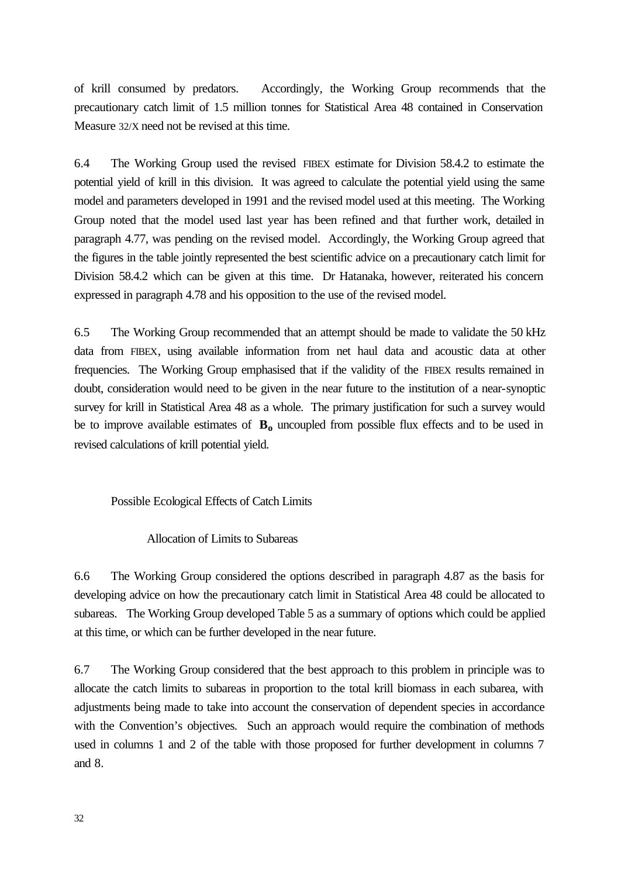of krill consumed by predators. Accordingly, the Working Group recommends that the precautionary catch limit of 1.5 million tonnes for Statistical Area 48 contained in Conservation Measure 32/X need not be revised at this time.

6.4 The Working Group used the revised FIBEX estimate for Division 58.4.2 to estimate the potential yield of krill in this division. It was agreed to calculate the potential yield using the same model and parameters developed in 1991 and the revised model used at this meeting. The Working Group noted that the model used last year has been refined and that further work, detailed in paragraph 4.77, was pending on the revised model. Accordingly, the Working Group agreed that the figures in the table jointly represented the best scientific advice on a precautionary catch limit for Division 58.4.2 which can be given at this time. Dr Hatanaka, however, reiterated his concern expressed in paragraph 4.78 and his opposition to the use of the revised model.

6.5 The Working Group recommended that an attempt should be made to validate the 50 kHz data from FIBEX, using available information from net haul data and acoustic data at other frequencies. The Working Group emphasised that if the validity of the FIBEX results remained in doubt, consideration would need to be given in the near future to the institution of a near-synoptic survey for krill in Statistical Area 48 as a whole. The primary justification for such a survey would be to improve available estimates of $\mathbf{B_0}$ uncoupled from possible flux effects and to be used in revised calculations of krill potential yield.

### Possible Ecological Effects of Catch Limits

#### Allocation of Limits to Subareas

6.6 The Working Group considered the options described in paragraph 4.87 as the basis for developing advice on how the precautionary catch limit in Statistical Area 48 could be allocated to subareas. The Working Group developed Table 5 as a summary of options which could be applied at this time, or which can be further developed in the near future.

6.7 The Working Group considered that the best approach to this problem in principle was to allocate the catch limits to subareas in proportion to the total krill biomass in each subarea, with adjustments being made to take into account the conservation of dependent species in accordance with the Convention's objectives. Such an approach would require the combination of methods used in columns 1 and 2 of the table with those proposed for further development in columns 7 and 8.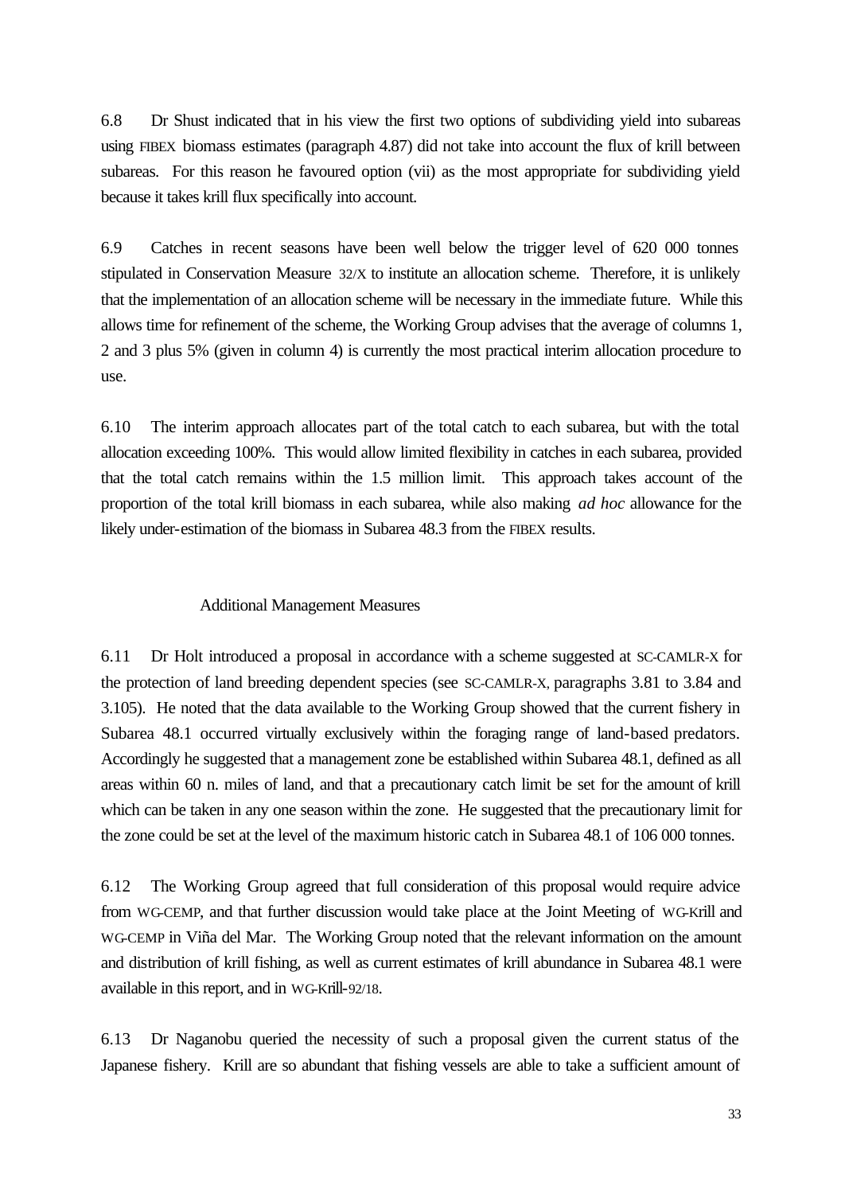6.8 Dr Shust indicated that in his view the first two options of subdividing yield into subareas using FIBEX biomass estimates (paragraph 4.87) did not take into account the flux of krill between subareas. For this reason he favoured option (vii) as the most appropriate for subdividing yield because it takes krill flux specifically into account.

6.9 Catches in recent seasons have been well below the trigger level of 620 000 tonnes stipulated in Conservation Measure 32/X to institute an allocation scheme. Therefore, it is unlikely that the implementation of an allocation scheme will be necessary in the immediate future. While this allows time for refinement of the scheme, the Working Group advises that the average of columns 1, 2 and 3 plus 5% (given in column 4) is currently the most practical interim allocation procedure to use.

6.10 The interim approach allocates part of the total catch to each subarea, but with the total allocation exceeding 100%. This would allow limited flexibility in catches in each subarea, provided that the total catch remains within the 1.5 million limit. This approach takes account of the proportion of the total krill biomass in each subarea, while also making *ad hoc* allowance for the likely under-estimation of the biomass in Subarea 48.3 from the FIBEX results.

### Additional Management Measures

6.11 Dr Holt introduced a proposal in accordance with a scheme suggested at SC-CAMLR-X for the protection of land breeding dependent species (see SC-CAMLR-X, paragraphs 3.81 to 3.84 and 3.105). He noted that the data available to the Working Group showed that the current fishery in Subarea 48.1 occurred virtually exclusively within the foraging range of land-based predators. Accordingly he suggested that a management zone be established within Subarea 48.1, defined as all areas within 60 n. miles of land, and that a precautionary catch limit be set for the amount of krill which can be taken in any one season within the zone. He suggested that the precautionary limit for the zone could be set at the level of the maximum historic catch in Subarea 48.1 of 106 000 tonnes.

6.12 The Working Group agreed that full consideration of this proposal would require advice from WG-CEMP, and that further discussion would take place at the Joint Meeting of WG-Krill and WG-CEMP in Viña del Mar. The Working Group noted that the relevant information on the amount and distribution of krill fishing, as well as current estimates of krill abundance in Subarea 48.1 were available in this report, and in WG-Krill-92/18.

6.13 Dr Naganobu queried the necessity of such a proposal given the current status of the Japanese fishery. Krill are so abundant that fishing vessels are able to take a sufficient amount of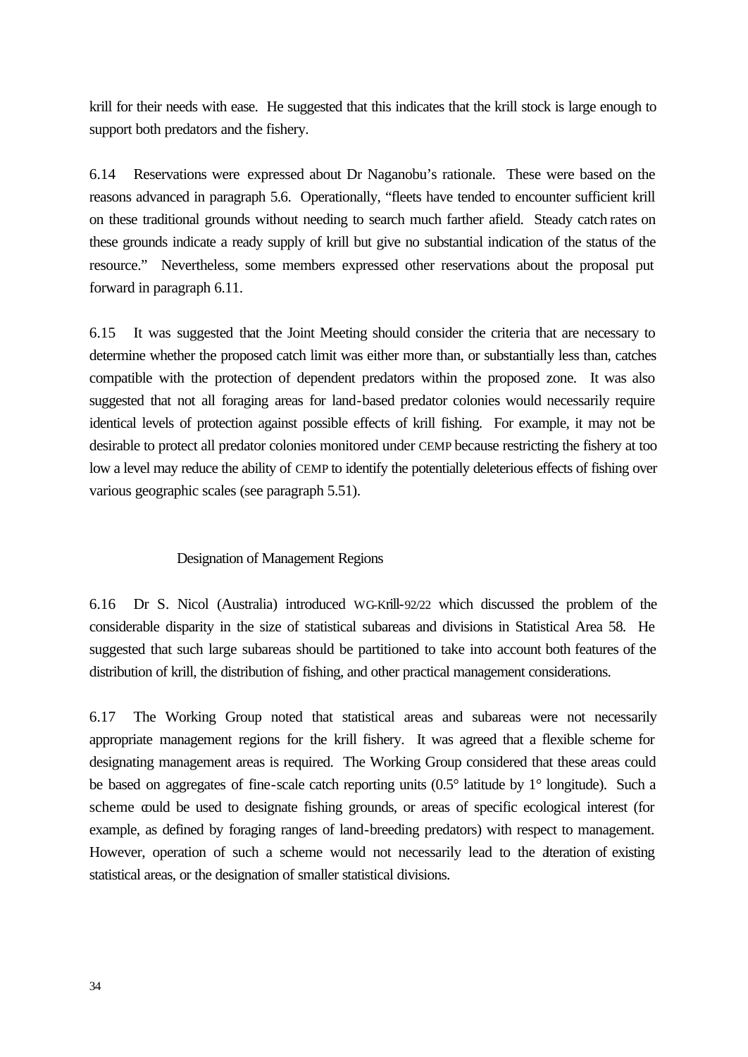krill for their needs with ease. He suggested that this indicates that the krill stock is large enough to support both predators and the fishery.

6.14 Reservations were expressed about Dr Naganobu's rationale. These were based on the reasons advanced in paragraph 5.6. Operationally, "fleets have tended to encounter sufficient krill on these traditional grounds without needing to search much farther afield. Steady catch rates on these grounds indicate a ready supply of krill but give no substantial indication of the status of the resource." Nevertheless, some members expressed other reservations about the proposal put forward in paragraph 6.11.

6.15 It was suggested that the Joint Meeting should consider the criteria that are necessary to determine whether the proposed catch limit was either more than, or substantially less than, catches compatible with the protection of dependent predators within the proposed zone. It was also suggested that not all foraging areas for land-based predator colonies would necessarily require identical levels of protection against possible effects of krill fishing. For example, it may not be desirable to protect all predator colonies monitored under CEMP because restricting the fishery at too low a level may reduce the ability of CEMP to identify the potentially deleterious effects of fishing over various geographic scales (see paragraph 5.51).

### Designation of Management Regions

6.16 Dr S. Nicol (Australia) introduced WG-Krill-92/22 which discussed the problem of the considerable disparity in the size of statistical subareas and divisions in Statistical Area 58. He suggested that such large subareas should be partitioned to take into account both features of the distribution of krill, the distribution of fishing, and other practical management considerations.

6.17 The Working Group noted that statistical areas and subareas were not necessarily appropriate management regions for the krill fishery. It was agreed that a flexible scheme for designating management areas is required. The Working Group considered that these areas could be based on aggregates of fine-scale catch reporting units (0.5° latitude by 1° longitude). Such a scheme could be used to designate fishing grounds, or areas of specific ecological interest (for example, as defined by foraging ranges of land-breeding predators) with respect to management. However, operation of such a scheme would not necessarily lead to the alteration of existing statistical areas, or the designation of smaller statistical divisions.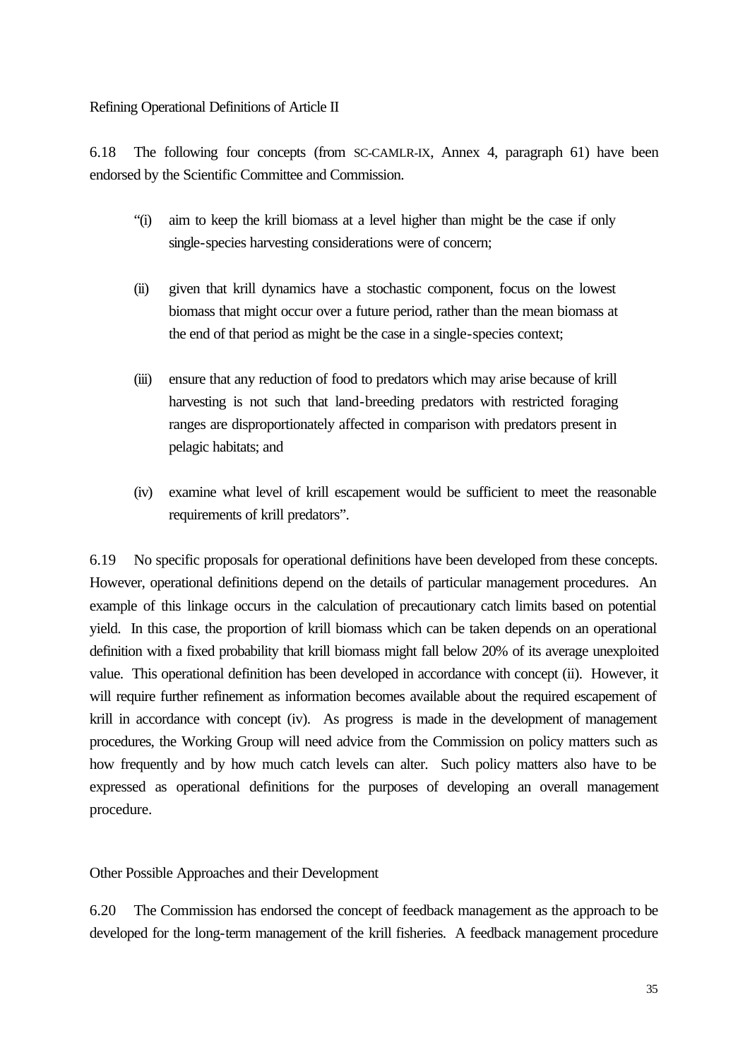Refining Operational Definitions of Article II

6.18 The following four concepts (from SC-CAMLR-IX, Annex 4, paragraph 61) have been endorsed by the Scientific Committee and Commission.

> "(i) aim to keep the krill biomass at a level higher than might be the case if only single-species harvesting considerations were of concern;
>
> (ii) given that krill dynamics have a stochastic component, focus on the lowest biomass that might occur over a future period, rather than the mean biomass at the end of that period as might be the case in a single-species context;
>
> (iii) ensure that any reduction of food to predators which may arise because of krill harvesting is not such that land-breeding predators with restricted foraging ranges are disproportionately affected in comparison with predators present in pelagic habitats; and
>
> (iv) examine what level of krill escapement would be sufficient to meet the reasonable requirements of krill predators".

6.19 No specific proposals for operational definitions have been developed from these concepts. However, operational definitions depend on the details of particular management procedures. An example of this linkage occurs in the calculation of precautionary catch limits based on potential yield. In this case, the proportion of krill biomass which can be taken depends on an operational definition with a fixed probability that krill biomass might fall below 20% of its average unexploited value. This operational definition has been developed in accordance with concept (ii). However, it will require further refinement as information becomes available about the required escapement of krill in accordance with concept (iv). As progress is made in the development of management procedures, the Working Group will need advice from the Commission on policy matters such as how frequently and by how much catch levels can alter. Such policy matters also have to be expressed as operational definitions for the purposes of developing an overall management procedure.

Other Possible Approaches and their Development

6.20 The Commission has endorsed the concept of feedback management as the approach to be developed for the long-term management of the krill fisheries. A feedback management procedure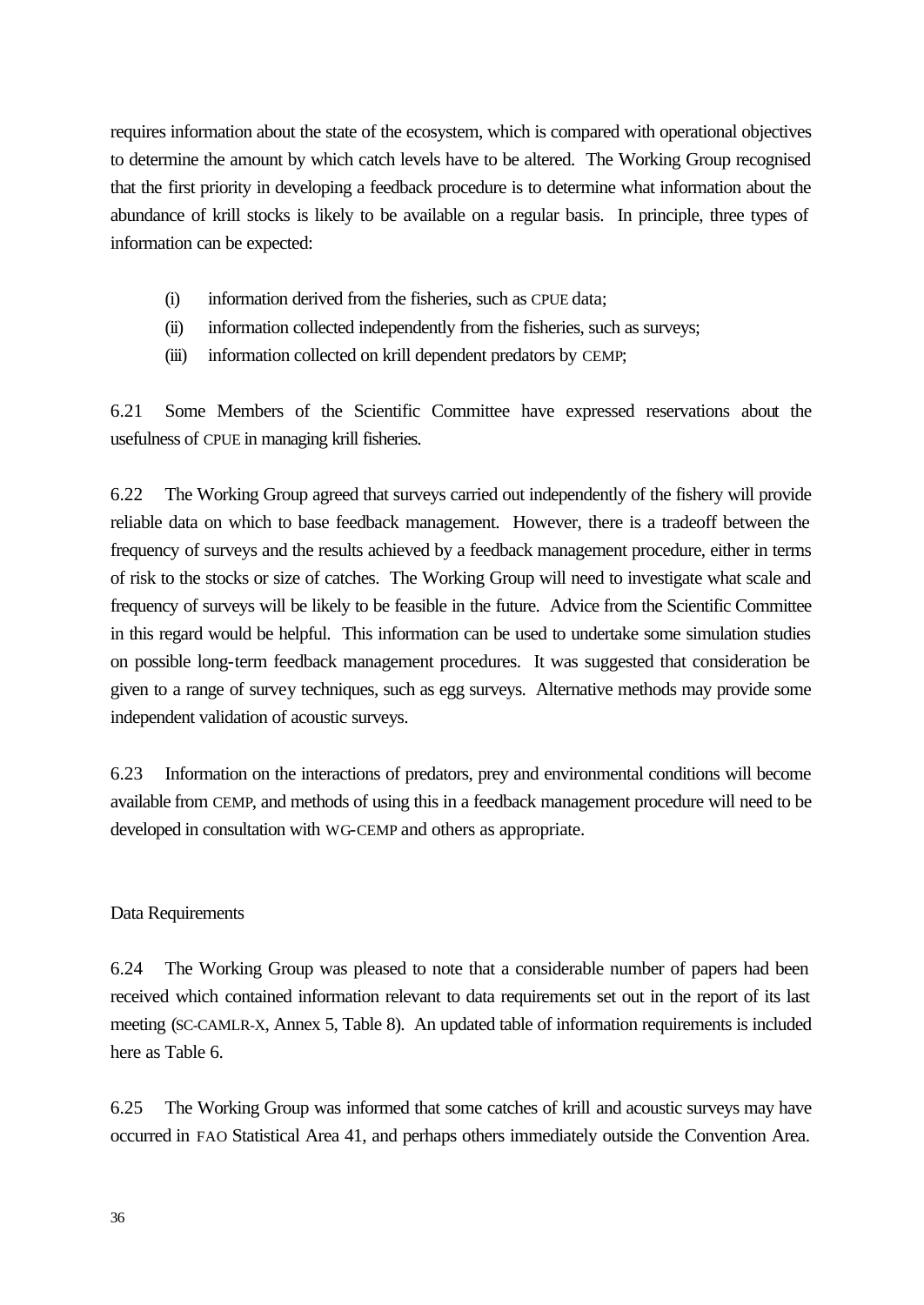requires information about the state of the ecosystem, which is compared with operational objectives to determine the amount by which catch levels have to be altered. The Working Group recognised that the first priority in developing a feedback procedure is to determine what information about the abundance of krill stocks is likely to be available on a regular basis. In principle, three types of information can be expected:

(i) information derived from the fisheries, such as CPUE data;

(ii) information collected independently from the fisheries, such as surveys;

(iii) information collected on krill dependent predators by CEMP;

6.21 Some Members of the Scientific Committee have expressed reservations about the usefulness of CPUE in managing krill fisheries.

6.22 The Working Group agreed that surveys carried out independently of the fishery will provide reliable data on which to base feedback management. However, there is a tradeoff between the frequency of surveys and the results achieved by a feedback management procedure, either in terms of risk to the stocks or size of catches. The Working Group will need to investigate what scale and frequency of surveys will be likely to be feasible in the future. Advice from the Scientific Committee in this regard would be helpful. This information can be used to undertake some simulation studies on possible long-term feedback management procedures. It was suggested that consideration be given to a range of survey techniques, such as egg surveys. Alternative methods may provide some independent validation of acoustic surveys.

6.23 Information on the interactions of predators, prey and environmental conditions will become available from CEMP, and methods of using this in a feedback management procedure will need to be developed in consultation with WG-CEMP and others as appropriate.

Data Requirements

6.24 The Working Group was pleased to note that a considerable number of papers had been received which contained information relevant to data requirements set out in the report of its last meeting (SC-CAMLR-X, Annex 5, Table 8). An updated table of information requirements is included here as Table 6.

6.25 The Working Group was informed that some catches of krill and acoustic surveys may have occurred in FAO Statistical Area 41, and perhaps others immediately outside the Convention Area.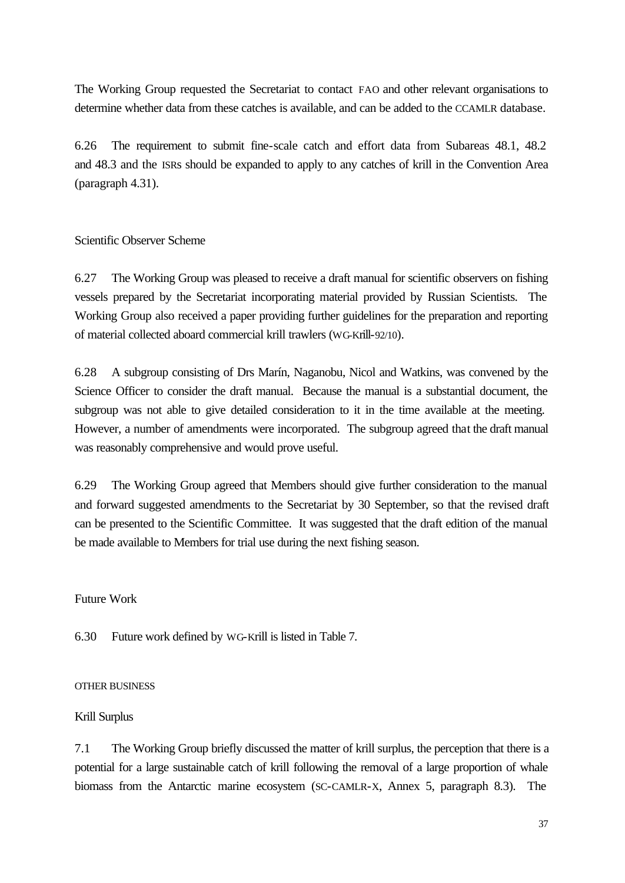The Working Group requested the Secretariat to contact FAO and other relevant organisations to determine whether data from these catches is available, and can be added to the CCAMLR database.

6.26 The requirement to submit fine-scale catch and effort data from Subareas 48.1, 48.2 and 48.3 and the ISRs should be expanded to apply to any catches of krill in the Convention Area (paragraph 4.31).

## Scientific Observer Scheme

6.27 The Working Group was pleased to receive a draft manual for scientific observers on fishing vessels prepared by the Secretariat incorporating material provided by Russian Scientists. The Working Group also received a paper providing further guidelines for the preparation and reporting of material collected aboard commercial krill trawlers (WG-Krill-92/10).

6.28 A subgroup consisting of Drs Marín, Naganobu, Nicol and Watkins, was convened by the Science Officer to consider the draft manual. Because the manual is a substantial document, the subgroup was not able to give detailed consideration to it in the time available at the meeting. However, a number of amendments were incorporated. The subgroup agreed that the draft manual was reasonably comprehensive and would prove useful.

6.29 The Working Group agreed that Members should give further consideration to the manual and forward suggested amendments to the Secretariat by 30 September, so that the revised draft can be presented to the Scientific Committee. It was suggested that the draft edition of the manual be made available to Members for trial use during the next fishing season.

## Future Work

6.30 Future work defined by WG-Krill is listed in Table 7.

# OTHER BUSINESS

## Krill Surplus

7.1 The Working Group briefly discussed the matter of krill surplus, the perception that there is a potential for a large sustainable catch of krill following the removal of a large proportion of whale biomass from the Antarctic marine ecosystem (SC-CAMLR-X, Annex 5, paragraph 8.3). The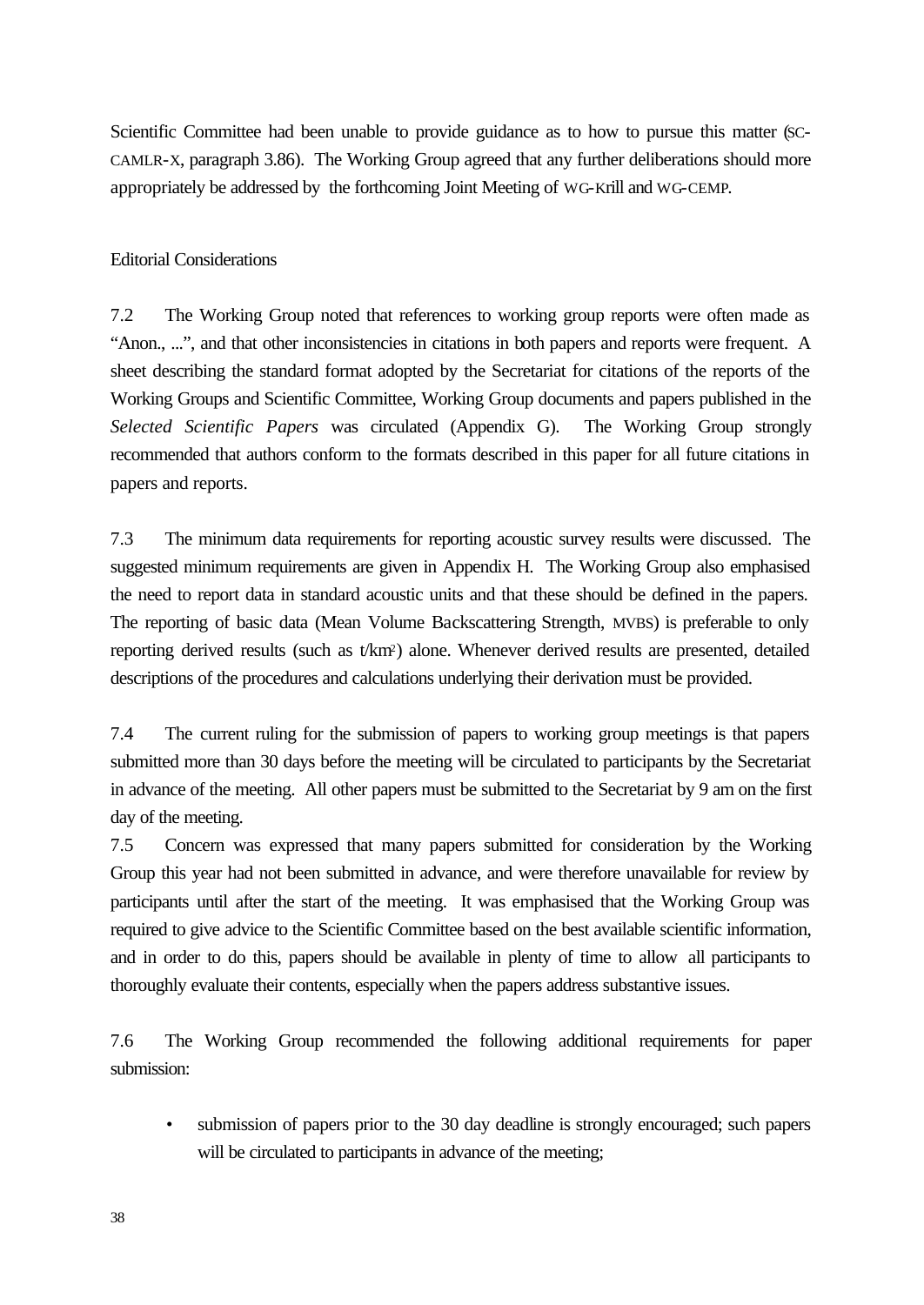Scientific Committee had been unable to provide guidance as to how to pursue this matter (SC-CAMLR-X, paragraph 3.86). The Working Group agreed that any further deliberations should more appropriately be addressed by the forthcoming Joint Meeting of WG-Krill and WG-CEMP.

Editorial Considerations

7.2 The Working Group noted that references to working group reports were often made as "Anon., ...", and that other inconsistencies in citations in both papers and reports were frequent. A sheet describing the standard format adopted by the Secretariat for citations of the reports of the Working Groups and Scientific Committee, Working Group documents and papers published in the *Selected Scientific Papers* was circulated (Appendix G). The Working Group strongly recommended that authors conform to the formats described in this paper for all future citations in papers and reports.

7.3 The minimum data requirements for reporting acoustic survey results were discussed. The suggested minimum requirements are given in Appendix H. The Working Group also emphasised the need to report data in standard acoustic units and that these should be defined in the papers. The reporting of basic data (Mean Volume Backscattering Strength, MVBS) is preferable to only reporting derived results (such as t/km$^2$) alone. Whenever derived results are presented, detailed descriptions of the procedures and calculations underlying their derivation must be provided.

7.4 The current ruling for the submission of papers to working group meetings is that papers submitted more than 30 days before the meeting will be circulated to participants by the Secretariat in advance of the meeting. All other papers must be submitted to the Secretariat by 9 am on the first day of the meeting.

7.5 Concern was expressed that many papers submitted for consideration by the Working Group this year had not been submitted in advance, and were therefore unavailable for review by participants until after the start of the meeting. It was emphasised that the Working Group was required to give advice to the Scientific Committee based on the best available scientific information, and in order to do this, papers should be available in plenty of time to allow all participants to thoroughly evaluate their contents, especially when the papers address substantive issues.

7.6 The Working Group recommended the following additional requirements for paper submission:

- submission of papers prior to the 30 day deadline is strongly encouraged; such papers will be circulated to participants in advance of the meeting;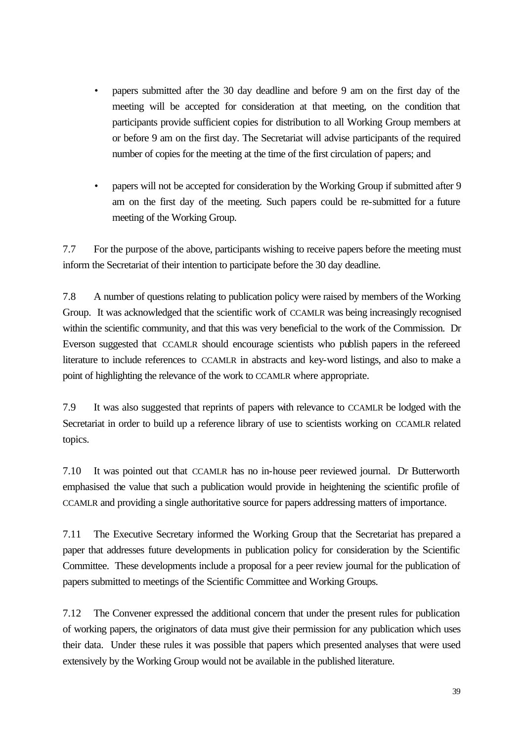- papers submitted after the 30 day deadline and before 9 am on the first day of the meeting will be accepted for consideration at that meeting, on the condition that participants provide sufficient copies for distribution to all Working Group members at or before 9 am on the first day. The Secretariat will advise participants of the required number of copies for the meeting at the time of the first circulation of papers; and

- papers will not be accepted for consideration by the Working Group if submitted after 9 am on the first day of the meeting. Such papers could be re-submitted for a future meeting of the Working Group.

7.7 For the purpose of the above, participants wishing to receive papers before the meeting must inform the Secretariat of their intention to participate before the 30 day deadline.

7.8 A number of questions relating to publication policy were raised by members of the Working Group. It was acknowledged that the scientific work of CCAMLR was being increasingly recognised within the scientific community, and that this was very beneficial to the work of the Commission. Dr Everson suggested that CCAMLR should encourage scientists who publish papers in the refereed literature to include references to CCAMLR in abstracts and key-word listings, and also to make a point of highlighting the relevance of the work to CCAMLR where appropriate.

7.9 It was also suggested that reprints of papers with relevance to CCAMLR be lodged with the Secretariat in order to build up a reference library of use to scientists working on CCAMLR related topics.

7.10 It was pointed out that CCAMLR has no in-house peer reviewed journal. Dr Butterworth emphasised the value that such a publication would provide in heightening the scientific profile of CCAMLR and providing a single authoritative source for papers addressing matters of importance.

7.11 The Executive Secretary informed the Working Group that the Secretariat has prepared a paper that addresses future developments in publication policy for consideration by the Scientific Committee. These developments include a proposal for a peer review journal for the publication of papers submitted to meetings of the Scientific Committee and Working Groups.

7.12 The Convener expressed the additional concern that under the present rules for publication of working papers, the originators of data must give their permission for any publication which uses their data. Under these rules it was possible that papers which presented analyses that were used extensively by the Working Group would not be available in the published literature.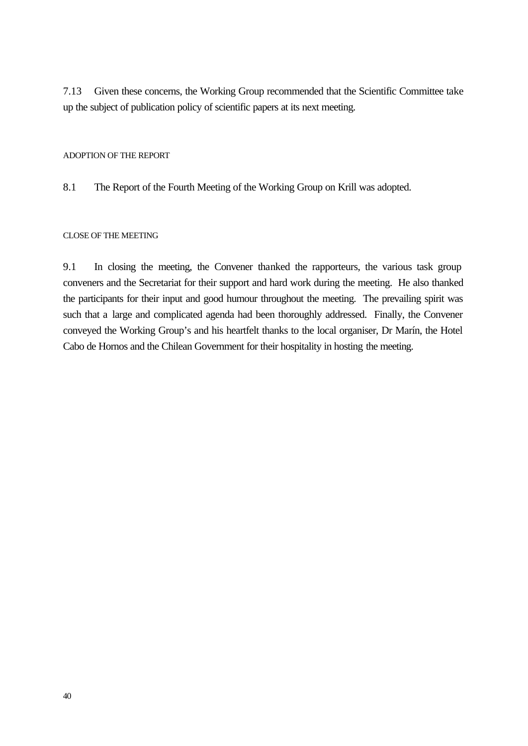7.13 Given these concerns, the Working Group recommended that the Scientific Committee take up the subject of publication policy of scientific papers at its next meeting.

## ADOPTION OF THE REPORT

8.1 The Report of the Fourth Meeting of the Working Group on Krill was adopted.

## CLOSE OF THE MEETING

9.1 In closing the meeting, the Convener thanked the rapporteurs, the various task group conveners and the Secretariat for their support and hard work during the meeting. He also thanked the participants for their input and good humour throughout the meeting. The prevailing spirit was such that a large and complicated agenda had been thoroughly addressed. Finally, the Convener conveyed the Working Group's and his heartfelt thanks to the local organiser, Dr Marín, the Hotel Cabo de Hornos and the Chilean Government for their hospitality in hosting the meeting.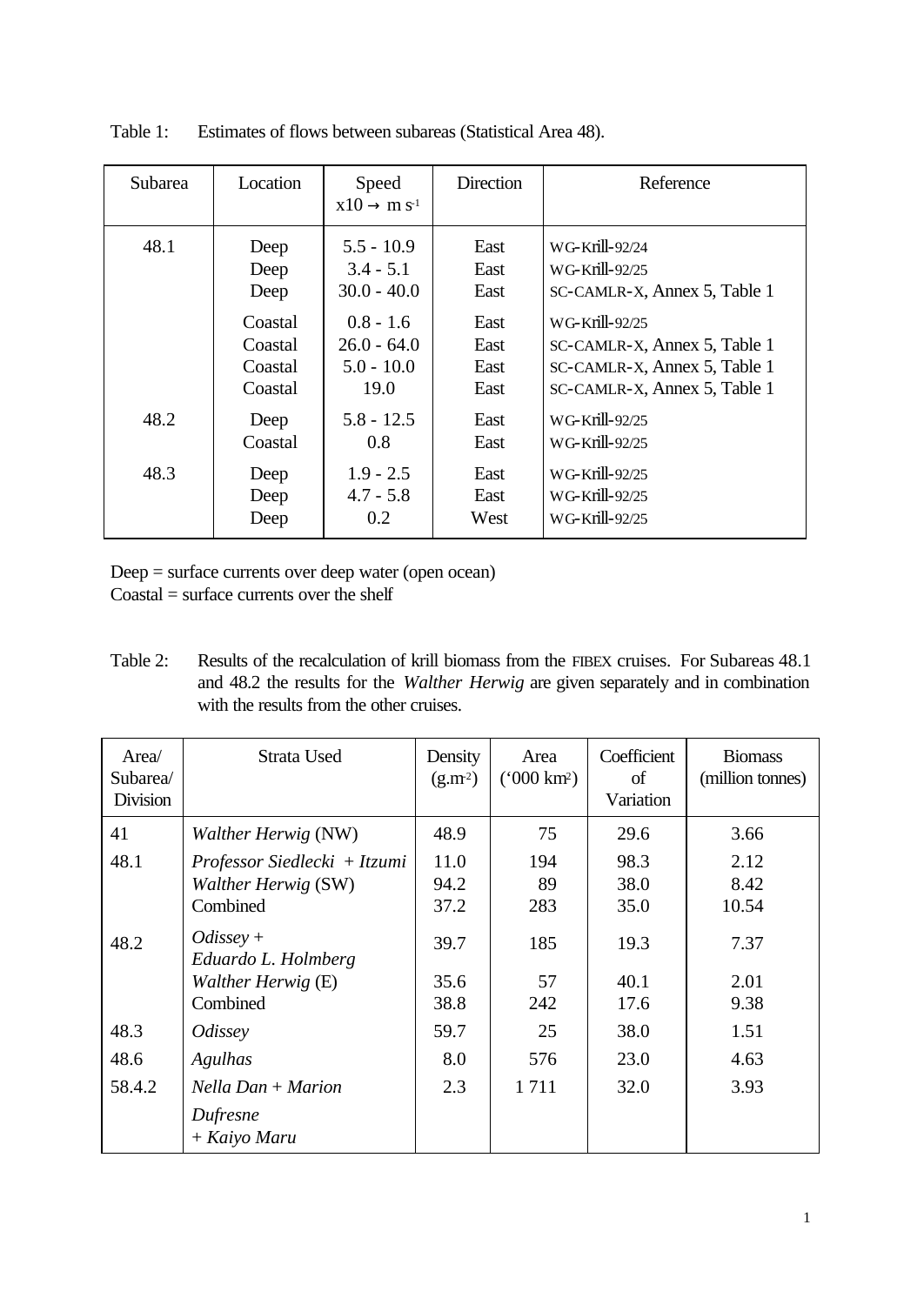Table 1: Estimates of flows between subareas (Statistical Area 48).

| Subarea | Location | Speed $x10 \rightarrow m\ s^{-1}$ | Direction | Reference |
|---|---|---|---|---|
| 48.1 | Deep | 5.5 - 10.9 | East | WG-Krill-92/24 |
| | Deep | 3.4 - 5.1 | East | WG-Krill-92/25 |
| | Deep | 30.0 - 40.0 | East | SC-CAMLR-X, Annex 5, Table 1 |
| | Coastal | 0.8 - 1.6 | East | WG-Krill-92/25 |
| | Coastal | 26.0 - 64.0 | East | SC-CAMLR-X, Annex 5, Table 1 |
| | Coastal | 5.0 - 10.0 | East | SC-CAMLR-X, Annex 5, Table 1 |
| | Coastal | 19.0 | East | SC-CAMLR-X, Annex 5, Table 1 |
| 48.2 | Deep | 5.8 - 12.5 | East | WG-Krill-92/25 |
| | Coastal | 0.8 | East | WG-Krill-92/25 |
| 48.3 | Deep | 1.9 - 2.5 | East | WG-Krill-92/25 |
| | Deep | 4.7 - 5.8 | East | WG-Krill-92/25 |
| | Deep | 0.2 | West | WG-Krill-92/25 |

Deep = surface currents over deep water (open ocean)
Coastal = surface currents over the shelf

Table 2: Results of the recalculation of krill biomass from the FIBEX cruises. For Subareas 48.1 and 48.2 the results for the *Walther Herwig* are given separately and in combination with the results from the other cruises.

| Area/ Subarea/ Division | Strata Used | Density ($g.m^{-2}$) | Area ('000 $km^2$) | Coefficient of Variation | Biomass (million tonnes) |
|---|---|---|---|---|---|
| 41 | *Walther Herwig* (NW) | 48.9 | 75 | 29.6 | 3.66 |
| 48.1 | *Professor Siedlecki + Itzumi* | 11.0 | 194 | 98.3 | 2.12 |
| | *Walther Herwig* (SW) | 94.2 | 89 | 38.0 | 8.42 |
| | Combined | 37.2 | 283 | 35.0 | 10.54 |
| 48.2 | *Odissey + Eduardo L. Holmberg* | 39.7 | 185 | 19.3 | 7.37 |
| | *Walther Herwig* (E) | 35.6 | 57 | 40.1 | 2.01 |
| | Combined | 38.8 | 242 | 17.6 | 9.38 |
| 48.3 | *Odissey* | 59.7 | 25 | 38.0 | 1.51 |
| 48.6 | *Agulhas* | 8.0 | 576 | 23.0 | 4.63 |
| 58.4.2 | *Nella Dan + Marion Dufresne + Kaiyo Maru* | 2.3 | 1 711 | 32.0 | 3.93 |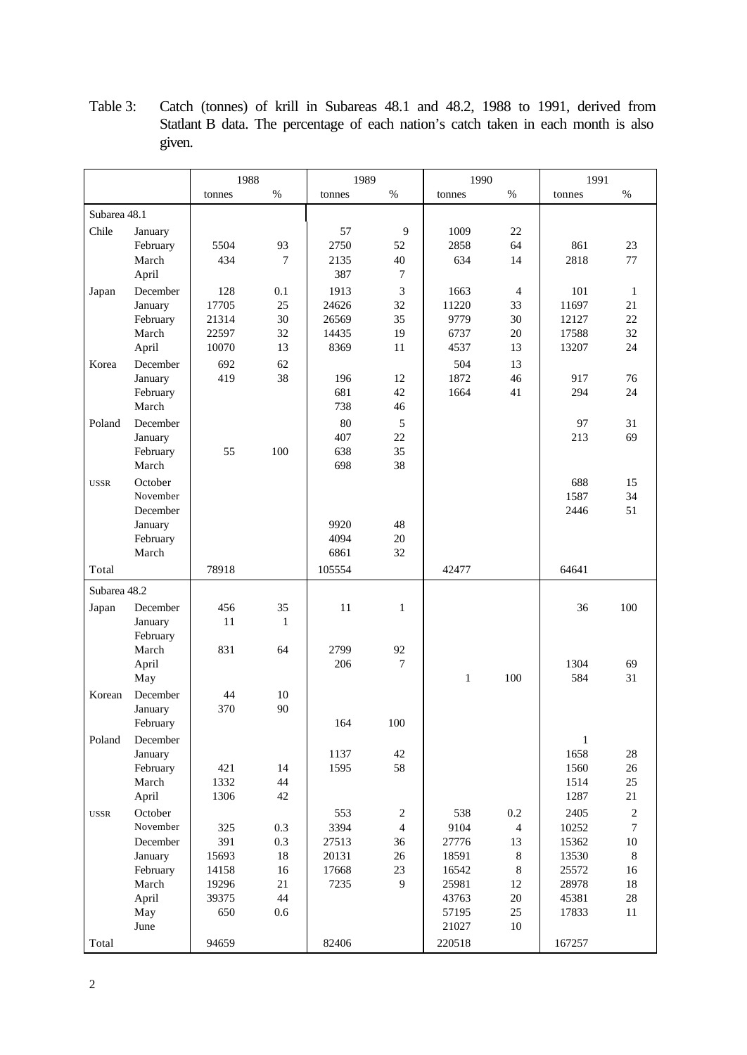Table 3: Catch (tonnes) of krill in Subareas 48.1 and 48.2, 1988 to 1991, derived from Statlant B data. The percentage of each nation's catch taken in each month is also given.

| | | 1988 | | 1989 | | 1990 | | 1991 | |
|---|---|---|---|---|---|---|---|---|---|
| | | tonnes | % | tonnes | % | tonnes | % | tonnes | % |
| Subarea 48.1 | | | | | | | | | |
| Chile | January | | | 57 | 9 | 1009 | 22 | | |
| | February | 5504 | 93 | 2750 | 52 | 2858 | 64 | 861 | 23 |
| | March | 434 | 7 | 2135 | 40 | 634 | 14 | 2818 | 77 |
| | April | | | 387 | 7 | | | | |
| Japan | December | 128 | 0.1 | 1913 | 3 | 1663 | 4 | 101 | 1 |
| | January | 17705 | 25 | 24626 | 32 | 11220 | 33 | 11697 | 21 |
| | February | 21314 | 30 | 26569 | 35 | 9779 | 30 | 12127 | 22 |
| | March | 22597 | 32 | 14435 | 19 | 6737 | 20 | 17588 | 32 |
| | April | 10070 | 13 | 8369 | 11 | 4537 | 13 | 13207 | 24 |
| Korea | December | 692 | 62 | | | 504 | 13 | | |
| | January | 419 | 38 | 196 | 12 | 1872 | 46 | 917 | 76 |
| | February | | | 681 | 42 | 1664 | 41 | 294 | 24 |
| | March | | | 738 | 46 | | | | |
| Poland | December | | | 80 | 5 | | | 97 | 31 |
| | January | | | 407 | 22 | | | 213 | 69 |
| | February | 55 | 100 | 638 | 35 | | | | |
| | March | | | 698 | 38 | | | | |
| USSR | October | | | | | | | 688 | 15 |
| | November | | | | | | | 1587 | 34 |
| | December | | | | | | | 2446 | 51 |
| | January | | | 9920 | 48 | | | | |
| | February | | | 4094 | 20 | | | | |
| | March | | | 6861 | 32 | | | | |
| Total | | 78918 | | 105554 | | 42477 | | 64641 | |
| Subarea 48.2 | | | | | | | | | |
| Japan | December | 456 | 35 | 11 | 1 | | | 36 | 100 |
| | January | 11 | 1 | | | | | | |
| | February | | | | | | | | |
| | March | 831 | 64 | 2799 | 92 | | | | |
| | April | | | 206 | 7 | | | 1304 | 69 |
| | May | | | | | 1 | 100 | 584 | 31 |
| Korean | December | 44 | 10 | | | | | | |
| | January | 370 | 90 | | | | | | |
| | February | | | 164 | 100 | | | | |
| Poland | December | | | | | | | 1 | |
| | January | | | 1137 | 42 | | | 1658 | 28 |
| | February | 421 | 14 | 1595 | 58 | | | 1560 | 26 |
| | March | 1332 | 44 | | | | | 1514 | 25 |
| | April | 1306 | 42 | | | | | 1287 | 21 |
| USSR | October | | | 553 | 2 | 538 | 0.2 | 2405 | 2 |
| | November | 325 | 0.3 | 3394 | 4 | 9104 | 4 | 10252 | 7 |
| | December | 391 | 0.3 | 27513 | 36 | 27776 | 13 | 15362 | 10 |
| | January | 15693 | 18 | 20131 | 26 | 18591 | 8 | 13530 | 8 |
| | February | 14158 | 16 | 17668 | 23 | 16542 | 8 | 25572 | 16 |
| | March | 19296 | 21 | 7235 | 9 | 25981 | 12 | 28978 | 18 |
| | April | 39375 | 44 | | | 43763 | 20 | 45381 | 28 |
| | May | 650 | 0.6 | | | 57195 | 25 | 17833 | 11 |
| | June | | | | | 21027 | 10 | | |
| Total | | 94659 | | 82406 | | 220518 | | 167257 | |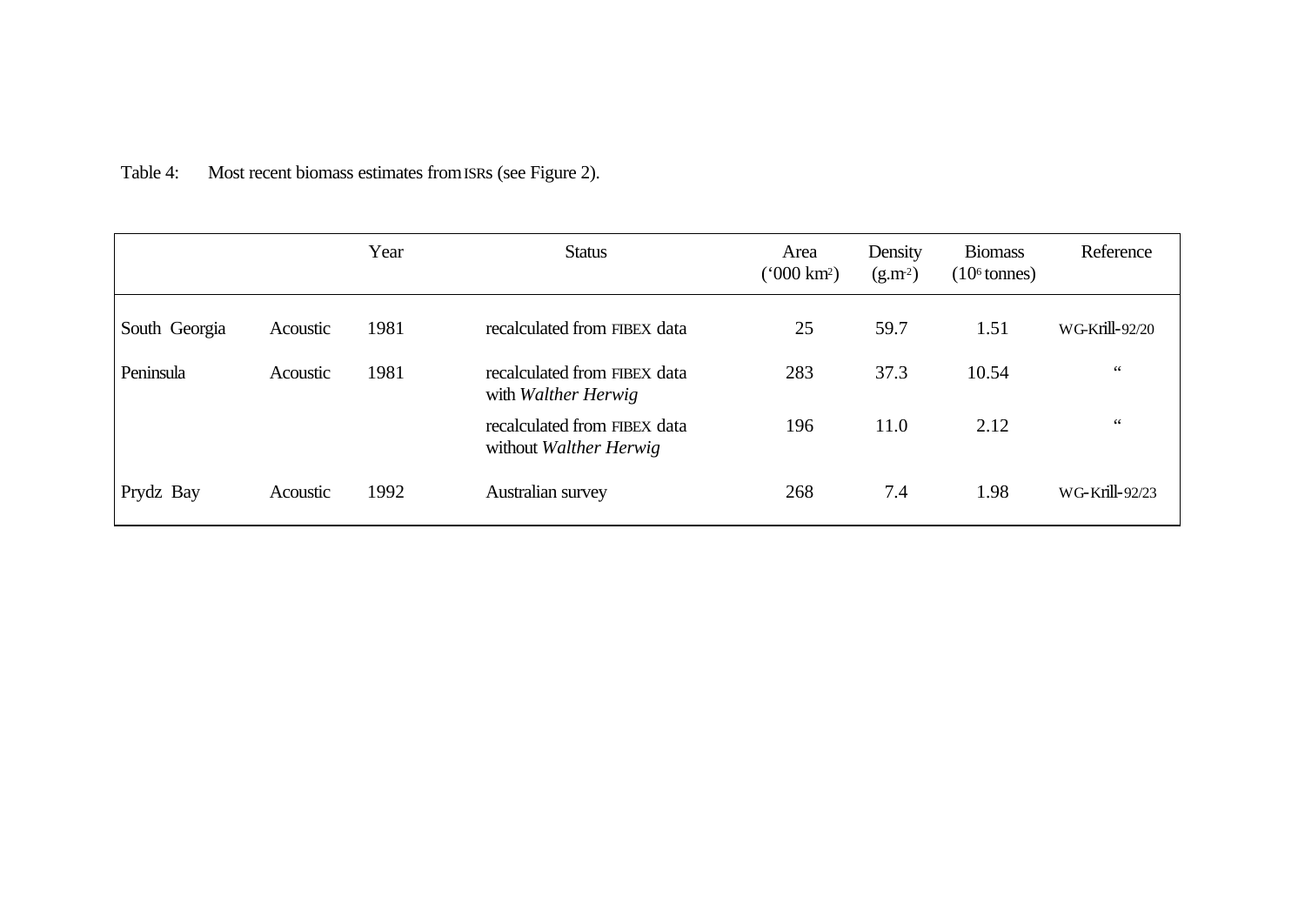Table 4: Most recent biomass estimates from ISRs (see Figure 2).

| | | Year | Status | Area ('000 km$^2$) | Density (g.m$^{-2}$) | Biomass ($10^6$ tonnes) | Reference |
|---|---|---|---|---|---|---|---|
| South Georgia | Acoustic | 1981 | recalculated from FIBEX data | 25 | 59.7 | 1.51 | WG-Krill-92/20 |
| Peninsula | Acoustic | 1981 | recalculated from FIBEX data with *Walther Herwig* | 283 | 37.3 | 10.54 | " |
| | | | recalculated from FIBEX data without *Walther Herwig* | 196 | 11.0 | 2.12 | " |
| Prydz Bay | Acoustic | 1992 | Australian survey | 268 | 7.4 | 1.98 | WG-Krill-92/23 |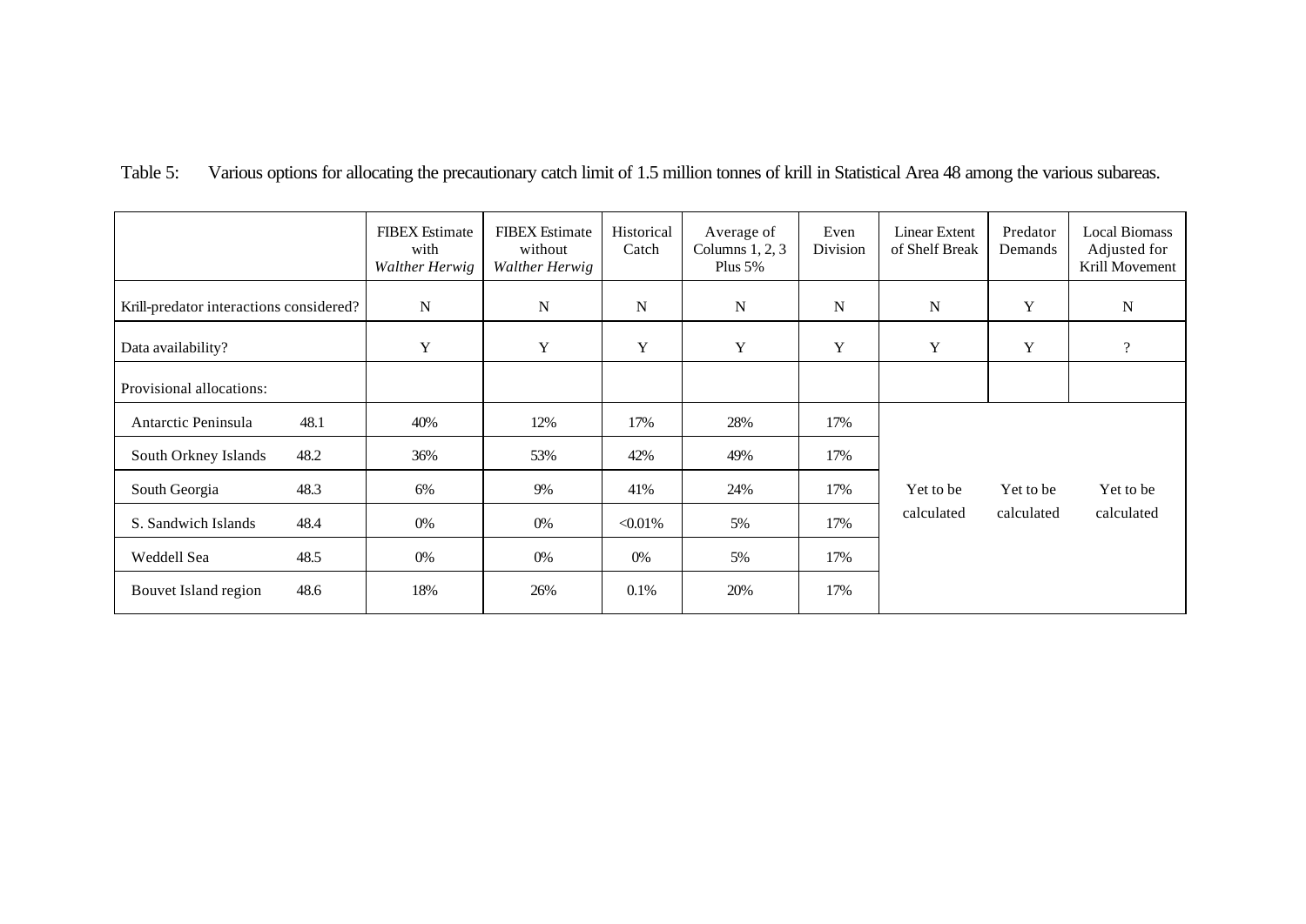Table 5: Various options for allocating the precautionary catch limit of 1.5 million tonnes of krill in Statistical Area 48 among the various subareas.

| | | FIBEX Estimate with *Walther Herwig* | FIBEX Estimate without *Walther Herwig* | Historical Catch | Average of Columns 1, 2, 3 Plus 5% | Even Division | Linear Extent of Shelf Break | Predator Demands | Local Biomass Adjusted for Krill Movement |
|---|---|---|---|---|---|---|---|---|---|
| Krill-predator interactions considered? | | N | N | N | N | N | N | Y | N |
| Data availability? | | Y | Y | Y | Y | Y | Y | Y | ? |
| Provisional allocations: | | | | | | | | | |
| Antarctic Peninsula | 48.1 | 40% | 12% | 17% | 28% | 17% | Yet to be calculated | Yet to be calculated | Yet to be calculated |
| South Orkney Islands | 48.2 | 36% | 53% | 42% | 49% | 17% | | | |
| South Georgia | 48.3 | 6% | 9% | 41% | 24% | 17% | | | |
| S. Sandwich Islands | 48.4 | 0% | 0% | <0.01% | 5% | 17% | | | |
| Weddell Sea | 48.5 | 0% | 0% | 0% | 5% | 17% | | | |
| Bouvet Island region | 48.6 | 18% | 26% | 0.1% | 20% | 17% | | | |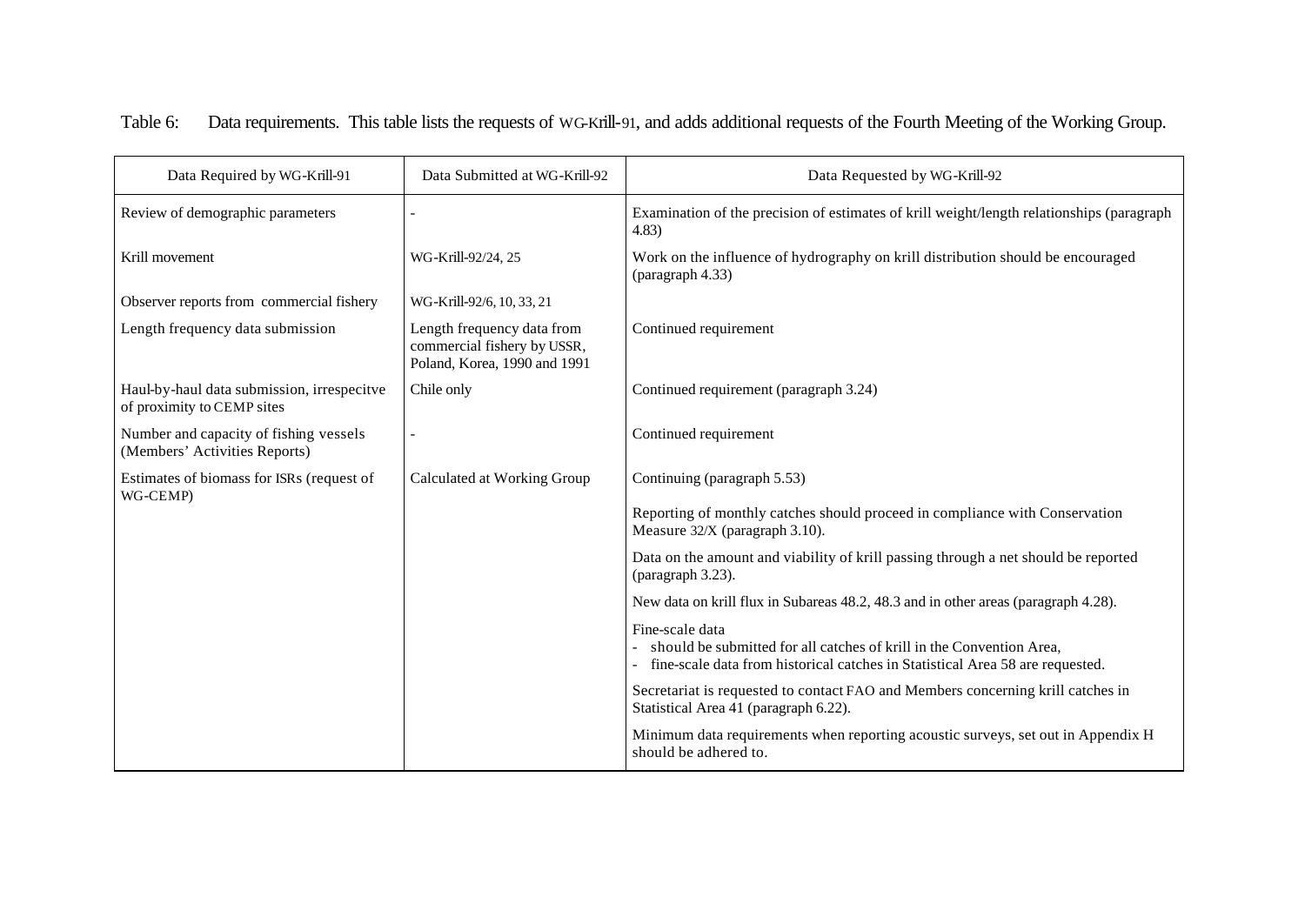Table 6: Data requirements. This table lists the requests of WG-Krill-91, and adds additional requests of the Fourth Meeting of the Working Group.

| Data Required by WG-Krill-91 | Data Submitted at WG-Krill-92 | Data Requested by WG-Krill-92 |
|---|---|---|
| Review of demographic parameters | - | Examination of the precision of estimates of krill weight/length relationships (paragraph 4.83) |
| Krill movement | WG-Krill-92/24, 25 | Work on the influence of hydrography on krill distribution should be encouraged (paragraph 4.33) |
| Observer reports from commercial fishery | WG-Krill-92/6, 10, 33, 21 | |
| Length frequency data submission | Length frequency data from commercial fishery by USSR, Poland, Korea, 1990 and 1991 | Continued requirement |
| Haul-by-haul data submission, irrespecitve of proximity to CEMP sites | Chile only | Continued requirement (paragraph 3.24) |
| Number and capacity of fishing vessels (Members' Activities Reports) | - | Continued requirement |
| Estimates of biomass for ISRs (request of WG-CEMP) | Calculated at Working Group | Continuing (paragraph 5.53) |
| | | Reporting of monthly catches should proceed in compliance with Conservation Measure 32/X (paragraph 3.10). |
| | | Data on the amount and viability of krill passing through a net should be reported (paragraph 3.23). |
| | | New data on krill flux in Subareas 48.2, 48.3 and in other areas (paragraph 4.28). |
| | | Fine-scale data<br>- should be submitted for all catches of krill in the Convention Area,<br>- fine-scale data from historical catches in Statistical Area 58 are requested. |
| | | Secretariat is requested to contact FAO and Members concerning krill catches in Statistical Area 41 (paragraph 6.22). |
| | | Minimum data requirements when reporting acoustic surveys, set out in Appendix H should be adhered to. |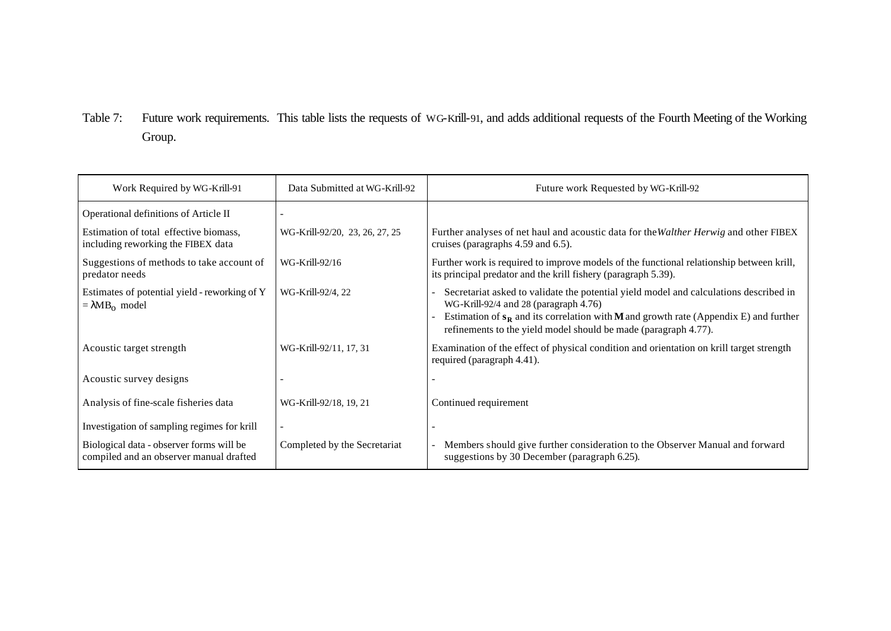Table 7: Future work requirements. This table lists the requests of WG-Krill-91, and adds additional requests of the Fourth Meeting of the Working Group.

| Work Required by WG-Krill-91 | Data Submitted at WG-Krill-92 | Future work Requested by WG-Krill-92 |
|---|---|---|
| Operational definitions of Article II | - | |
| Estimation of total effective biomass, including reworking the FIBEX data | WG-Krill-92/20, 23, 26, 27, 25 | Further analyses of net haul and acoustic data for the *Walther Herwig* and other FIBEX cruises (paragraphs 4.59 and 6.5). |
| Suggestions of methods to take account of predator needs | WG-Krill-92/16 | Further work is required to improve models of the functional relationship between krill, its principal predator and the krill fishery (paragraph 5.39). |
| Estimates of potential yield - reworking of $Y = \lambda M B_o$ model | WG-Krill-92/4, 22 | - Secretariat asked to validate the potential yield model and calculations described in WG-Krill-92/4 and 28 (paragraph 4.76)<br>- Estimation of $\mathbf{s_R}$ and its correlation with $\mathbf{M}$ and growth rate (Appendix E) and further refinements to the yield model should be made (paragraph 4.77). |
| Acoustic target strength | WG-Krill-92/11, 17, 31 | Examination of the effect of physical condition and orientation on krill target strength required (paragraph 4.41). |
| Acoustic survey designs | - | - |
| Analysis of fine-scale fisheries data | WG-Krill-92/18, 19, 21 | Continued requirement |
| Investigation of sampling regimes for krill | - | - |
| Biological data - observer forms will be compiled and an observer manual drafted | Completed by the Secretariat | - Members should give further consideration to the Observer Manual and forward suggestions by 30 December (paragraph 6.25). |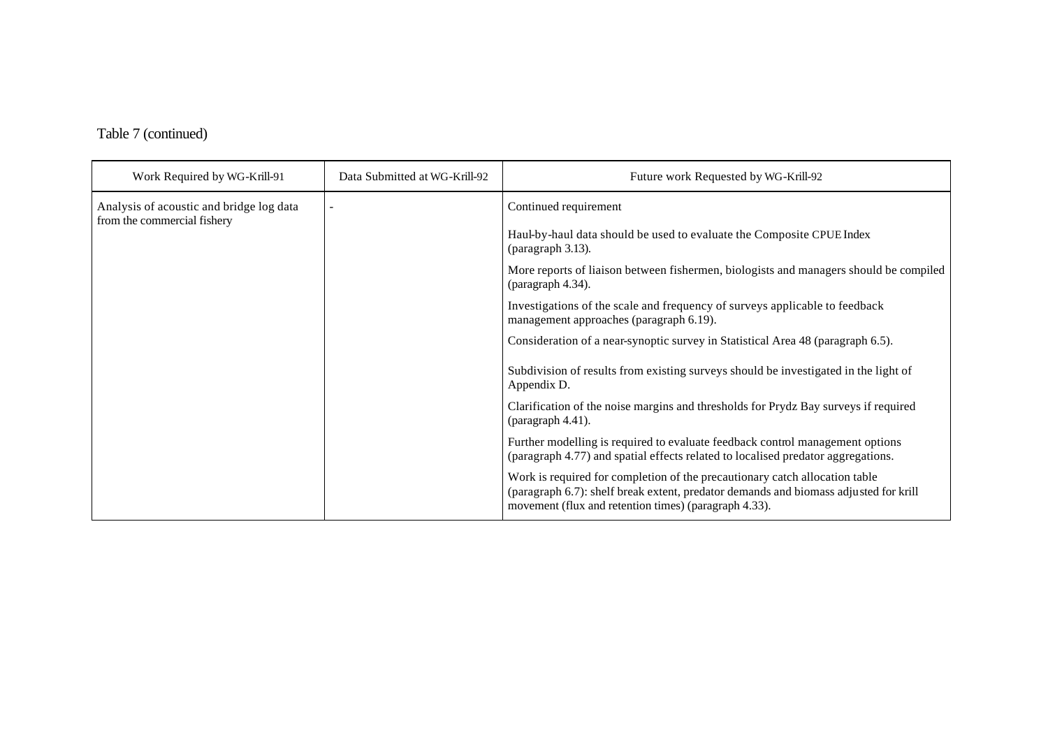Table 7 (continued)

| Work Required by WG-Krill-91 | Data Submitted at WG-Krill-92 | Future work Requested by WG-Krill-92 |
|---|---|---|
| Analysis of acoustic and bridge log data from the commercial fishery | - | Continued requirement |
| | | Haul-by-haul data should be used to evaluate the Composite CPUE Index (paragraph 3.13). |
| | | More reports of liaison between fishermen, biologists and managers should be compiled (paragraph 4.34). |
| | | Investigations of the scale and frequency of surveys applicable to feedback management approaches (paragraph 6.19). |
| | | Consideration of a near-synoptic survey in Statistical Area 48 (paragraph 6.5). |
| | | Subdivision of results from existing surveys should be investigated in the light of Appendix D. |
| | | Clarification of the noise margins and thresholds for Prydz Bay surveys if required (paragraph 4.41). |
| | | Further modelling is required to evaluate feedback control management options (paragraph 4.77) and spatial effects related to localised predator aggregations. |
| | | Work is required for completion of the precautionary catch allocation table (paragraph 6.7): shelf break extent, predator demands and biomass adjusted for krill movement (flux and retention times) (paragraph 4.33). |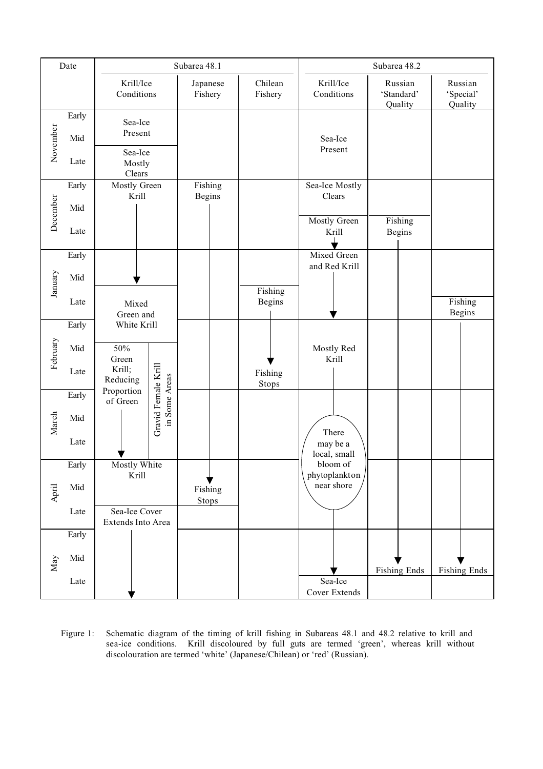| Date | | Subarea 48.1 | | | Subarea 48.2 | | |
|---|---|---|---|---|---|---|---|
| | | Krill/Ice Conditions | Japanese Fishery | Chilean Fishery | Krill/Ice Conditions | Russian 'Standard' Quality | Russian 'Special' Quality |
| November | Early | Sea-Ice Present | | | Sea-Ice Present | | |
| | Mid | | | | | | |
| | Late | Sea-Ice Mostly Clears | | | | | |
| December | Early | Mostly Green Krill | Fishing Begins | | Sea-Ice Mostly Clears | | |
| | Mid | | | | | | |
| | Late | | | | Mostly Green Krill | Fishing Begins | |
| January | Early | | | | Mixed Green and Red Krill | | |
| | Mid | | | | | | |
| | Late | Mixed Green and White Krill | | Fishing Begins | | | Fishing Begins |
| February | Early | | | | | | |
| | Mid | 50% Green Krill; Reducing Proportion of Green / Gravid Female Krill in Some Areas | | | Mostly Red Krill | | |
| | Late | | | Fishing Stops | | | |
| March | Early | | | | | | |
| | Mid | | | | | | |
| | Late | | | | There may be a local, small bloom of phytoplankton near shore | | |
| April | Early | Mostly White Krill | | | | | |
| | Mid | | Fishing Stops | | | | |
| | Late | Sea-Ice Cover Extends Into Area | | | | | |
| May | Early | | | | | | |
| | Mid | | | | | Fishing Ends | Fishing Ends |
| | Late | | | | Sea-Ice Cover Extends | | |

Figure 1: Schematic diagram of the timing of krill fishing in Subareas 48.1 and 48.2 relative to krill and sea-ice conditions. Krill discoloured by full guts are termed 'green', whereas krill without discolouration are termed 'white' (Japanese/Chilean) or 'red' (Russian).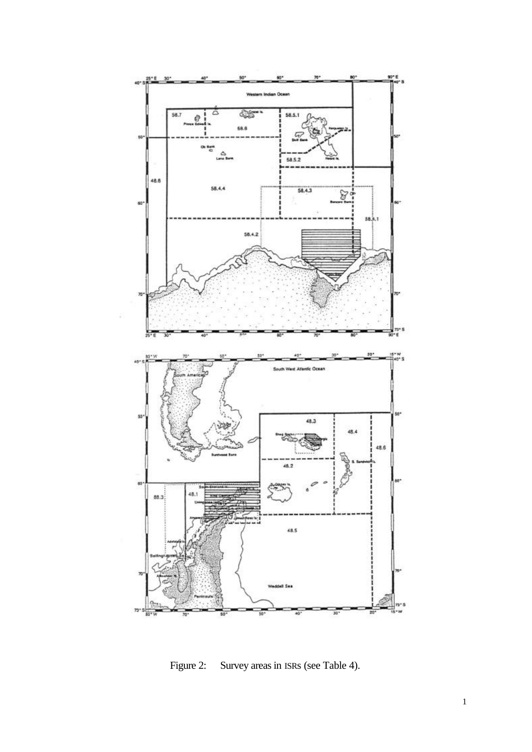25° E 30° 40° 50° 60° 70° 80° 90° E

40° S

Western Indian Ocean

58.7

Prince Edward Is.

Crozet Is.

58.6

58.5.1

Kerguelen Is.

Skiff Bank

Ob Bank

Lena Bank

58.5.2

Heard Is.

48.6

58.4.4

58.4.3

Banzare Bank

58.4.1

58.4.2

50°

60°

70°

73° S

80° W 70° 60° 50° 40° 30° 20° 15° W

South West Atlantic Ocean

South America

Burdwood Bank

48.3

Shag Rocks

S. Georgia

48.4

48.6

S. Sandwich Is.

48.2

S. Orkney Is.

88.3

48.1

South Shetland Is.

Livingston Island

Anvers Is.

Joinville Is.

James Ross Is.

48.5

Adelaide Is.

Bellingshausen Sea

Alexander Is.

Peninsula

Weddell Sea

Figure 2: Survey areas in ISRs (see Table 4).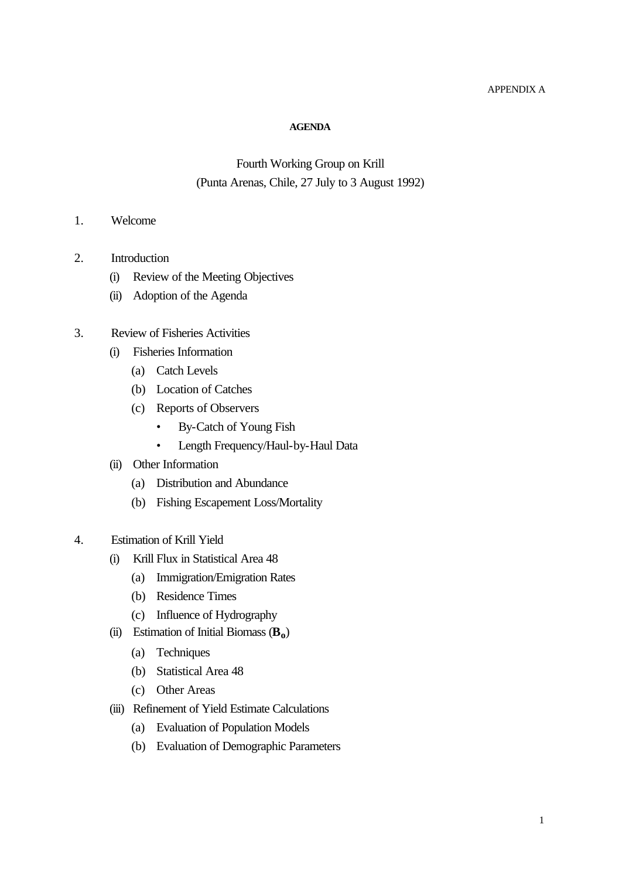APPENDIX A

**AGENDA**

Fourth Working Group on Krill
(Punta Arenas, Chile, 27 July to 3 August 1992)

1. Welcome

2. Introduction
   - (i) Review of the Meeting Objectives
   - (ii) Adoption of the Agenda

3. Review of Fisheries Activities
   - (i) Fisheries Information
     - (a) Catch Levels
     - (b) Location of Catches
     - (c) Reports of Observers
       - By-Catch of Young Fish
       - Length Frequency/Haul-by-Haul Data
   - (ii) Other Information
     - (a) Distribution and Abundance
     - (b) Fishing Escapement Loss/Mortality

4. Estimation of Krill Yield
   - (i) Krill Flux in Statistical Area 48
     - (a) Immigration/Emigration Rates
     - (b) Residence Times
     - (c) Influence of Hydrography
   - (ii) Estimation of Initial Biomass ($\mathbf{B_o}$)
     - (a) Techniques
     - (b) Statistical Area 48
     - (c) Other Areas
   - (iii) Refinement of Yield Estimate Calculations
     - (a) Evaluation of Population Models
     - (b) Evaluation of Demographic Parameters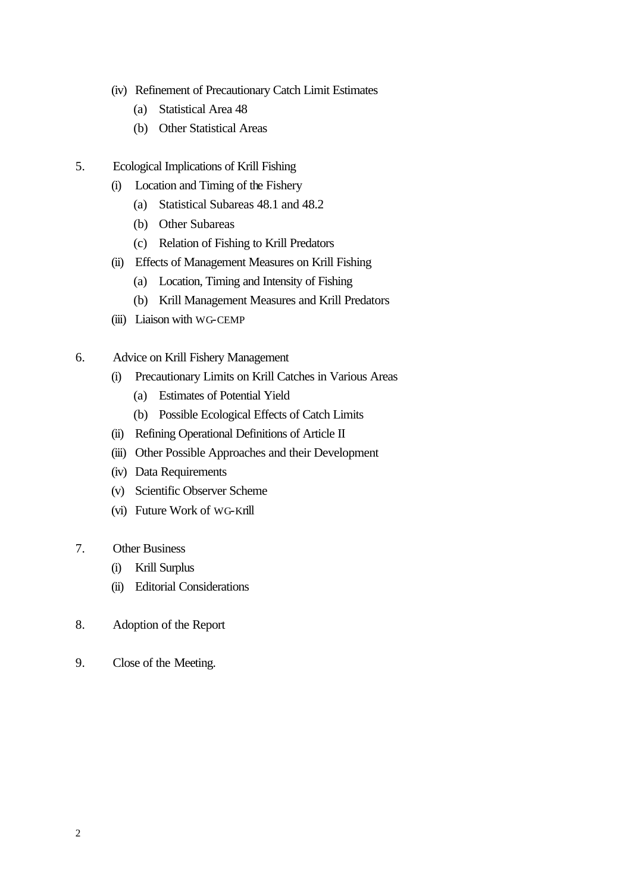(iv) Refinement of Precautionary Catch Limit Estimates
    (a) Statistical Area 48
    (b) Other Statistical Areas

5. Ecological Implications of Krill Fishing
    (i) Location and Timing of the Fishery
        (a) Statistical Subareas 48.1 and 48.2
        (b) Other Subareas
        (c) Relation of Fishing to Krill Predators
    (ii) Effects of Management Measures on Krill Fishing
        (a) Location, Timing and Intensity of Fishing
        (b) Krill Management Measures and Krill Predators
    (iii) Liaison with WG-CEMP

6. Advice on Krill Fishery Management
    (i) Precautionary Limits on Krill Catches in Various Areas
        (a) Estimates of Potential Yield
        (b) Possible Ecological Effects of Catch Limits
    (ii) Refining Operational Definitions of Article II
    (iii) Other Possible Approaches and their Development
    (iv) Data Requirements
    (v) Scientific Observer Scheme
    (vi) Future Work of WG-Krill

7. Other Business
    (i) Krill Surplus
    (ii) Editorial Considerations

8. Adoption of the Report

9. Close of the Meeting.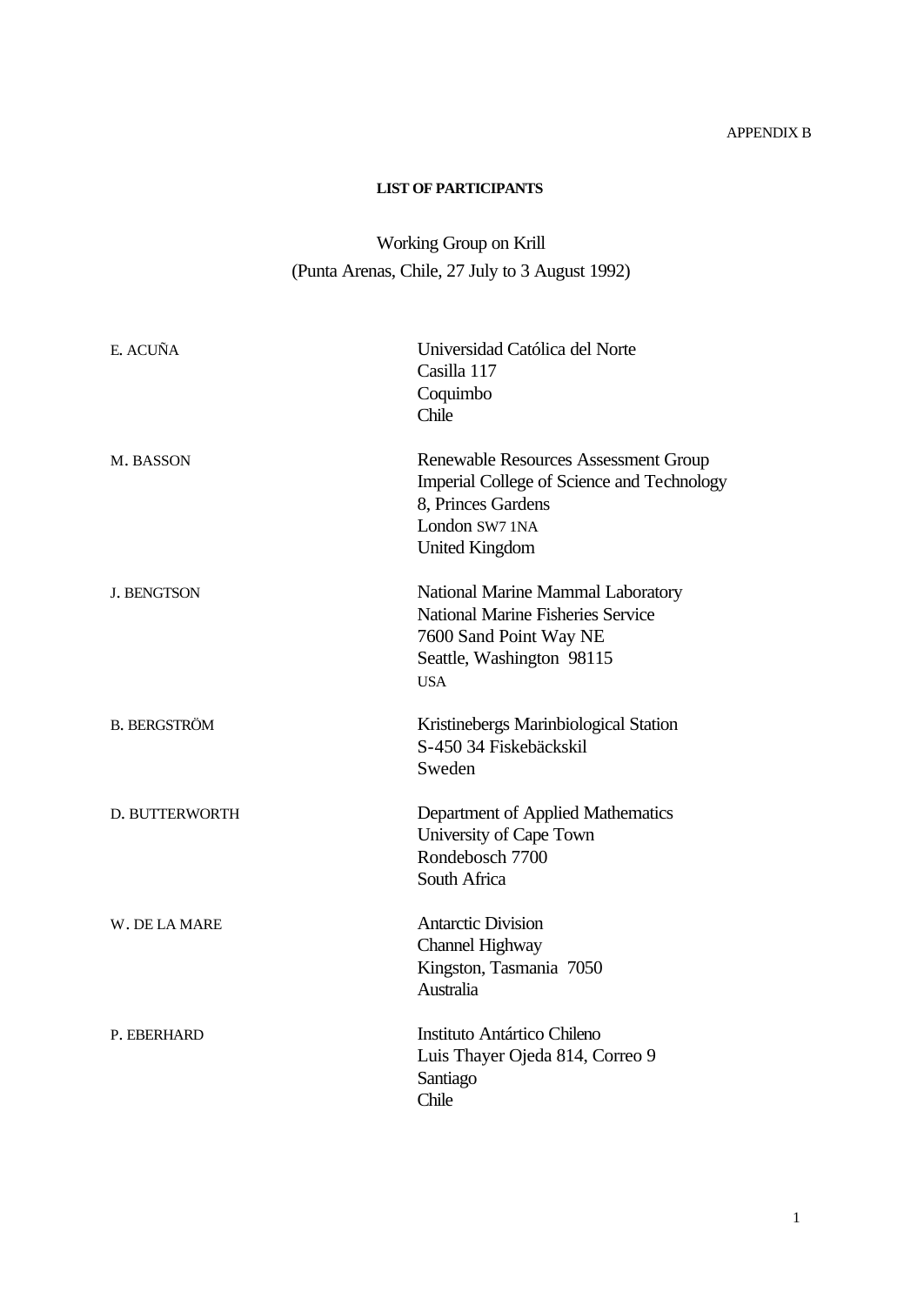APPENDIX B

**LIST OF PARTICIPANTS**

Working Group on Krill
(Punta Arenas, Chile, 27 July to 3 August 1992)

| | |
|---|---|
| E. ACUÑA | Universidad Católica del Norte<br>Casilla 117<br>Coquimbo<br>Chile |
| M. BASSON | Renewable Resources Assessment Group<br>Imperial College of Science and Technology<br>8, Princes Gardens<br>London SW7 1NA<br>United Kingdom |
| J. BENGTSON | National Marine Mammal Laboratory<br>National Marine Fisheries Service<br>7600 Sand Point Way NE<br>Seattle, Washington 98115<br>USA |
| B. BERGSTRÖM | Kristinebergs Marinbiological Station<br>S-450 34 Fiskebäckskil<br>Sweden |
| D. BUTTERWORTH | Department of Applied Mathematics<br>University of Cape Town<br>Rondebosch 7700<br>South Africa |
| W. DE LA MARE | Antarctic Division<br>Channel Highway<br>Kingston, Tasmania 7050<br>Australia |
| P. EBERHARD | Instituto Antártico Chileno<br>Luis Thayer Ojeda 814, Correo 9<br>Santiago<br>Chile |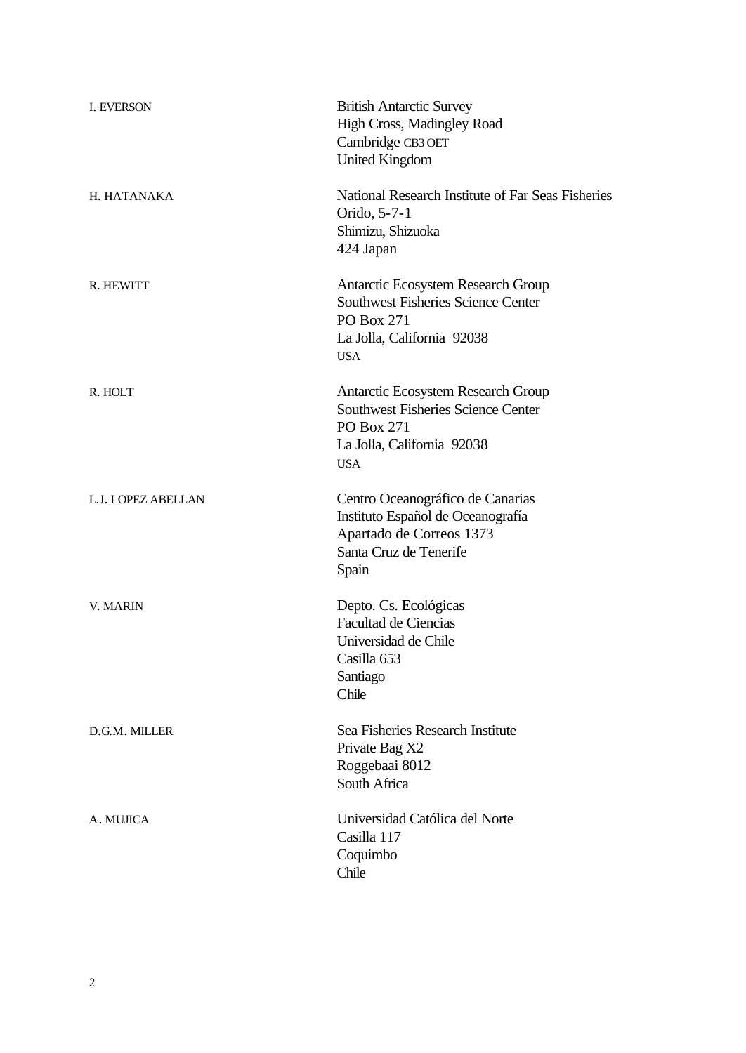I. EVERSON

British Antarctic Survey
High Cross, Madingley Road
Cambridge CB3 OET
United Kingdom

H. HATANAKA

National Research Institute of Far Seas Fisheries
Orido, 5-7-1
Shimizu, Shizuoka
424 Japan

R. HEWITT

Antarctic Ecosystem Research Group
Southwest Fisheries Science Center
PO Box 271
La Jolla, California 92038
USA

R. HOLT

Antarctic Ecosystem Research Group
Southwest Fisheries Science Center
PO Box 271
La Jolla, California 92038
USA

L.J. LOPEZ ABELLAN

Centro Oceanográfico de Canarias
Instituto Español de Oceanografía
Apartado de Correos 1373
Santa Cruz de Tenerife
Spain

V. MARIN

Depto. Cs. Ecológicas
Facultad de Ciencias
Universidad de Chile
Casilla 653
Santiago
Chile

D.G.M. MILLER

Sea Fisheries Research Institute
Private Bag X2
Roggebaai 8012
South Africa

A. MUJICA

Universidad Católica del Norte
Casilla 117
Coquimbo
Chile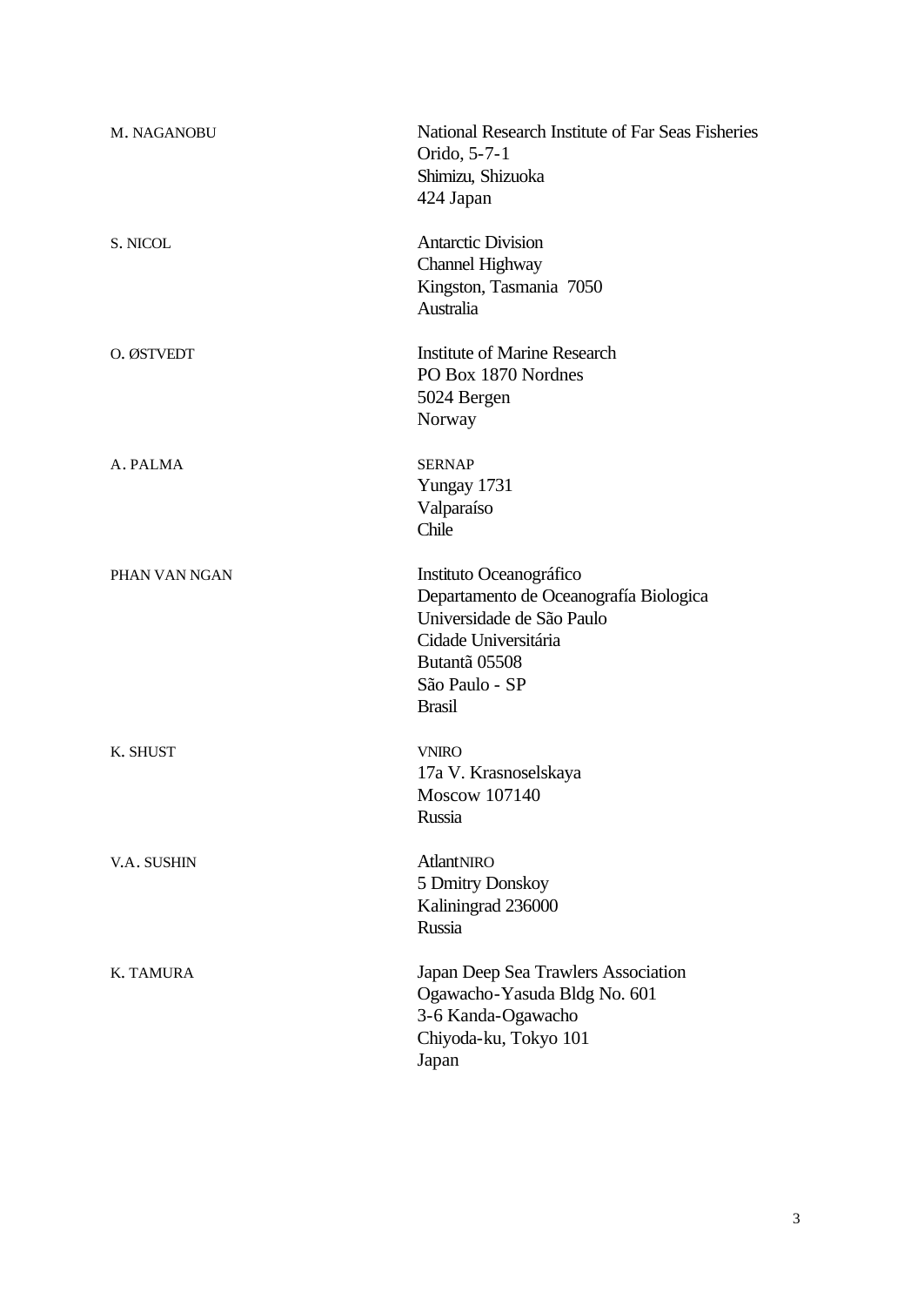| | |
|---|---|
| M. NAGANOBU | National Research Institute of Far Seas Fisheries<br>Orido, 5-7-1<br>Shimizu, Shizuoka<br>424 Japan |
| S. NICOL | Antarctic Division<br>Channel Highway<br>Kingston, Tasmania 7050<br>Australia |
| O. ØSTVEDT | Institute of Marine Research<br>PO Box 1870 Nordnes<br>5024 Bergen<br>Norway |
| A. PALMA | SERNAP<br>Yungay 1731<br>Valparaíso<br>Chile |
| PHAN VAN NGAN | Instituto Oceanográfico<br>Departamento de Oceanografía Biologica<br>Universidade de São Paulo<br>Cidade Universitária<br>Butantã 05508<br>São Paulo - SP<br>Brasil |
| K. SHUST | VNIRO<br>17a V. Krasnoselskaya<br>Moscow 107140<br>Russia |
| V.A. SUSHIN | AtlantNIRO<br>5 Dmitry Donskoy<br>Kaliningrad 236000<br>Russia |
| K. TAMURA | Japan Deep Sea Trawlers Association<br>Ogawacho-Yasuda Bldg No. 601<br>3-6 Kanda-Ogawacho<br>Chiyoda-ku, Tokyo 101<br>Japan |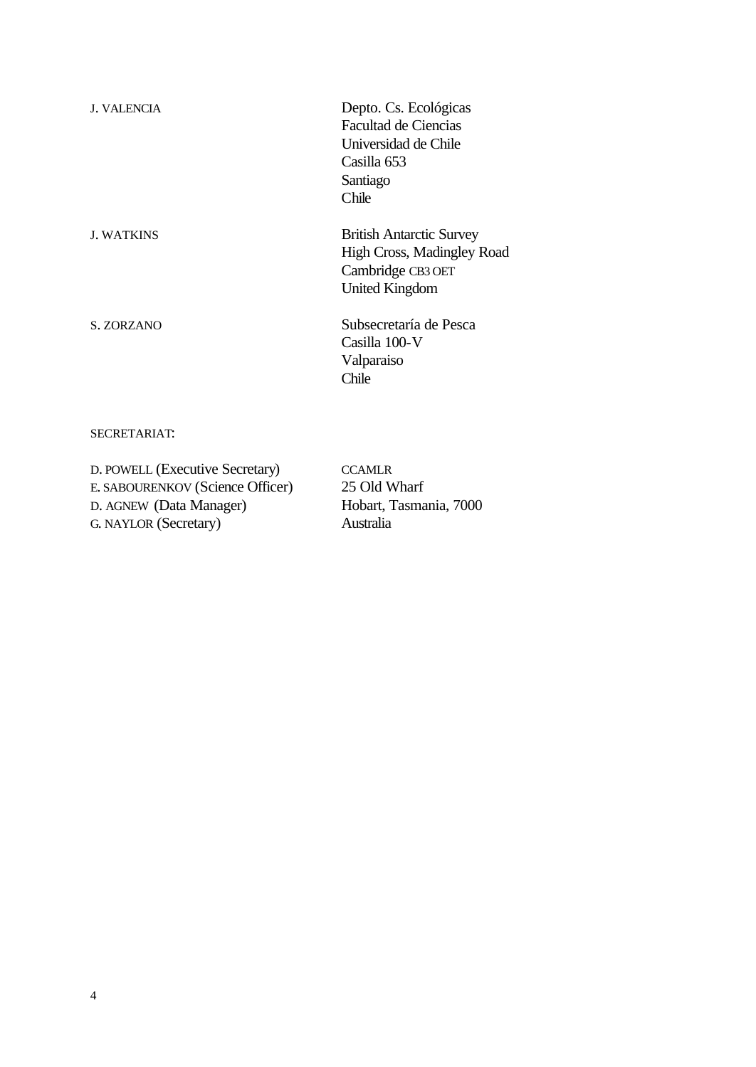| | |
|---|---|
| J. VALENCIA | Depto. Cs. Ecológicas<br>Facultad de Ciencias<br>Universidad de Chile<br>Casilla 653<br>Santiago<br>Chile |
| J. WATKINS | British Antarctic Survey<br>High Cross, Madingley Road<br>Cambridge CB3 OET<br>United Kingdom |
| S. ZORZANO | Subsecretaría de Pesca<br>Casilla 100-V<br>Valparaiso<br>Chile |

SECRETARIAT:

| | |
|---|---|
| D. POWELL (Executive Secretary) | CCAMLR |
| E. SABOURENKOV (Science Officer) | 25 Old Wharf |
| D. AGNEW (Data Manager) | Hobart, Tasmania, 7000 |
| G. NAYLOR (Secretary) | Australia |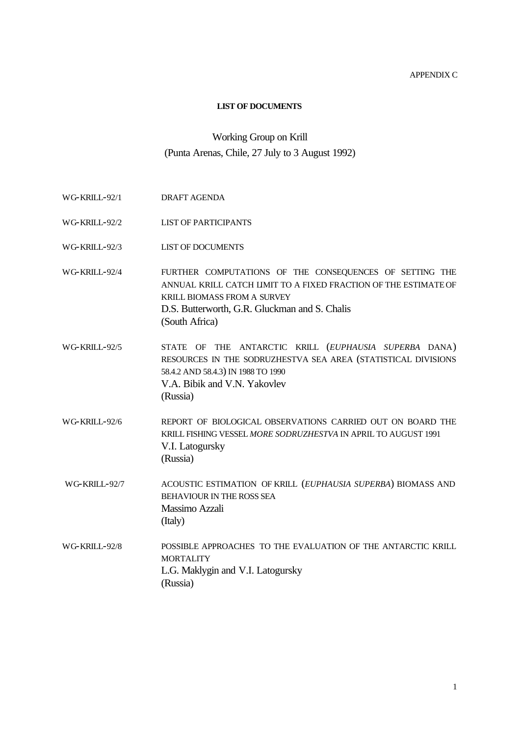APPENDIX C

**LIST OF DOCUMENTS**

Working Group on Krill
(Punta Arenas, Chile, 27 July to 3 August 1992)

| | |
|---|---|
| WG-KRILL-92/1 | DRAFT AGENDA |
| WG-KRILL-92/2 | LIST OF PARTICIPANTS |
| WG-KRILL-92/3 | LIST OF DOCUMENTS |
| WG-KRILL-92/4 | FURTHER COMPUTATIONS OF THE CONSEQUENCES OF SETTING THE ANNUAL KRILL CATCH LIMIT TO A FIXED FRACTION OF THE ESTIMATE OF KRILL BIOMASS FROM A SURVEY<br>D.S. Butterworth, G.R. Gluckman and S. Chalis<br>(South Africa) |
| WG-KRILL-92/5 | STATE OF THE ANTARCTIC KRILL (*EUPHAUSIA SUPERBA* DANA) RESOURCES IN THE SODRUZHESTVA SEA AREA (STATISTICAL DIVISIONS 58.4.2 AND 58.4.3) IN 1988 TO 1990<br>V.A. Bibik and V.N. Yakovlev<br>(Russia) |
| WG-KRILL-92/6 | REPORT OF BIOLOGICAL OBSERVATIONS CARRIED OUT ON BOARD THE KRILL FISHING VESSEL *MORE SODRUZHESTVA* IN APRIL TO AUGUST 1991<br>V.I. Latogursky<br>(Russia) |
| WG-KRILL-92/7 | ACOUSTIC ESTIMATION OF KRILL (*EUPHAUSIA SUPERBA*) BIOMASS AND BEHAVIOUR IN THE ROSS SEA<br>Massimo Azzali<br>(Italy) |
| WG-KRILL-92/8 | POSSIBLE APPROACHES TO THE EVALUATION OF THE ANTARCTIC KRILL MORTALITY<br>L.G. Maklygin and V.I. Latogursky<br>(Russia) |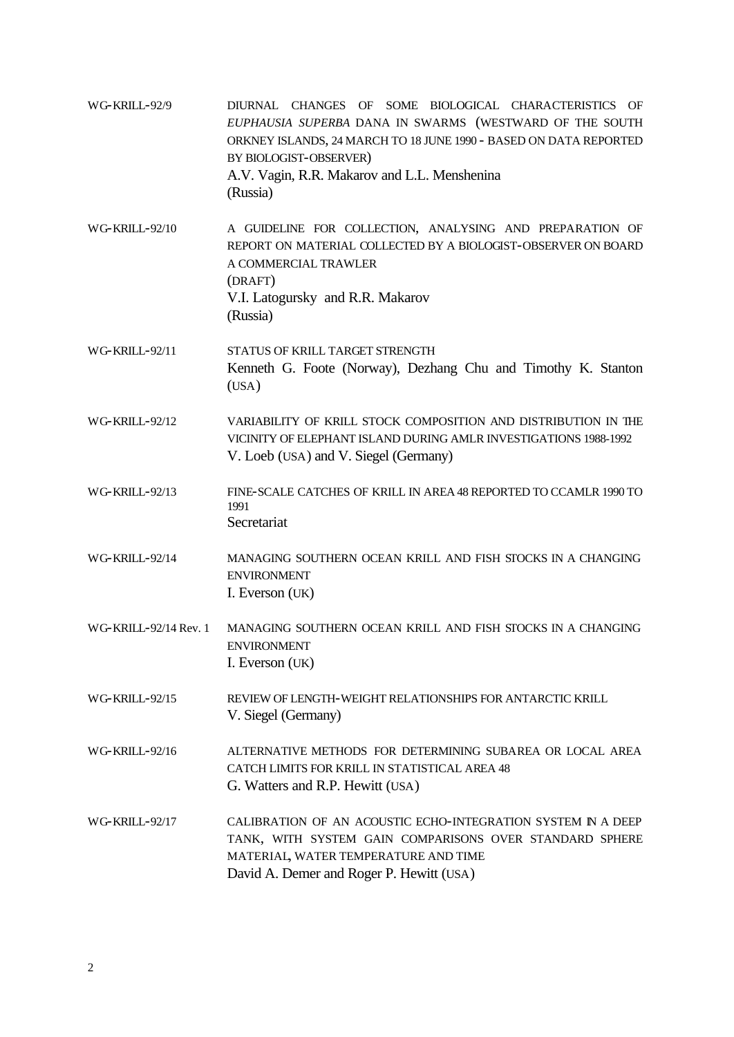| | |
|---|---|
| WG-KRILL-92/9 | DIURNAL CHANGES OF SOME BIOLOGICAL CHARACTERISTICS OF *EUPHAUSIA SUPERBA* DANA IN SWARMS (WESTWARD OF THE SOUTH ORKNEY ISLANDS, 24 MARCH TO 18 JUNE 1990 - BASED ON DATA REPORTED BY BIOLOGIST-OBSERVER)<br>A.V. Vagin, R.R. Makarov and L.L. Menshenina<br>(Russia) |
| WG-KRILL-92/10 | A GUIDELINE FOR COLLECTION, ANALYSING AND PREPARATION OF REPORT ON MATERIAL COLLECTED BY A BIOLOGIST-OBSERVER ON BOARD A COMMERCIAL TRAWLER<br>(DRAFT)<br>V.I. Latogursky and R.R. Makarov<br>(Russia) |
| WG-KRILL-92/11 | STATUS OF KRILL TARGET STRENGTH<br>Kenneth G. Foote (Norway), Dezhang Chu and Timothy K. Stanton (USA) |
| WG-KRILL-92/12 | VARIABILITY OF KRILL STOCK COMPOSITION AND DISTRIBUTION IN THE VICINITY OF ELEPHANT ISLAND DURING AMLR INVESTIGATIONS 1988-1992<br>V. Loeb (USA) and V. Siegel (Germany) |
| WG-KRILL-92/13 | FINE-SCALE CATCHES OF KRILL IN AREA 48 REPORTED TO CCAMLR 1990 TO 1991<br>Secretariat |
| WG-KRILL-92/14 | MANAGING SOUTHERN OCEAN KRILL AND FISH STOCKS IN A CHANGING ENVIRONMENT<br>I. Everson (UK) |
| WG-KRILL-92/14 Rev. 1 | MANAGING SOUTHERN OCEAN KRILL AND FISH STOCKS IN A CHANGING ENVIRONMENT<br>I. Everson (UK) |
| WG-KRILL-92/15 | REVIEW OF LENGTH-WEIGHT RELATIONSHIPS FOR ANTARCTIC KRILL<br>V. Siegel (Germany) |
| WG-KRILL-92/16 | ALTERNATIVE METHODS FOR DETERMINING SUBAREA OR LOCAL AREA CATCH LIMITS FOR KRILL IN STATISTICAL AREA 48<br>G. Watters and R.P. Hewitt (USA) |
| WG-KRILL-92/17 | CALIBRATION OF AN ACOUSTIC ECHO-INTEGRATION SYSTEM IN A DEEP TANK, WITH SYSTEM GAIN COMPARISONS OVER STANDARD SPHERE MATERIAL, WATER TEMPERATURE AND TIME<br>David A. Demer and Roger P. Hewitt (USA) |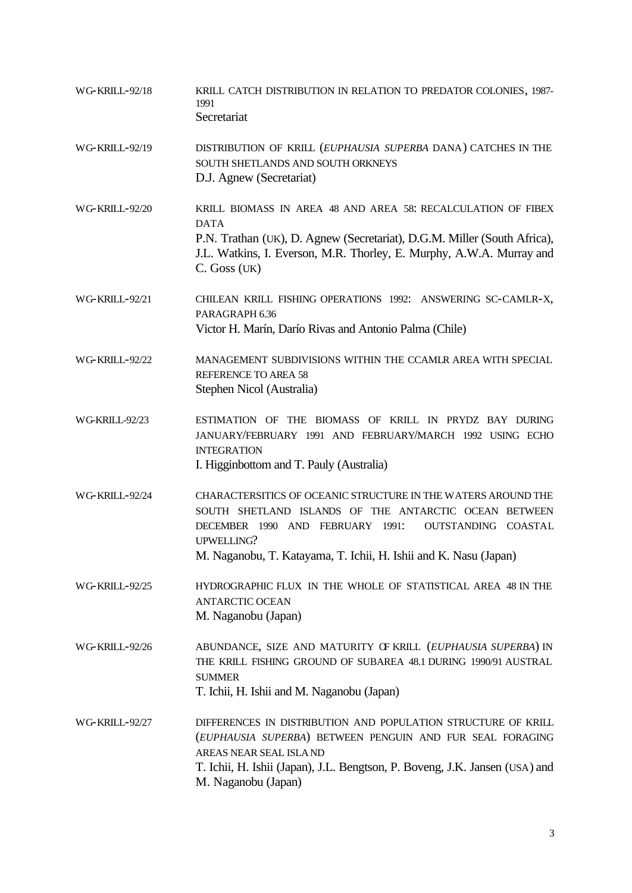| | |
|---|---|
| WG-KRILL-92/18 | KRILL CATCH DISTRIBUTION IN RELATION TO PREDATOR COLONIES, 1987-1991<br>Secretariat |
| WG-KRILL-92/19 | DISTRIBUTION OF KRILL (*EUPHAUSIA SUPERBA* DANA) CATCHES IN THE SOUTH SHETLANDS AND SOUTH ORKNEYS<br>D.J. Agnew (Secretariat) |
| WG-KRILL-92/20 | KRILL BIOMASS IN AREA 48 AND AREA 58: RECALCULATION OF FIBEX DATA<br>P.N. Trathan (UK), D. Agnew (Secretariat), D.G.M. Miller (South Africa), J.L. Watkins, I. Everson, M.R. Thorley, E. Murphy, A.W.A. Murray and C. Goss (UK) |
| WG-KRILL-92/21 | CHILEAN KRILL FISHING OPERATIONS 1992: ANSWERING SC-CAMLR-X, PARAGRAPH 6.36<br>Victor H. Marín, Darío Rivas and Antonio Palma (Chile) |
| WG-KRILL-92/22 | MANAGEMENT SUBDIVISIONS WITHIN THE CCAMLR AREA WITH SPECIAL REFERENCE TO AREA 58<br>Stephen Nicol (Australia) |
| WG-KRILL-92/23 | ESTIMATION OF THE BIOMASS OF KRILL IN PRYDZ BAY DURING JANUARY/FEBRUARY 1991 AND FEBRUARY/MARCH 1992 USING ECHO INTEGRATION<br>I. Higginbottom and T. Pauly (Australia) |
| WG-KRILL-92/24 | CHARACTERSITICS OF OCEANIC STRUCTURE IN THE WATERS AROUND THE SOUTH SHETLAND ISLANDS OF THE ANTARCTIC OCEAN BETWEEN DECEMBER 1990 AND FEBRUARY 1991: OUTSTANDING COASTAL UPWELLING?<br>M. Naganobu, T. Katayama, T. Ichii, H. Ishii and K. Nasu (Japan) |
| WG-KRILL-92/25 | HYDROGRAPHIC FLUX IN THE WHOLE OF STATISTICAL AREA 48 IN THE ANTARCTIC OCEAN<br>M. Naganobu (Japan) |
| WG-KRILL-92/26 | ABUNDANCE, SIZE AND MATURITY OF KRILL (*EUPHAUSIA SUPERBA*) IN THE KRILL FISHING GROUND OF SUBAREA 48.1 DURING 1990/91 AUSTRAL SUMMER<br>T. Ichii, H. Ishii and M. Naganobu (Japan) |
| WG-KRILL-92/27 | DIFFERENCES IN DISTRIBUTION AND POPULATION STRUCTURE OF KRILL (*EUPHAUSIA SUPERBA*) BETWEEN PENGUIN AND FUR SEAL FORAGING AREAS NEAR SEAL ISLAND<br>T. Ichii, H. Ishii (Japan), J.L. Bengtson, P. Boveng, J.K. Jansen (USA) and M. Naganobu (Japan) |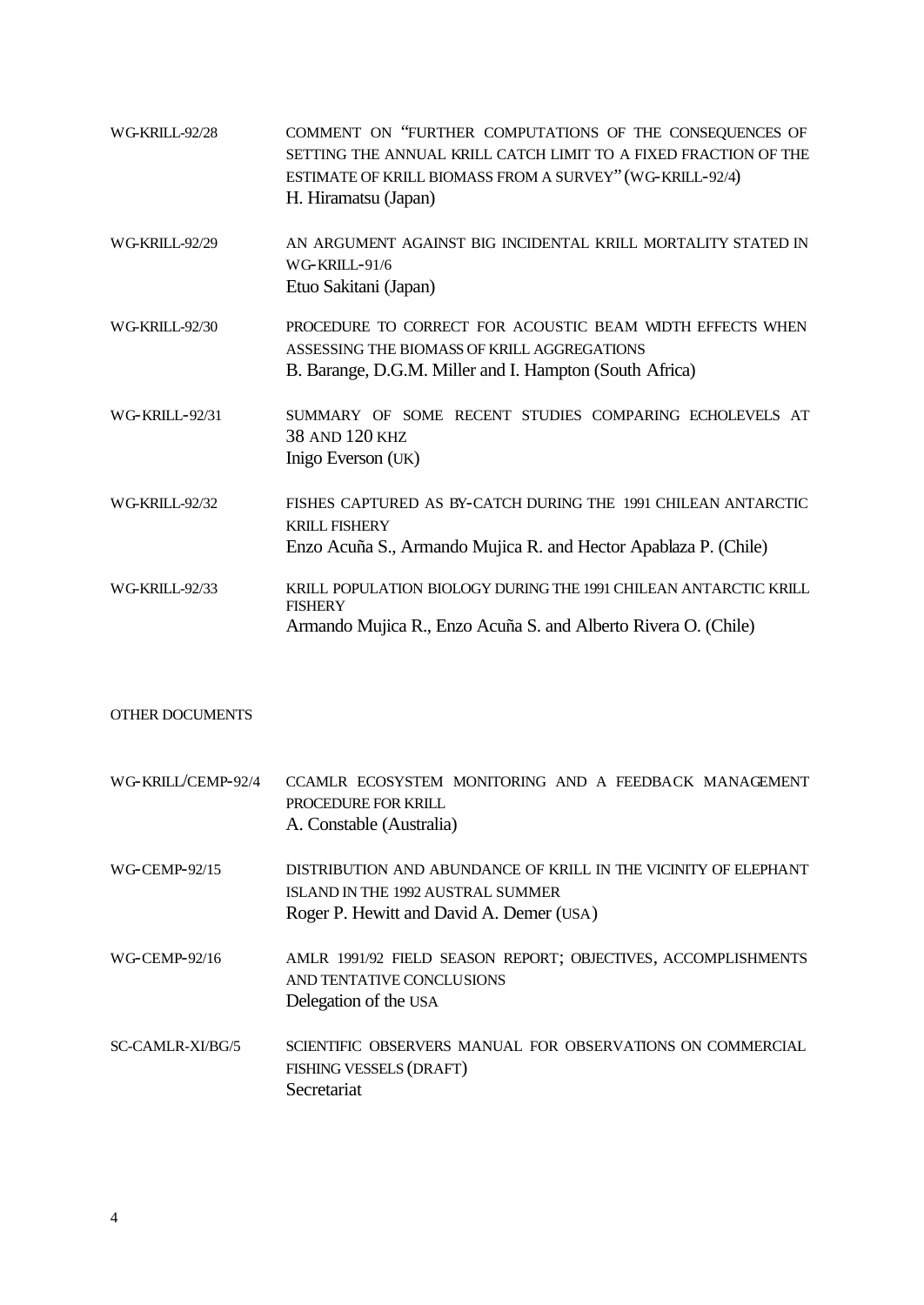WG-KRILL-92/28 COMMENT ON "FURTHER COMPUTATIONS OF THE CONSEQUENCES OF SETTING THE ANNUAL KRILL CATCH LIMIT TO A FIXED FRACTION OF THE ESTIMATE OF KRILL BIOMASS FROM A SURVEY" (WG-KRILL-92/4)
H. Hiramatsu (Japan)

WG-KRILL-92/29 AN ARGUMENT AGAINST BIG INCIDENTAL KRILL MORTALITY STATED IN WG-KRILL-91/6
Etuo Sakitani (Japan)

WG-KRILL-92/30 PROCEDURE TO CORRECT FOR ACOUSTIC BEAM WIDTH EFFECTS WHEN ASSESSING THE BIOMASS OF KRILL AGGREGATIONS
B. Barange, D.G.M. Miller and I. Hampton (South Africa)

WG-KRILL-92/31 SUMMARY OF SOME RECENT STUDIES COMPARING ECHOLEVELS AT 38 AND 120 KHZ
Inigo Everson (UK)

WG-KRILL-92/32 FISHES CAPTURED AS BY-CATCH DURING THE 1991 CHILEAN ANTARCTIC KRILL FISHERY
Enzo Acuña S., Armando Mujica R. and Hector Apablaza P. (Chile)

WG-KRILL-92/33 KRILL POPULATION BIOLOGY DURING THE 1991 CHILEAN ANTARCTIC KRILL FISHERY
Armando Mujica R., Enzo Acuña S. and Alberto Rivera O. (Chile)

OTHER DOCUMENTS

WG-KRILL/CEMP-92/4 CCAMLR ECOSYSTEM MONITORING AND A FEEDBACK MANAGEMENT PROCEDURE FOR KRILL
A. Constable (Australia)

WG-CEMP-92/15 DISTRIBUTION AND ABUNDANCE OF KRILL IN THE VICINITY OF ELEPHANT ISLAND IN THE 1992 AUSTRAL SUMMER
Roger P. Hewitt and David A. Demer (USA)

WG-CEMP-92/16 AMLR 1991/92 FIELD SEASON REPORT; OBJECTIVES, ACCOMPLISHMENTS AND TENTATIVE CONCLUSIONS
Delegation of the USA

SC-CAMLR-XI/BG/5 SCIENTIFIC OBSERVERS MANUAL FOR OBSERVATIONS ON COMMERCIAL FISHING VESSELS (DRAFT)
Secretariat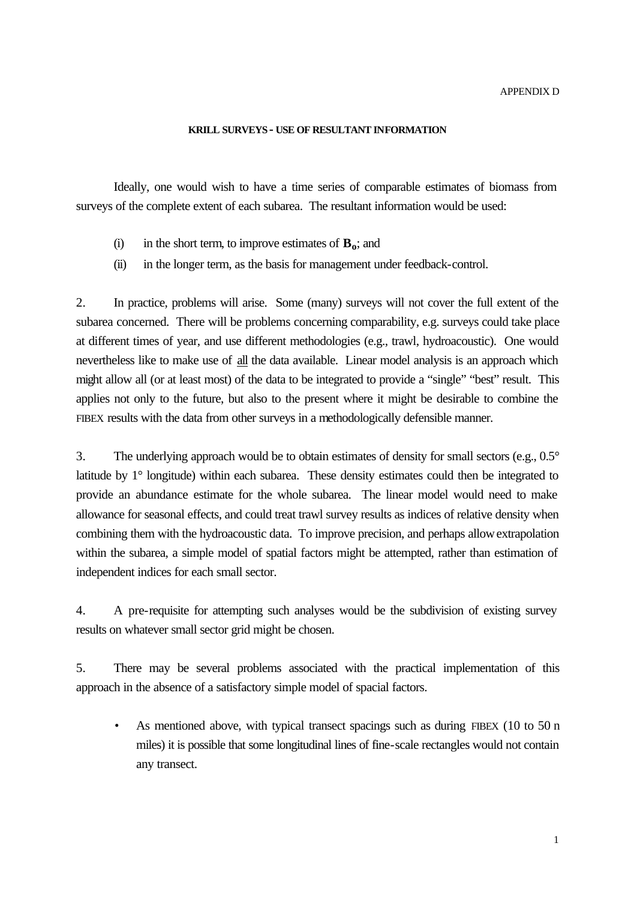APPENDIX D

## KRILL SURVEYS - USE OF RESULTANT INFORMATION

Ideally, one would wish to have a time series of comparable estimates of biomass from surveys of the complete extent of each subarea. The resultant information would be used:

(i) in the short term, to improve estimates of $\mathbf{B_o}$; and

(ii) in the longer term, as the basis for management under feedback-control.

2. In practice, problems will arise. Some (many) surveys will not cover the full extent of the subarea concerned. There will be problems concerning comparability, e.g. surveys could take place at different times of year, and use different methodologies (e.g., trawl, hydroacoustic). One would nevertheless like to make use of all the data available. Linear model analysis is an approach which might allow all (or at least most) of the data to be integrated to provide a "single" "best" result. This applies not only to the future, but also to the present where it might be desirable to combine the FIBEX results with the data from other surveys in a methodologically defensible manner.

3. The underlying approach would be to obtain estimates of density for small sectors (e.g., 0.5° latitude by 1° longitude) within each subarea. These density estimates could then be integrated to provide an abundance estimate for the whole subarea. The linear model would need to make allowance for seasonal effects, and could treat trawl survey results as indices of relative density when combining them with the hydroacoustic data. To improve precision, and perhaps allow extrapolation within the subarea, a simple model of spatial factors might be attempted, rather than estimation of independent indices for each small sector.

4. A pre-requisite for attempting such analyses would be the subdivision of existing survey results on whatever small sector grid might be chosen.

5. There may be several problems associated with the practical implementation of this approach in the absence of a satisfactory simple model of spacial factors.

- As mentioned above, with typical transect spacings such as during FIBEX (10 to 50 n miles) it is possible that some longitudinal lines of fine-scale rectangles would not contain any transect.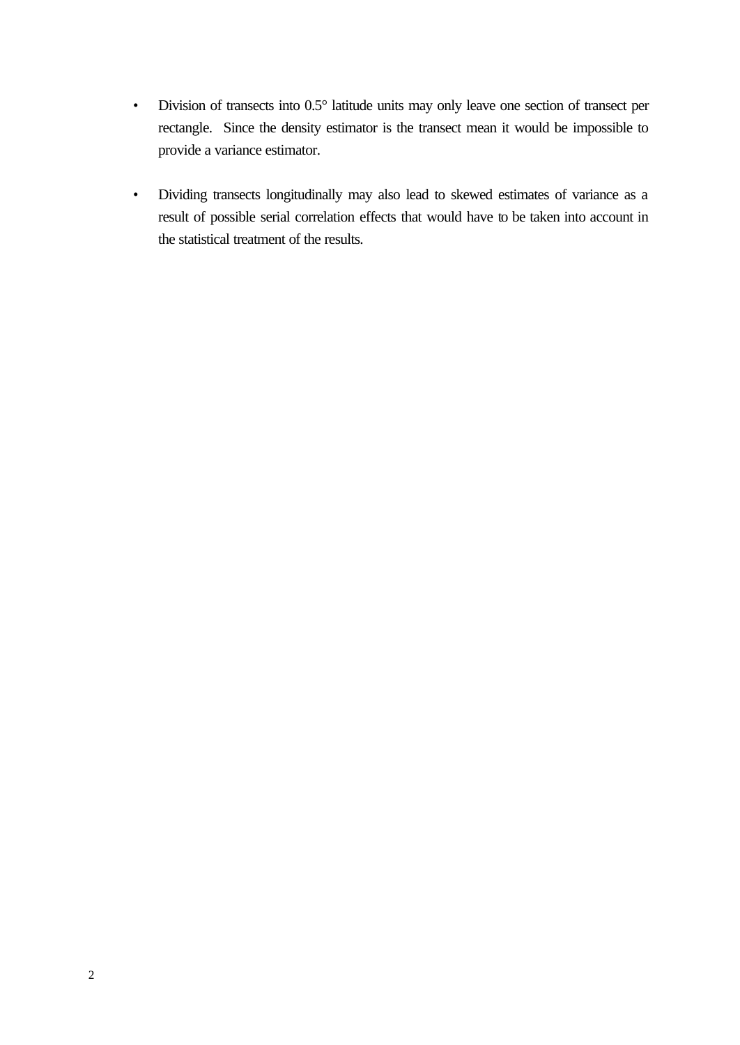- Division of transects into 0.5° latitude units may only leave one section of transect per rectangle. Since the density estimator is the transect mean it would be impossible to provide a variance estimator.

- Dividing transects longitudinally may also lead to skewed estimates of variance as a result of possible serial correlation effects that would have to be taken into account in the statistical treatment of the results.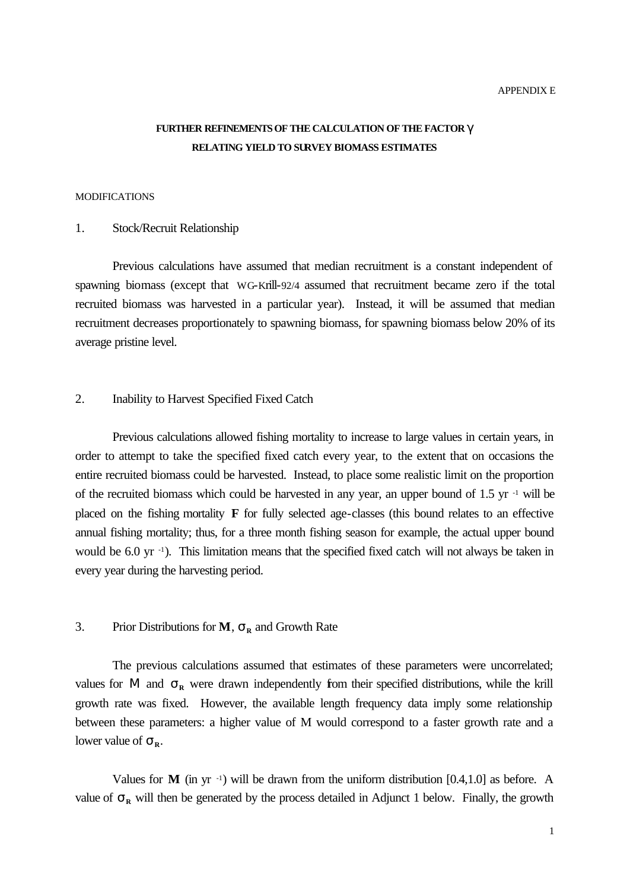APPENDIX E

# FURTHER REFINEMENTS OF THE CALCULATION OF THE FACTOR $\gamma$ RELATING YIELD TO SURVEY BIOMASS ESTIMATES

## MODIFICATIONS

### 1. Stock/Recruit Relationship

Previous calculations have assumed that median recruitment is a constant independent of spawning biomass (except that WG-Krill-92/4 assumed that recruitment became zero if the total recruited biomass was harvested in a particular year). Instead, it will be assumed that median recruitment decreases proportionately to spawning biomass, for spawning biomass below 20% of its average pristine level.

### 2. Inability to Harvest Specified Fixed Catch

Previous calculations allowed fishing mortality to increase to large values in certain years, in order to attempt to take the specified fixed catch every year, to the extent that on occasions the entire recruited biomass could be harvested. Instead, to place some realistic limit on the proportion of the recruited biomass which could be harvested in any year, an upper bound of 1.5 $yr^{-1}$ will be placed on the fishing mortality **F** for fully selected age-classes (this bound relates to an effective annual fishing mortality; thus, for a three month fishing season for example, the actual upper bound would be 6.0 $yr^{-1}$). This limitation means that the specified fixed catch will not always be taken in every year during the harvesting period.

### 3. Prior Distributions for $\mathbf{M}$, $\sigma_{\mathbf{R}}$ and Growth Rate

The previous calculations assumed that estimates of these parameters were uncorrelated; values for $M$ and $\sigma_{\mathbf{R}}$ were drawn independently from their specified distributions, while the krill growth rate was fixed. However, the available length frequency data imply some relationship between these parameters: a higher value of M would correspond to a faster growth rate and a lower value of $\sigma_{\mathbf{R}}$.

Values for $\mathbf{M}$ (in $yr^{-1}$) will be drawn from the uniform distribution [0.4,1.0] as before. A value of $\sigma_{\mathbf{R}}$ will then be generated by the process detailed in Adjunct 1 below. Finally, the growth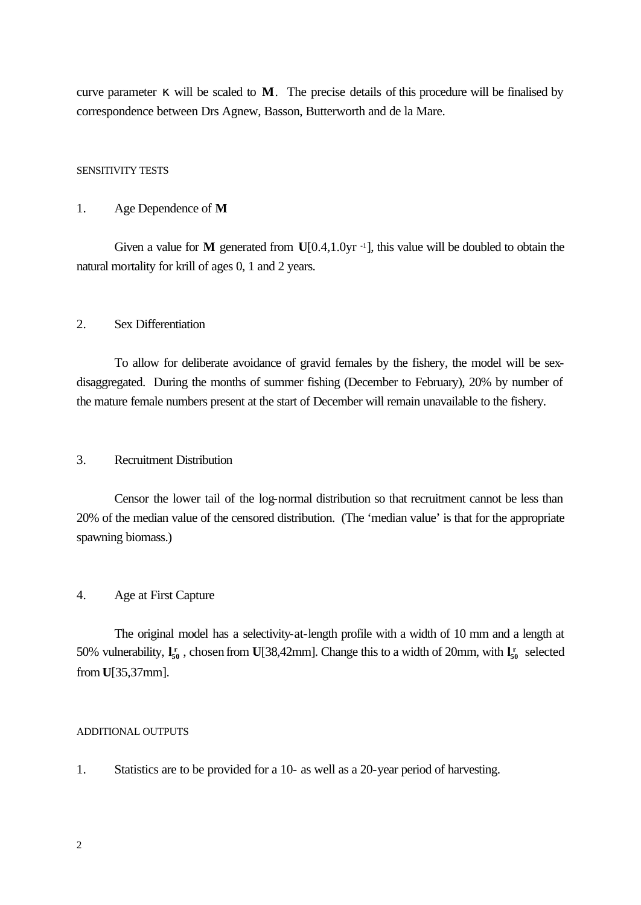curve parameter $\kappa$ will be scaled to $\mathbf{M}$. The precise details of this procedure will be finalised by correspondence between Drs Agnew, Basson, Butterworth and de la Mare.

SENSITIVITY TESTS

1. Age Dependence of $\mathbf{M}$

Given a value for $\mathbf{M}$ generated from $\mathbf{U}[0.4, 1.0\text{yr}^{-1}]$, this value will be doubled to obtain the natural mortality for krill of ages 0, 1 and 2 years.

2. Sex Differentiation

To allow for deliberate avoidance of gravid females by the fishery, the model will be sex-disaggregated. During the months of summer fishing (December to February), 20% by number of the mature female numbers present at the start of December will remain unavailable to the fishery.

3. Recruitment Distribution

Censor the lower tail of the log-normal distribution so that recruitment cannot be less than 20% of the median value of the censored distribution. (The 'median value' is that for the appropriate spawning biomass.)

4. Age at First Capture

The original model has a selectivity-at-length profile with a width of 10 mm and a length at 50% vulnerability, $\mathbf{l}_{50}^{r}$, chosen from $\mathbf{U}[38, 42\text{mm}]$. Change this to a width of 20mm, with $\mathbf{l}_{50}^{r}$ selected from $\mathbf{U}[35, 37\text{mm}]$.

ADDITIONAL OUTPUTS

1. Statistics are to be provided for a 10- as well as a 20-year period of harvesting.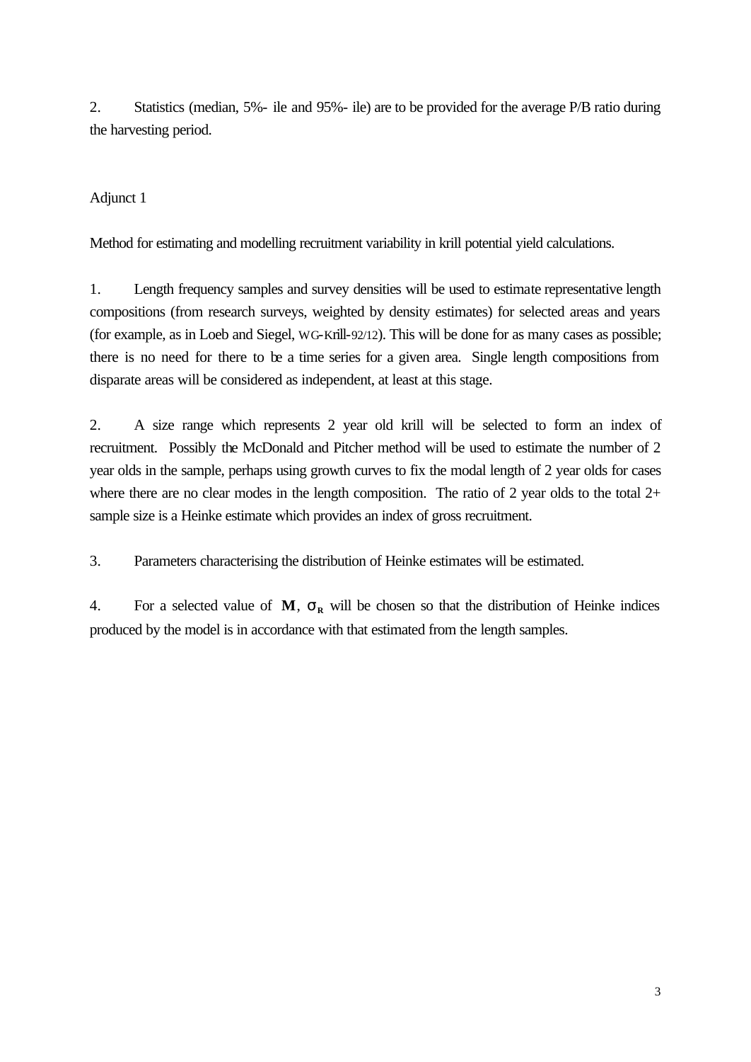2. Statistics (median, 5%- ile and 95%- ile) are to be provided for the average P/B ratio during the harvesting period.

Adjunct 1

Method for estimating and modelling recruitment variability in krill potential yield calculations.

1. Length frequency samples and survey densities will be used to estimate representative length compositions (from research surveys, weighted by density estimates) for selected areas and years (for example, as in Loeb and Siegel, WG-Krill-92/12). This will be done for as many cases as possible; there is no need for there to be a time series for a given area. Single length compositions from disparate areas will be considered as independent, at least at this stage.

2. A size range which represents 2 year old krill will be selected to form an index of recruitment. Possibly the McDonald and Pitcher method will be used to estimate the number of 2 year olds in the sample, perhaps using growth curves to fix the modal length of 2 year olds for cases where there are no clear modes in the length composition. The ratio of 2 year olds to the total 2+ sample size is a Heinke estimate which provides an index of gross recruitment.

3. Parameters characterising the distribution of Heinke estimates will be estimated.

4. For a selected value of $\mathbf{M}$, $\sigma_R$ will be chosen so that the distribution of Heinke indices produced by the model is in accordance with that estimated from the length samples.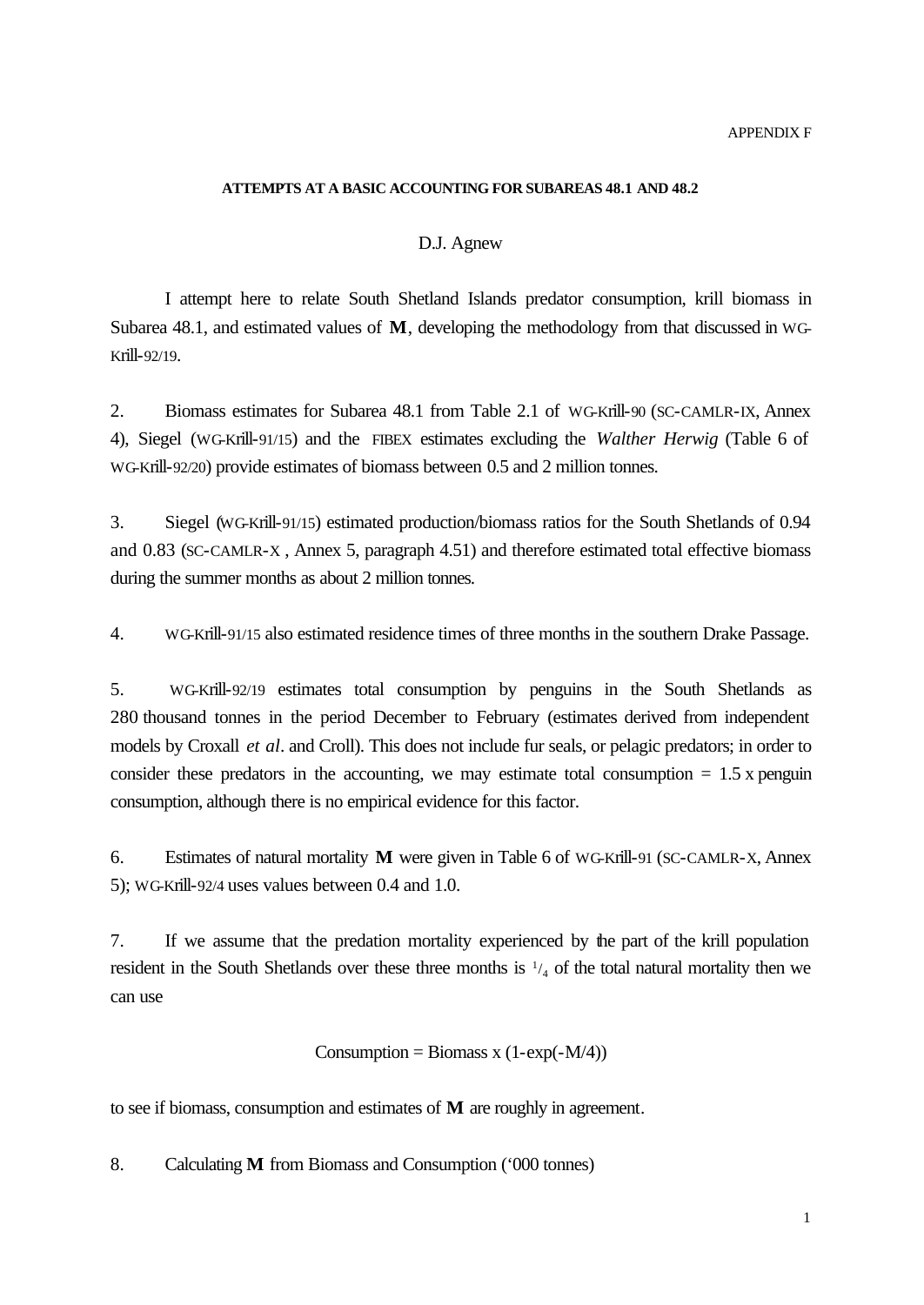APPENDIX F

### ATTEMPTS AT A BASIC ACCOUNTING FOR SUBAREAS 48.1 AND 48.2

D.J. Agnew

I attempt here to relate South Shetland Islands predator consumption, krill biomass in Subarea 48.1, and estimated values of **M**, developing the methodology from that discussed in WG-Krill-92/19.

2. Biomass estimates for Subarea 48.1 from Table 2.1 of WG-Krill-90 (SC-CAMLR-IX, Annex 4), Siegel (WG-Krill-91/15) and the FIBEX estimates excluding the *Walther Herwig* (Table 6 of WG-Krill-92/20) provide estimates of biomass between 0.5 and 2 million tonnes.

3. Siegel (WG-Krill-91/15) estimated production/biomass ratios for the South Shetlands of 0.94 and 0.83 (SC-CAMLR-X , Annex 5, paragraph 4.51) and therefore estimated total effective biomass during the summer months as about 2 million tonnes.

4. WG-Krill-91/15 also estimated residence times of three months in the southern Drake Passage.

5. WG-Krill-92/19 estimates total consumption by penguins in the South Shetlands as 280 thousand tonnes in the period December to February (estimates derived from independent models by Croxall *et al*. and Croll). This does not include fur seals, or pelagic predators; in order to consider these predators in the accounting, we may estimate total consumption = 1.5 x penguin consumption, although there is no empirical evidence for this factor.

6. Estimates of natural mortality **M** were given in Table 6 of WG-Krill-91 (SC-CAMLR-X, Annex 5); WG-Krill-92/4 uses values between 0.4 and 1.0.

7. If we assume that the predation mortality experienced by the part of the krill population resident in the South Shetlands over these three months is $^{1}/_{4}$ of the total natural mortality then we can use

$$\text{Consumption} = \text{Biomass} \times (1-\exp(-M/4))$$

to see if biomass, consumption and estimates of **M** are roughly in agreement.

8. Calculating **M** from Biomass and Consumption ('000 tonnes)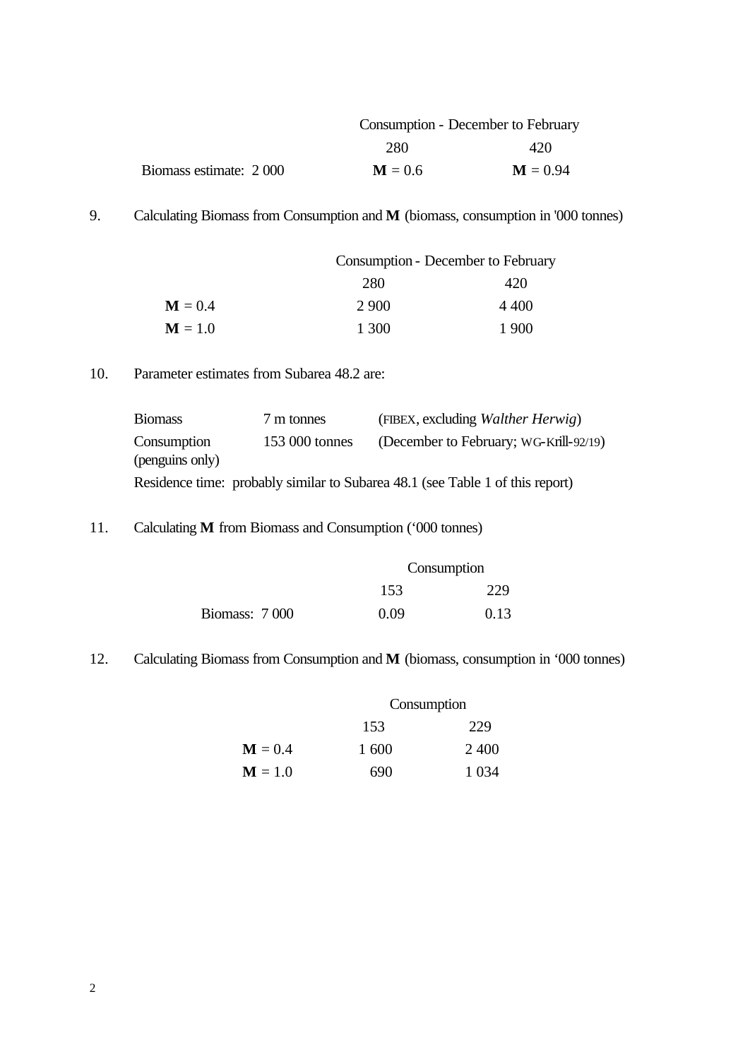| | Consumption - December to February | |
|---|---|---|
| | 280 | 420 |
| Biomass estimate: 2 000 | **M** = 0.6 | **M** = 0.94 |

9. Calculating Biomass from Consumption and **M** (biomass, consumption in '000 tonnes)

| | Consumption - December to February | |
|---|---|---|
| | 280 | 420 |
| **M** = 0.4 | 2 900 | 4 400 |
| **M** = 1.0 | 1 300 | 1 900 |

10. Parameter estimates from Subarea 48.2 are:

| | | |
|---|---|---|
| Biomass | 7 m tonnes | (FIBEX, excluding *Walther Herwig*) |
| Consumption (penguins only) | 153 000 tonnes | (December to February; WG-Krill-92/19) |

Residence time: probably similar to Subarea 48.1 (see Table 1 of this report)

11. Calculating **M** from Biomass and Consumption ('000 tonnes)

| | Consumption | |
|---|---|---|
| | 153 | 229 |
| Biomass: 7 000 | 0.09 | 0.13 |

12. Calculating Biomass from Consumption and **M** (biomass, consumption in '000 tonnes)

| | Consumption | |
|---|---|---|
| | 153 | 229 |
| **M** = 0.4 | 1 600 | 2 400 |
| **M** = 1.0 | 690 | 1 034 |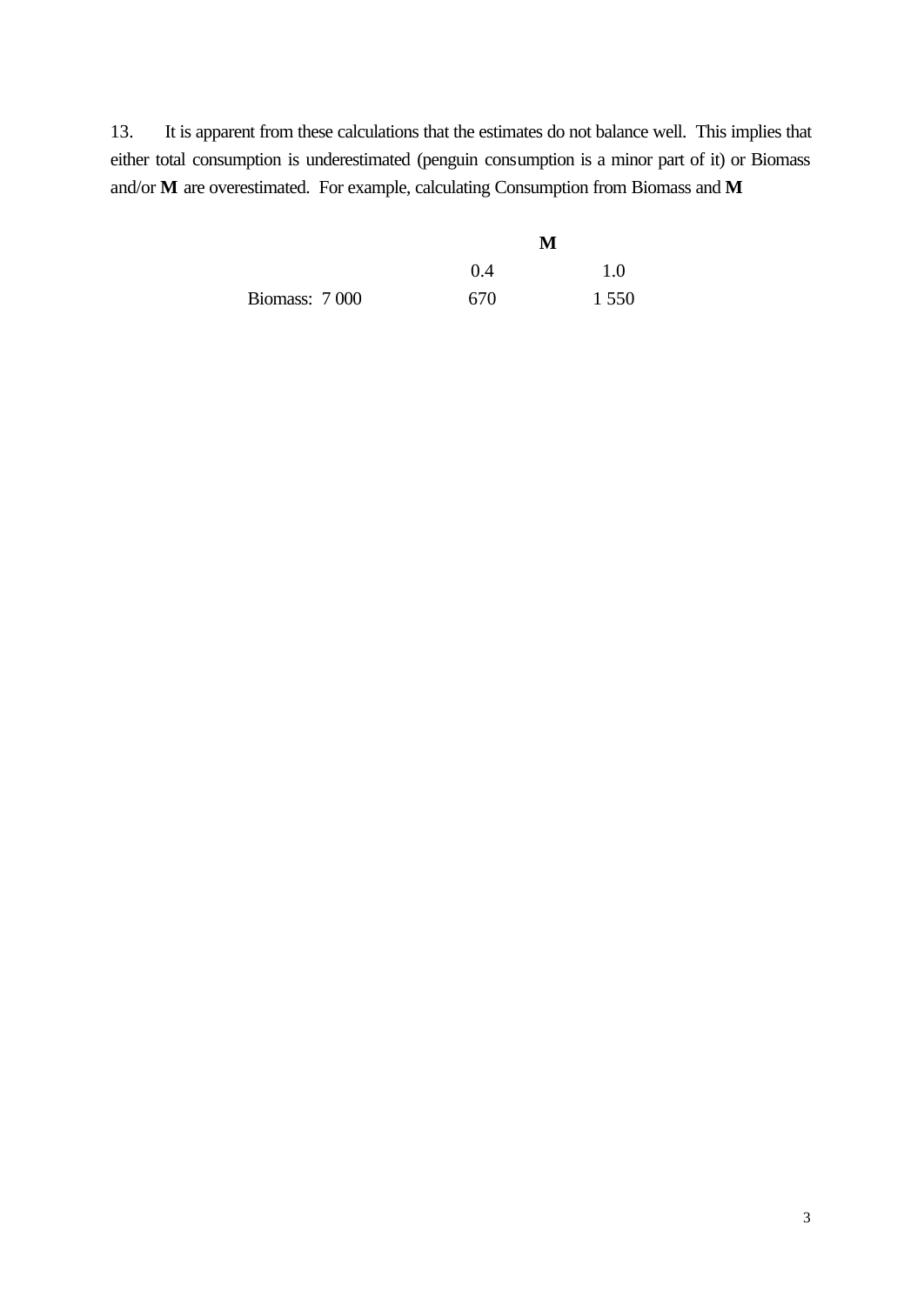13. It is apparent from these calculations that the estimates do not balance well. This implies that either total consumption is underestimated (penguin consumption is a minor part of it) or Biomass and/or **M** are overestimated. For example, calculating Consumption from Biomass and **M**

| | **M** | |
|---|---|---|
| | 0.4 | 1.0 |
| Biomass: 7 000 | 670 | 1 550 |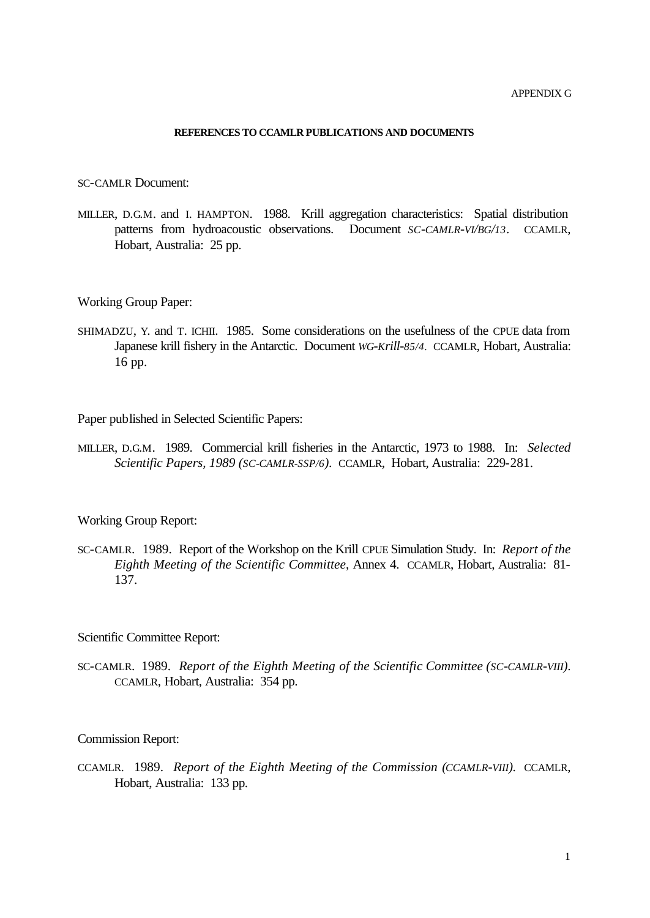APPENDIX G

## REFERENCES TO CCAMLR PUBLICATIONS AND DOCUMENTS

SC-CAMLR Document:

MILLER, D.G.M. and I. HAMPTON. 1988. Krill aggregation characteristics: Spatial distribution patterns from hydroacoustic observations. Document *SC-CAMLR-VI/BG/13*. CCAMLR, Hobart, Australia: 25 pp.

Working Group Paper:

SHIMADZU, Y. and T. ICHII. 1985. Some considerations on the usefulness of the CPUE data from Japanese krill fishery in the Antarctic. Document *WG-Krill-85/4*. CCAMLR, Hobart, Australia: 16 pp.

Paper published in Selected Scientific Papers:

MILLER, D.G.M. 1989. Commercial krill fisheries in the Antarctic, 1973 to 1988. In: *Selected Scientific Papers, 1989 (SC-CAMLR-SSP/6)*. CCAMLR, Hobart, Australia: 229-281.

Working Group Report:

SC-CAMLR. 1989. Report of the Workshop on the Krill CPUE Simulation Study. In: *Report of the Eighth Meeting of the Scientific Committee*, Annex 4. CCAMLR, Hobart, Australia: 81-137.

Scientific Committee Report:

SC-CAMLR. 1989. *Report of the Eighth Meeting of the Scientific Committee (SC-CAMLR-VIII)*. CCAMLR, Hobart, Australia: 354 pp.

Commission Report:

CCAMLR. 1989. *Report of the Eighth Meeting of the Commission (CCAMLR-VIII)*. CCAMLR, Hobart, Australia: 133 pp.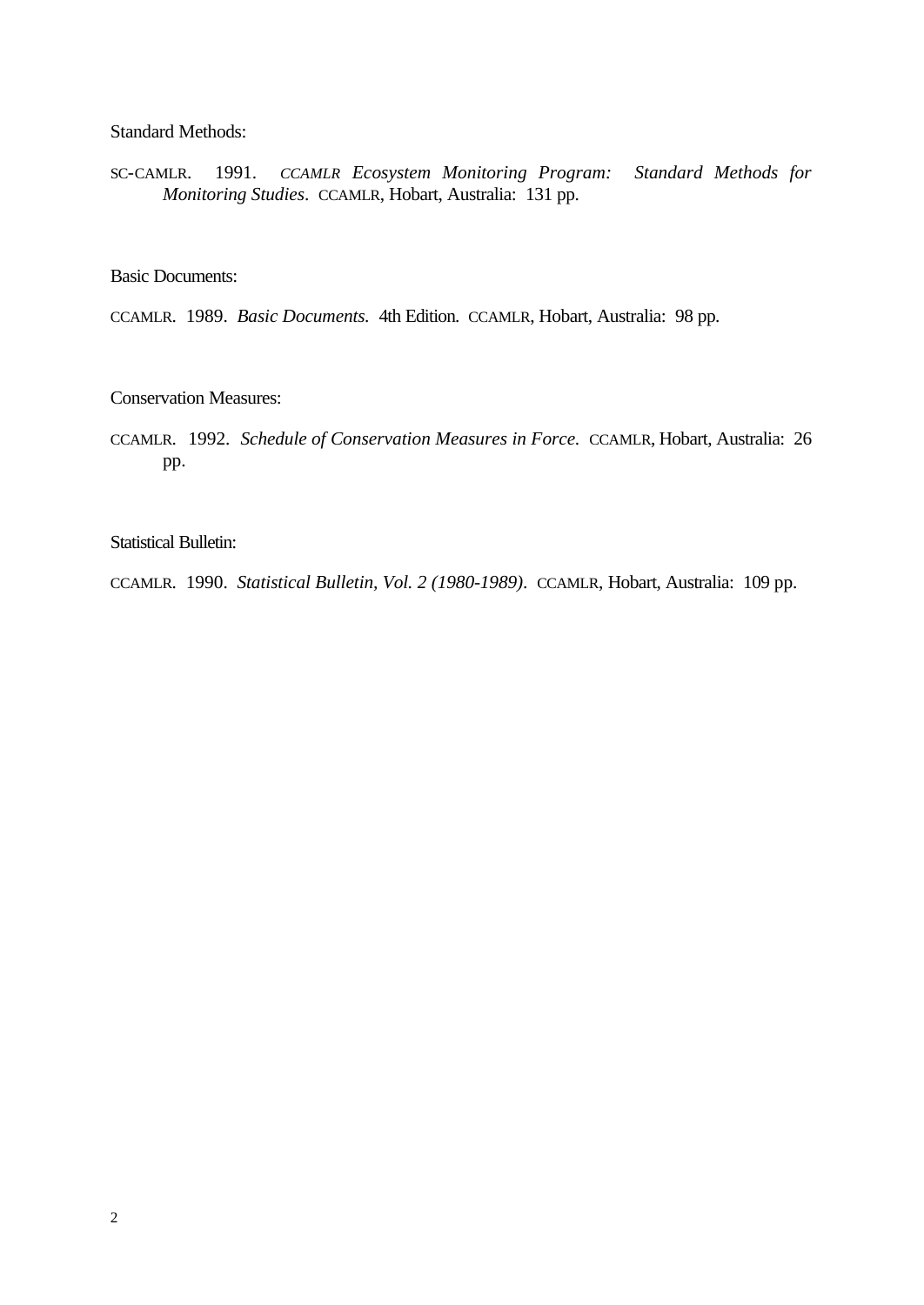Standard Methods:

SC-CAMLR. 1991. *CCAMLR Ecosystem Monitoring Program: Standard Methods for Monitoring Studies*. CCAMLR, Hobart, Australia: 131 pp.

Basic Documents:

CCAMLR. 1989. *Basic Documents.* 4th Edition. CCAMLR, Hobart, Australia: 98 pp.

Conservation Measures:

CCAMLR. 1992. *Schedule of Conservation Measures in Force.* CCAMLR, Hobart, Australia: 26 pp.

Statistical Bulletin:

CCAMLR. 1990. *Statistical Bulletin, Vol. 2 (1980-1989).* CCAMLR, Hobart, Australia: 109 pp.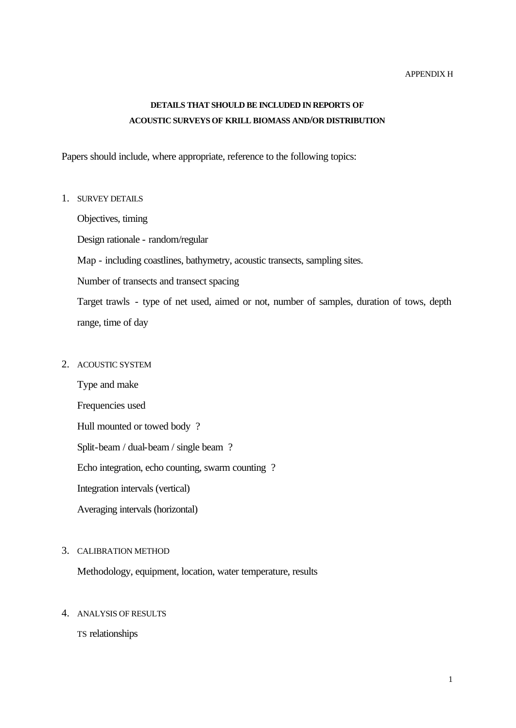APPENDIX H

## DETAILS THAT SHOULD BE INCLUDED IN REPORTS OF ACOUSTIC SURVEYS OF KRILL BIOMASS AND/OR DISTRIBUTION

Papers should include, where appropriate, reference to the following topics:

1. SURVEY DETAILS

   Objectives, timing

   Design rationale - random/regular

   Map - including coastlines, bathymetry, acoustic transects, sampling sites.

   Number of transects and transect spacing

   Target trawls - type of net used, aimed or not, number of samples, duration of tows, depth range, time of day

2. ACOUSTIC SYSTEM

   Type and make

   Frequencies used

   Hull mounted or towed body ?

   Split-beam / dual-beam / single beam ?

   Echo integration, echo counting, swarm counting ?

   Integration intervals (vertical)

   Averaging intervals (horizontal)

3. CALIBRATION METHOD

   Methodology, equipment, location, water temperature, results

4. ANALYSIS OF RESULTS

   TS relationships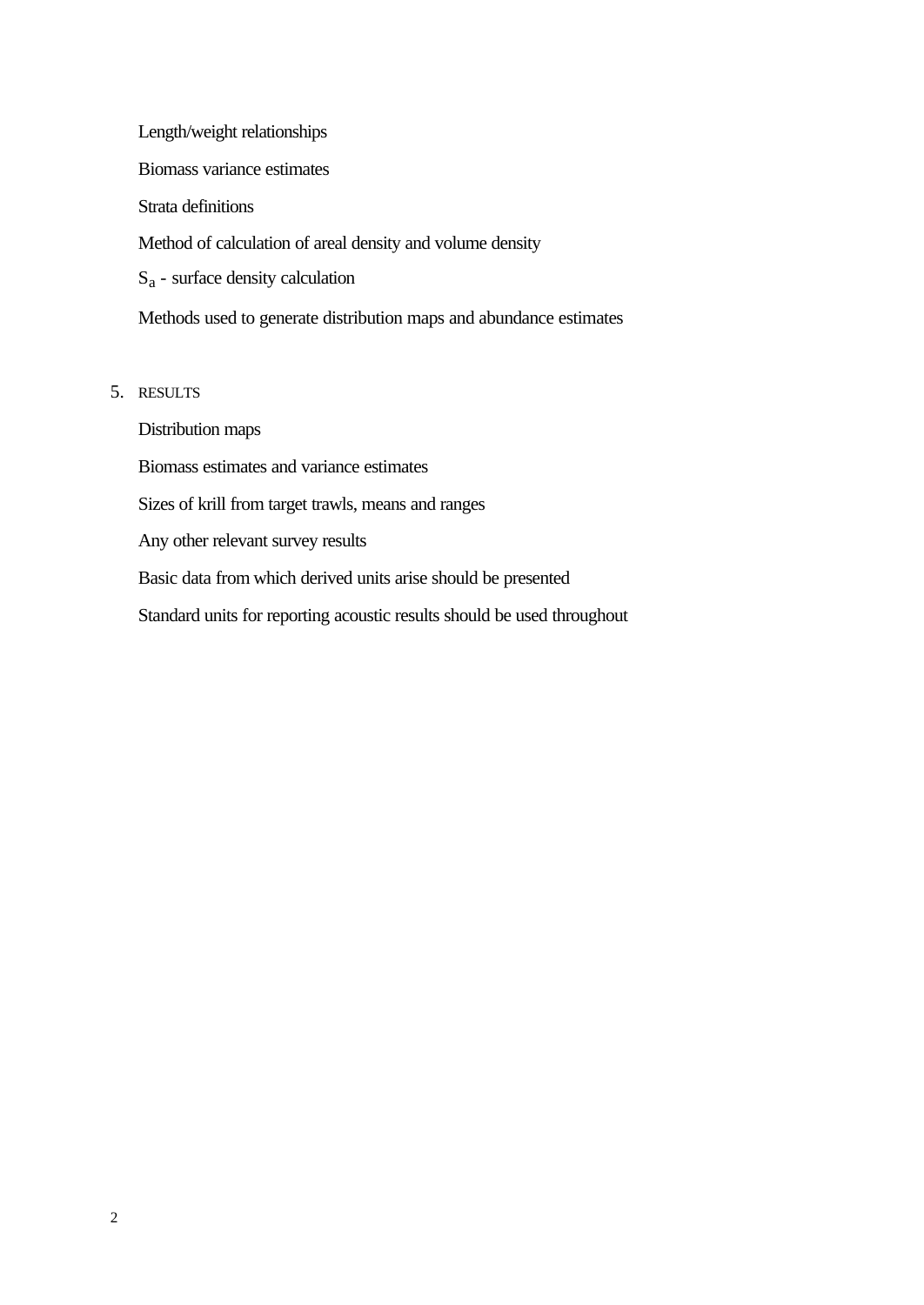Length/weight relationships

Biomass variance estimates

Strata definitions

Method of calculation of areal density and volume density

$S_a$ - surface density calculation

Methods used to generate distribution maps and abundance estimates

5. RESULTS

Distribution maps

Biomass estimates and variance estimates

Sizes of krill from target trawls, means and ranges

Any other relevant survey results

Basic data from which derived units arise should be presented

Standard units for reporting acoustic results should be used throughout